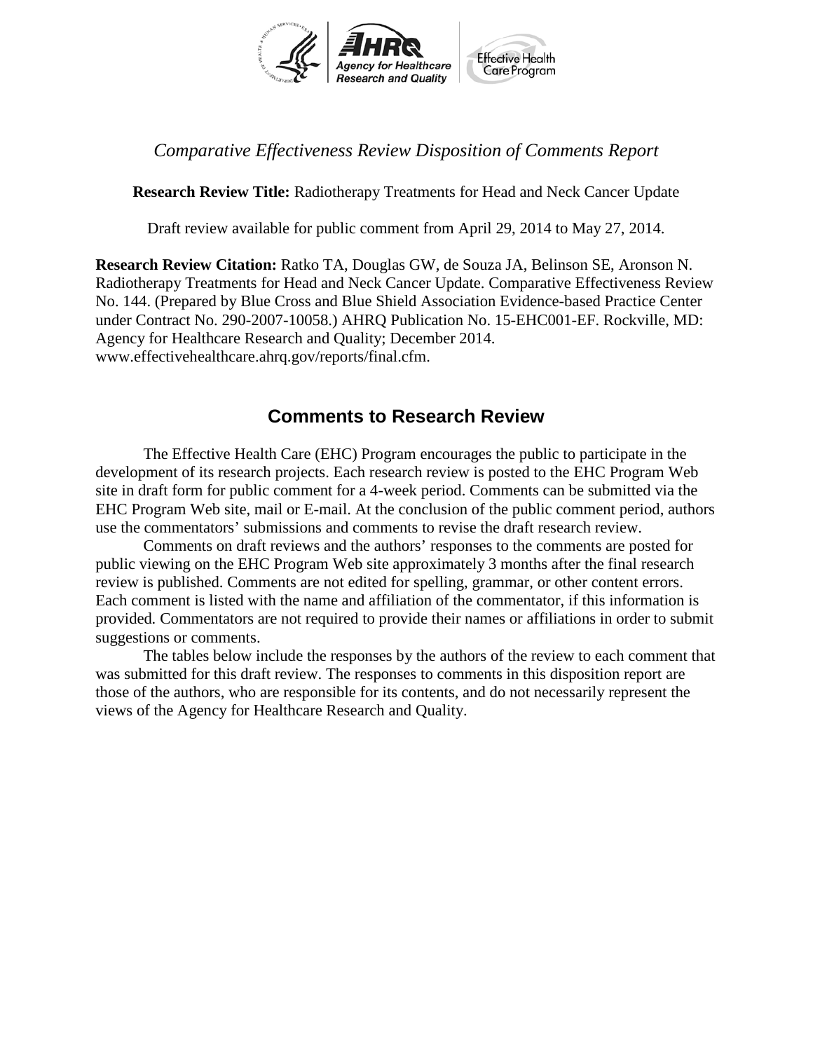*Comparative Effectiveness Review Disposition of Comments Report*

**Research Review Title:** Radiotherapy Treatments for Head and Neck Cancer Update

Draft review available for public comment from April 29, 2014 to May 27, 2014.

**Research Review Citation:** Ratko TA, Douglas GW, de Souza JA, Belinson SE, Aronson N. Radiotherapy Treatments for Head and Neck Cancer Update. Comparative Effectiveness Review No. 144. (Prepared by Blue Cross and Blue Shield Association Evidence-based Practice Center under Contract No. 290-2007-10058.) AHRQ Publication No. 15-EHC001-EF. Rockville, MD: Agency for Healthcare Research and Quality; December 2014. www.effectivehealthcare.ahrq.gov/reports/final.cfm.

## Comments to Research Review

The Effective Health Care (EHC) Program encourages the public to participate in the development of its research projects. Each research review is posted to the EHC Program Web site in draft form for public comment for a 4-week period. Comments can be submitted via the EHC Program Web site, mail or E-mail. At the conclusion of the public comment period, authors use the commentators' submissions and comments to revise the draft research review.

Comments on draft reviews and the authors' responses to the comments are posted for public viewing on the EHC Program Web site approximately 3 months after the final research review is published. Comments are not edited for spelling, grammar, or other content errors. Each comment is listed with the name and affiliation of the commentator, if this information is provided. Commentators are not required to provide their names or affiliations in order to submit suggestions or comments.

The tables below include the responses by the authors of the review to each comment that was submitted for this draft review. The responses to comments in this disposition report are those of the authors, who are responsible for its contents, and do not necessarily represent the views of the Agency for Healthcare Research and Quality.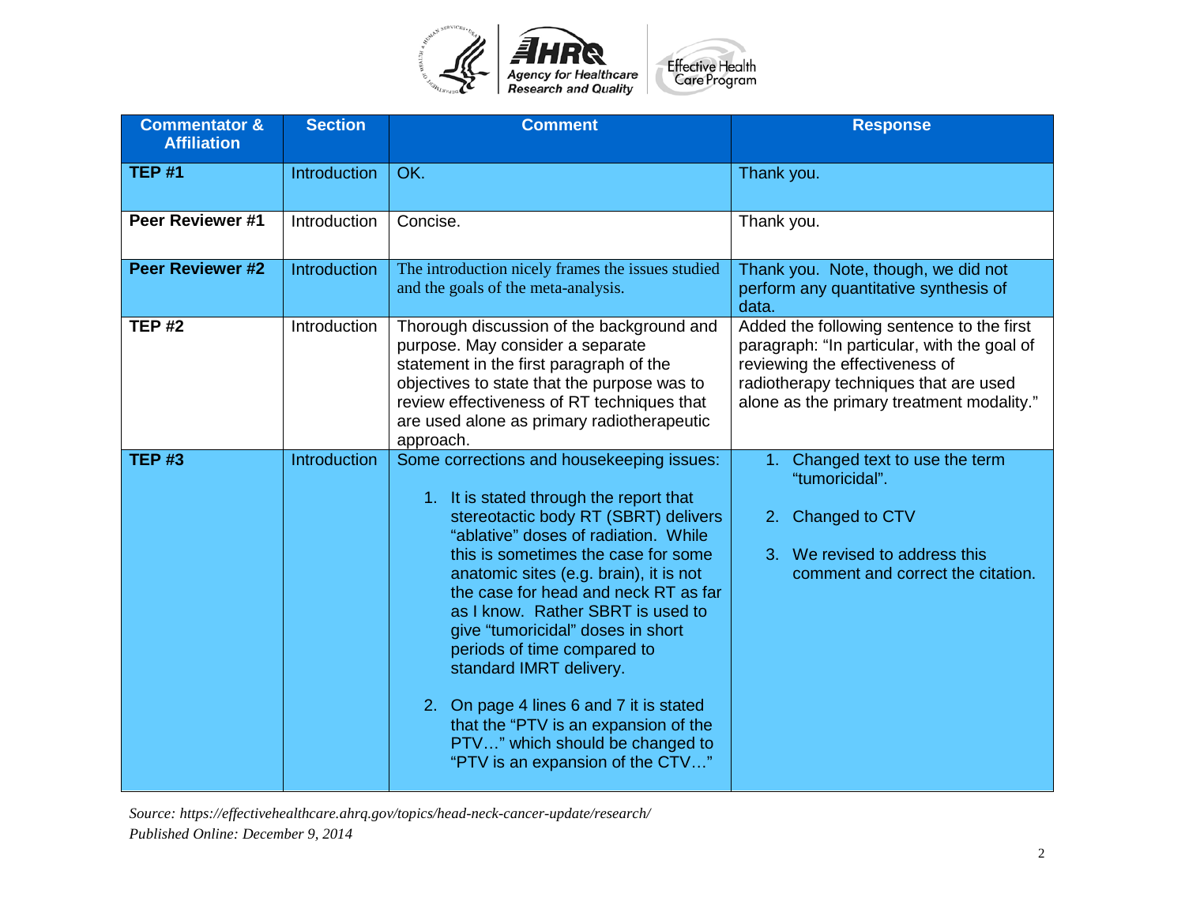| Commentator & Affiliation | Section | Comment | Response |
|---|---|---|---|
| **TEP #1** | Introduction | OK. | Thank you. |
| **Peer Reviewer #1** | Introduction | Concise. | Thank you. |
| **Peer Reviewer #2** | Introduction | The introduction nicely frames the issues studied and the goals of the meta-analysis. | Thank you. Note, though, we did not perform any quantitative synthesis of data. |
| **TEP #2** | Introduction | Thorough discussion of the background and purpose. May consider a separate statement in the first paragraph of the objectives to state that the purpose was to review effectiveness of RT techniques that are used alone as primary radiotherapeutic approach. | Added the following sentence to the first paragraph: "In particular, with the goal of reviewing the effectiveness of radiotherapy techniques that are used alone as the primary treatment modality." |
| **TEP #3** | Introduction | Some corrections and housekeeping issues:<br><br>1. It is stated through the report that stereotactic body RT (SBRT) delivers "ablative" doses of radiation. While this is sometimes the case for some anatomic sites (e.g. brain), it is not the case for head and neck RT as far as I know. Rather SBRT is used to give "tumoricidal" doses in short periods of time compared to standard IMRT delivery.<br><br>2. On page 4 lines 6 and 7 it is stated that the "PTV is an expansion of the PTV…" which should be changed to "PTV is an expansion of the CTV…" | 1. Changed text to use the term "tumoricidal".<br><br>2. Changed to CTV<br><br>3. We revised to address this comment and correct the citation. |

*Source: https://effectivehealthcare.ahrq.gov/topics/head-neck-cancer-update/research/*
*Published Online: December 9, 2014*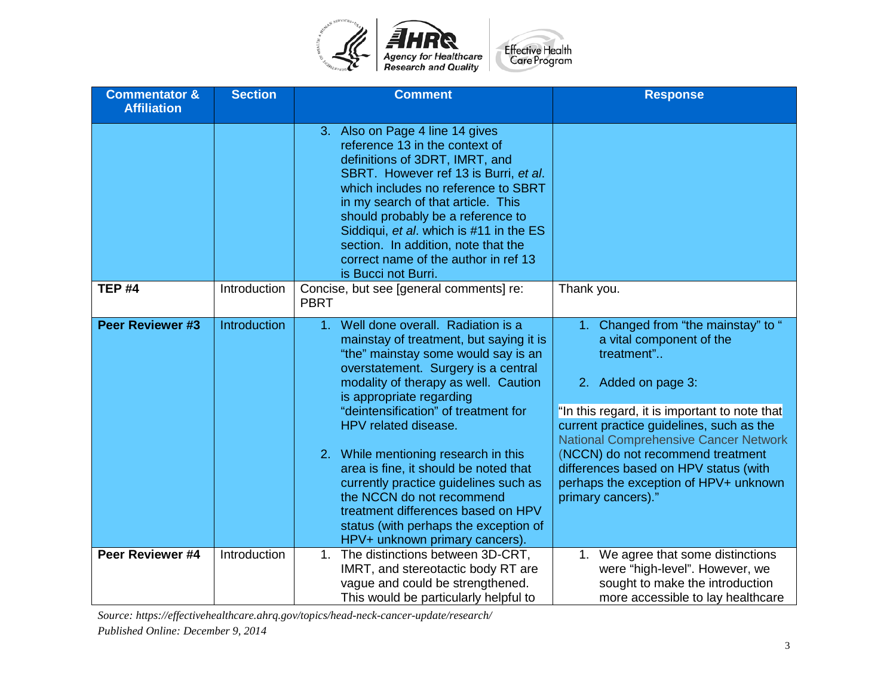| Commentator & Affiliation | Section | Comment | Response |
|---|---|---|---|
| | | 3. Also on Page 4 line 14 gives reference 13 in the context of definitions of 3DRT, IMRT, and SBRT. However ref 13 is Burri, *et al*. which includes no reference to SBRT in my search of that article. This should probably be a reference to Siddiqui, *et al*. which is #11 in the ES section. In addition, note that the correct name of the author in ref 13 is Bucci not Burri. | |
| **TEP #4** | Introduction | Concise, but see [general comments] re: PBRT | Thank you. |
| **Peer Reviewer #3** | Introduction | 1. Well done overall. Radiation is a mainstay of treatment, but saying it is "the" mainstay some would say is an overstatement. Surgery is a central modality of therapy as well. Caution is appropriate regarding "deintensification" of treatment for HPV related disease.<br><br>2. While mentioning research in this area is fine, it should be noted that currently practice guidelines such as the NCCN do not recommend treatment differences based on HPV status (with perhaps the exception of HPV+ unknown primary cancers). | 1. Changed from "the mainstay" to " a vital component of the treatment"..<br><br>2. Added on page 3:<br><br>"In this regard, it is important to note that current practice guidelines, such as the National Comprehensive Cancer Network (NCCN) do not recommend treatment differences based on HPV status (with perhaps the exception of HPV+ unknown primary cancers)." |
| **Peer Reviewer #4** | Introduction | 1. The distinctions between 3D-CRT, IMRT, and stereotactic body RT are vague and could be strengthened. This would be particularly helpful to | 1. We agree that some distinctions were "high-level". However, we sought to make the introduction more accessible to lay healthcare |

*Source: https://effectivehealthcare.ahrq.gov/topics/head-neck-cancer-update/research/*
*Published Online: December 9, 2014*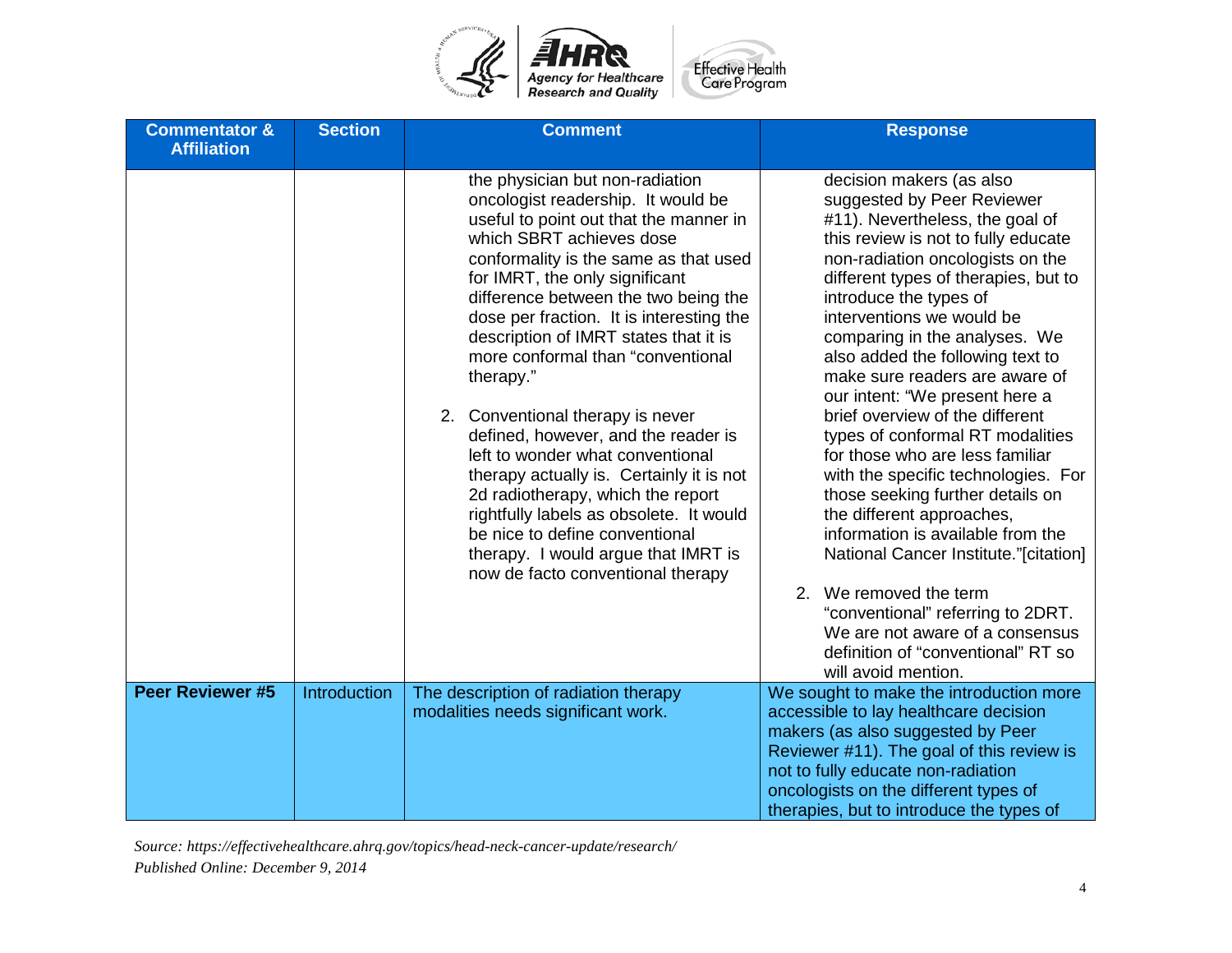| Commentator & Affiliation | Section | Comment | Response |
|---|---|---|---|
| | | the physician but non-radiation oncologist readership. It would be useful to point out that the manner in which SBRT achieves dose conformality is the same as that used for IMRT, the only significant difference between the two being the dose per fraction. It is interesting the description of IMRT states that it is more conformal than "conventional therapy."<br><br>2. Conventional therapy is never defined, however, and the reader is left to wonder what conventional therapy actually is. Certainly it is not 2d radiotherapy, which the report rightfully labels as obsolete. It would be nice to define conventional therapy. I would argue that IMRT is now de facto conventional therapy | decision makers (as also suggested by Peer Reviewer #11). Nevertheless, the goal of this review is not to fully educate non-radiation oncologists on the different types of therapies, but to introduce the types of interventions we would be comparing in the analyses. We also added the following text to make sure readers are aware of our intent: "We present here a brief overview of the different types of conformal RT modalities for those who are less familiar with the specific technologies. For those seeking further details on the different approaches, information is available from the National Cancer Institute."[citation]<br><br>2. We removed the term "conventional" referring to 2DRT. We are not aware of a consensus definition of "conventional" RT so will avoid mention. |
| **Peer Reviewer #5** | Introduction | The description of radiation therapy modalities needs significant work. | We sought to make the introduction more accessible to lay healthcare decision makers (as also suggested by Peer Reviewer #11). The goal of this review is not to fully educate non-radiation oncologists on the different types of therapies, but to introduce the types of |

*Source: https://effectivehealthcare.ahrq.gov/topics/head-neck-cancer-update/research/*
*Published Online: December 9, 2014*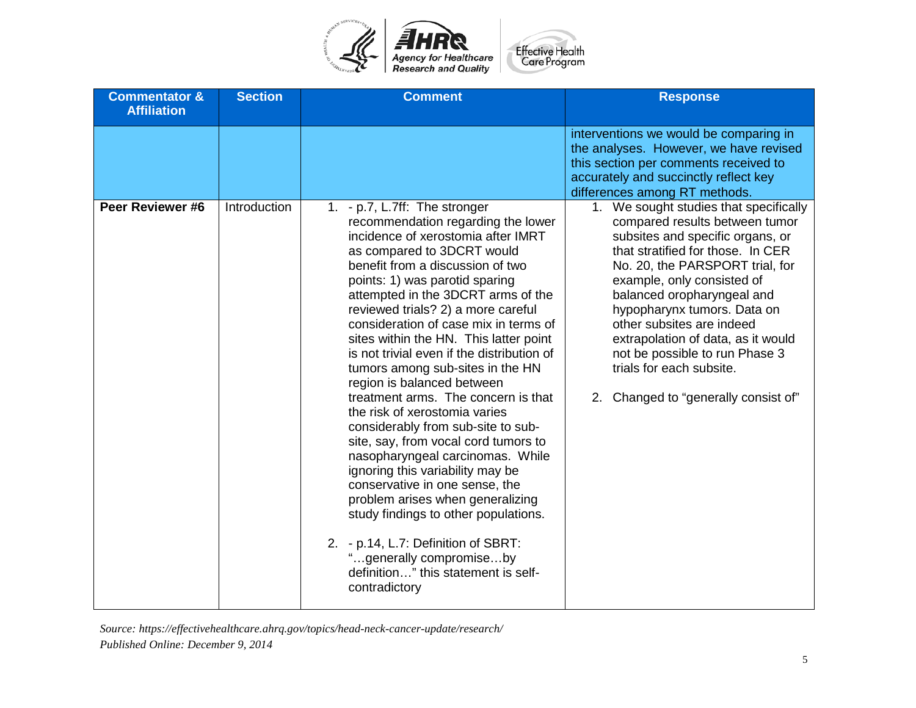| Commentator & Affiliation | Section | Comment | Response |
|---|---|---|---|
| | | | interventions we would be comparing in the analyses. However, we have revised this section per comments received to accurately and succinctly reflect key differences among RT methods. |
| **Peer Reviewer #6** | Introduction | 1. - p.7, L.7ff: The stronger recommendation regarding the lower incidence of xerostomia after IMRT as compared to 3DCRT would benefit from a discussion of two points: 1) was parotid sparing attempted in the 3DCRT arms of the reviewed trials? 2) a more careful consideration of case mix in terms of sites within the HN. This latter point is not trivial even if the distribution of tumors among sub-sites in the HN region is balanced between treatment arms. The concern is that the risk of xerostomia varies considerably from sub-site to sub-site, say, from vocal cord tumors to nasopharyngeal carcinomas. While ignoring this variability may be conservative in one sense, the problem arises when generalizing study findings to other populations.<br><br>2. - p.14, L.7: Definition of SBRT: "…generally compromise…by definition…" this statement is self-contradictory | 1. We sought studies that specifically compared results between tumor subsites and specific organs, or that stratified for those. In CER No. 20, the PARSPORT trial, for example, only consisted of balanced oropharyngeal and hypopharynx tumors. Data on other subsites are indeed extrapolation of data, as it would not be possible to run Phase 3 trials for each subsite.<br><br>2. Changed to "generally consist of" |

*Source: https://effectivehealthcare.ahrq.gov/topics/head-neck-cancer-update/research/*
*Published Online: December 9, 2014*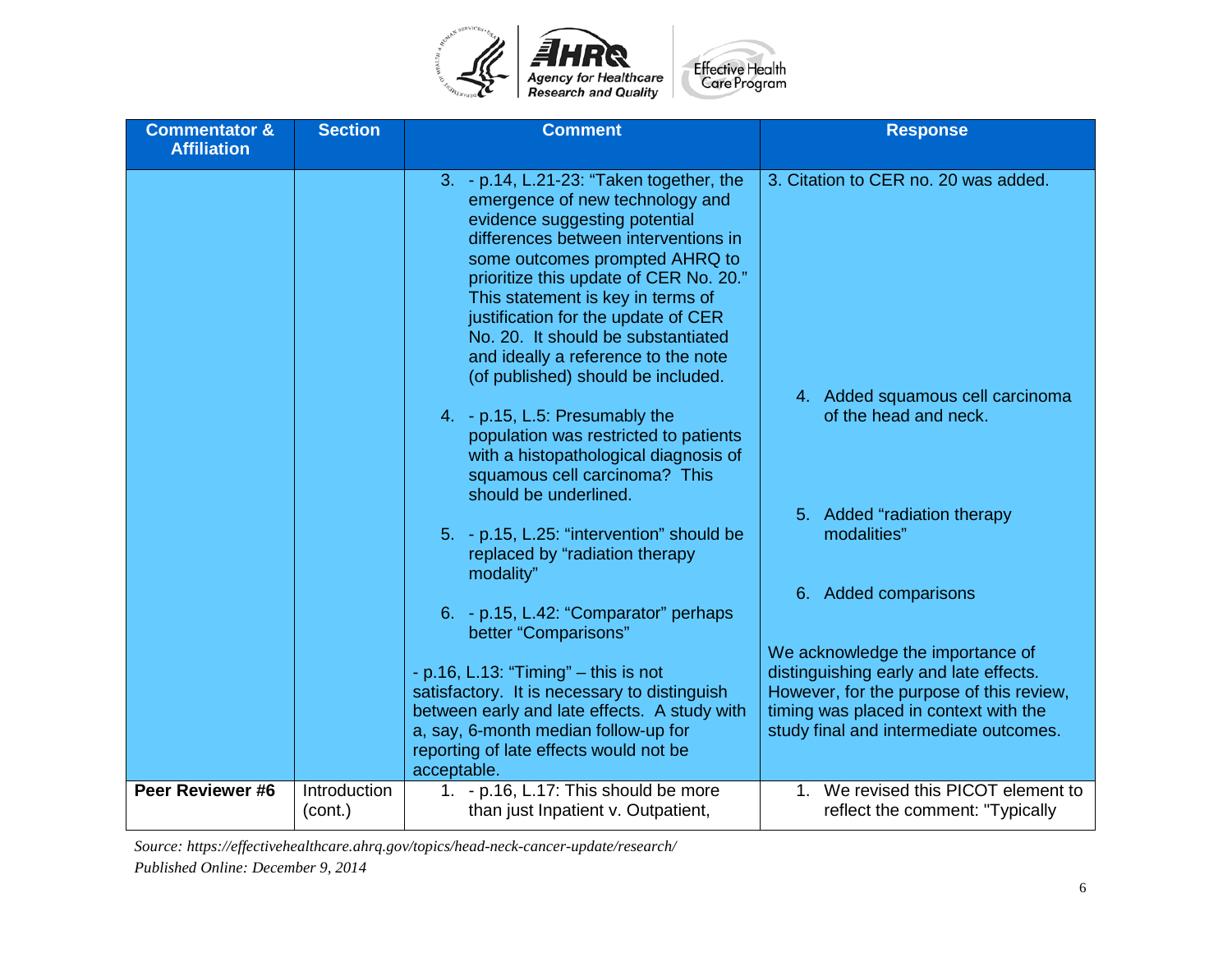| Commentator & Affiliation | Section | Comment | Response |
|---|---|---|---|
| | | 3. - p.14, L.21-23: "Taken together, the emergence of new technology and evidence suggesting potential differences between interventions in some outcomes prompted AHRQ to prioritize this update of CER No. 20." This statement is key in terms of justification for the update of CER No. 20. It should be substantiated and ideally a reference to the note (of published) should be included.<br><br>4. - p.15, L.5: Presumably the population was restricted to patients with a histopathological diagnosis of squamous cell carcinoma? This should be underlined.<br><br>5. - p.15, L.25: "intervention" should be replaced by "radiation therapy modality"<br><br>6. - p.15, L.42: "Comparator" perhaps better "Comparisons"<br><br>- p.16, L.13: "Timing" – this is not satisfactory. It is necessary to distinguish between early and late effects. A study with a, say, 6-month median follow-up for reporting of late effects would not be acceptable. | 3. Citation to CER no. 20 was added.<br><br>4. Added squamous cell carcinoma of the head and neck.<br><br>5. Added "radiation therapy modalities"<br><br>6. Added comparisons<br><br>We acknowledge the importance of distinguishing early and late effects. However, for the purpose of this review, timing was placed in context with the study final and intermediate outcomes. |
| **Peer Reviewer #6** | Introduction (cont.) | 1. - p.16, L.17: This should be more than just Inpatient v. Outpatient, | 1. We revised this PICOT element to reflect the comment: "Typically |

*Source: https://effectivehealthcare.ahrq.gov/topics/head-neck-cancer-update/research/*
*Published Online: December 9, 2014*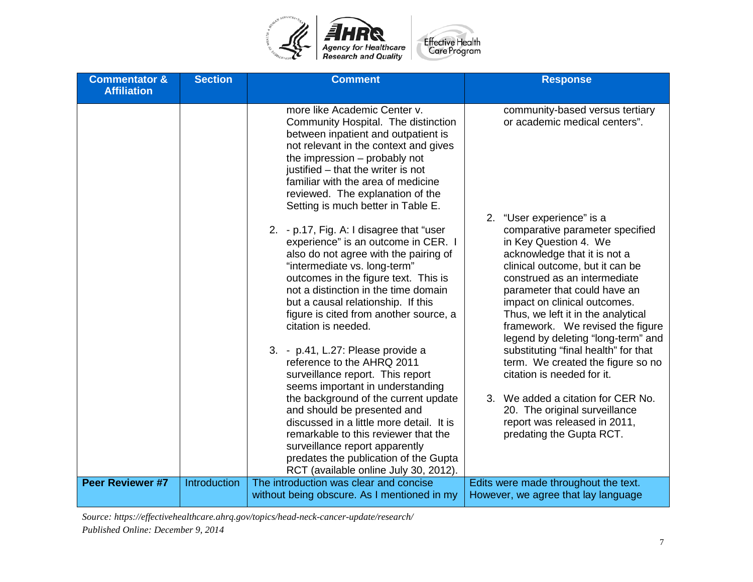| Commentator & Affiliation | Section | Comment | Response |
| --- | --- | --- | --- |
| | | more like Academic Center v. Community Hospital. The distinction between inpatient and outpatient is not relevant in the context and gives the impression – probably not justified – that the writer is not familiar with the area of medicine reviewed. The explanation of the Setting is much better in Table E.<br><br>2. - p.17, Fig. A: I disagree that "user experience" is an outcome in CER. I also do not agree with the pairing of "intermediate vs. long-term" outcomes in the figure text. This is not a distinction in the time domain but a causal relationship. If this figure is cited from another source, a citation is needed.<br><br>3. - p.41, L.27: Please provide a reference to the AHRQ 2011 surveillance report. This report seems important in understanding the background of the current update and should be presented and discussed in a little more detail. It is remarkable to this reviewer that the surveillance report apparently predates the publication of the Gupta RCT (available online July 30, 2012). | community-based versus tertiary or academic medical centers".<br><br>2. "User experience" is a comparative parameter specified in Key Question 4. We acknowledge that it is not a clinical outcome, but it can be construed as an intermediate parameter that could have an impact on clinical outcomes. Thus, we left it in the analytical framework. We revised the figure legend by deleting "long-term" and substituting "final health" for that term. We created the figure so no citation is needed for it.<br><br>3. We added a citation for CER No. 20. The original surveillance report was released in 2011, predating the Gupta RCT. |
| **Peer Reviewer #7** | Introduction | The introduction was clear and concise without being obscure. As I mentioned in my | Edits were made throughout the text. However, we agree that lay language |

*Source: https://effectivehealthcare.ahrq.gov/topics/head-neck-cancer-update/research/*
*Published Online: December 9, 2014*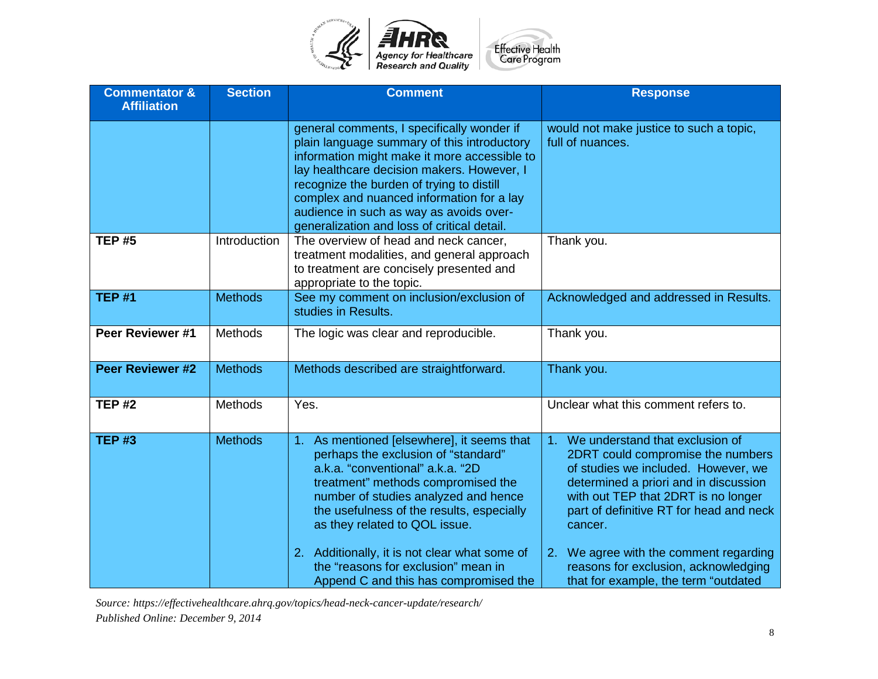| Commentator & Affiliation | Section | Comment | Response |
|---|---|---|---|
| | | general comments, I specifically wonder if plain language summary of this introductory information might make it more accessible to lay healthcare decision makers. However, I recognize the burden of trying to distill complex and nuanced information for a lay audience in such as way as avoids over-generalization and loss of critical detail. | would not make justice to such a topic, full of nuances. |
| **TEP #5** | Introduction | The overview of head and neck cancer, treatment modalities, and general approach to treatment are concisely presented and appropriate to the topic. | Thank you. |
| **TEP #1** | Methods | See my comment on inclusion/exclusion of studies in Results. | Acknowledged and addressed in Results. |
| **Peer Reviewer #1** | Methods | The logic was clear and reproducible. | Thank you. |
| **Peer Reviewer #2** | Methods | Methods described are straightforward. | Thank you. |
| **TEP #2** | Methods | Yes. | Unclear what this comment refers to. |
| **TEP #3** | Methods | 1. As mentioned [elsewhere], it seems that perhaps the exclusion of "standard" a.k.a. "conventional" a.k.a. "2D treatment" methods compromised the number of studies analyzed and hence the usefulness of the results, especially as they related to QOL issue.<br><br>2. Additionally, it is not clear what some of the "reasons for exclusion" mean in Append C and this has compromised the | 1. We understand that exclusion of 2DRT could compromise the numbers of studies we included. However, we determined a priori and in discussion with out TEP that 2DRT is no longer part of definitive RT for head and neck cancer.<br><br>2. We agree with the comment regarding reasons for exclusion, acknowledging that for example, the term "outdated |

*Source: https://effectivehealthcare.ahrq.gov/topics/head-neck-cancer-update/research/*
*Published Online: December 9, 2014*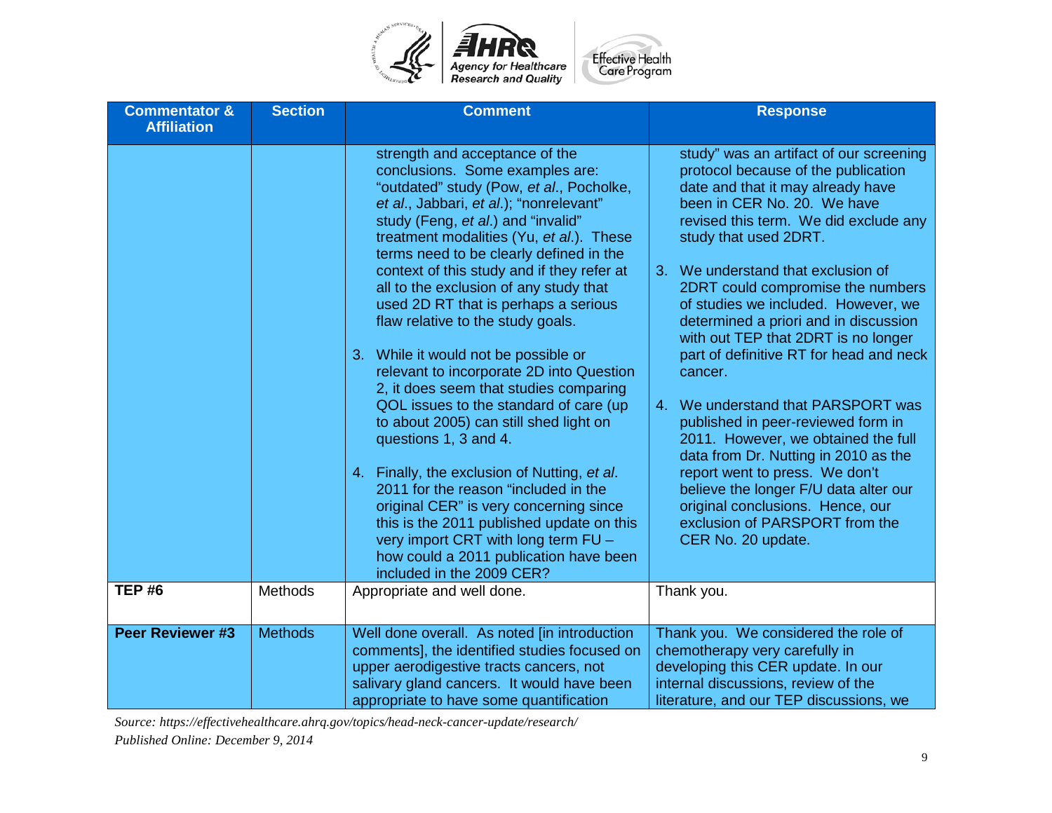| Commentator & Affiliation | Section | Comment | Response |
|---|---|---|---|
| | | strength and acceptance of the conclusions. Some examples are: "outdated" study (Pow, *et al*., Pocholke, *et al*., Jabbari, *et al*.); "nonrelevant" study (Feng, *et al*.) and "invalid" treatment modalities (Yu, *et al*.). These terms need to be clearly defined in the context of this study and if they refer at all to the exclusion of any study that used 2D RT that is perhaps a serious flaw relative to the study goals.<br><br>3. While it would not be possible or relevant to incorporate 2D into Question 2, it does seem that studies comparing QOL issues to the standard of care (up to about 2005) can still shed light on questions 1, 3 and 4.<br><br>4. Finally, the exclusion of Nutting, *et al*. 2011 for the reason "included in the original CER" is very concerning since this is the 2011 published update on this very import CRT with long term FU – how could a 2011 publication have been included in the 2009 CER? | study" was an artifact of our screening protocol because of the publication date and that it may already have been in CER No. 20. We have revised this term. We did exclude any study that used 2DRT.<br><br>3. We understand that exclusion of 2DRT could compromise the numbers of studies we included. However, we determined a priori and in discussion with out TEP that 2DRT is no longer part of definitive RT for head and neck cancer.<br><br>4. We understand that PARSPORT was published in peer-reviewed form in 2011. However, we obtained the full data from Dr. Nutting in 2010 as the report went to press. We don't believe the longer F/U data alter our original conclusions. Hence, our exclusion of PARSPORT from the CER No. 20 update. |
| **TEP #6** | Methods | Appropriate and well done. | Thank you. |
| **Peer Reviewer #3** | Methods | Well done overall. As noted [in introduction comments], the identified studies focused on upper aerodigestive tracts cancers, not salivary gland cancers. It would have been appropriate to have some quantification | Thank you. We considered the role of chemotherapy very carefully in developing this CER update. In our internal discussions, review of the literature, and our TEP discussions, we |

*Source: https://effectivehealthcare.ahrq.gov/topics/head-neck-cancer-update/research/*
*Published Online: December 9, 2014*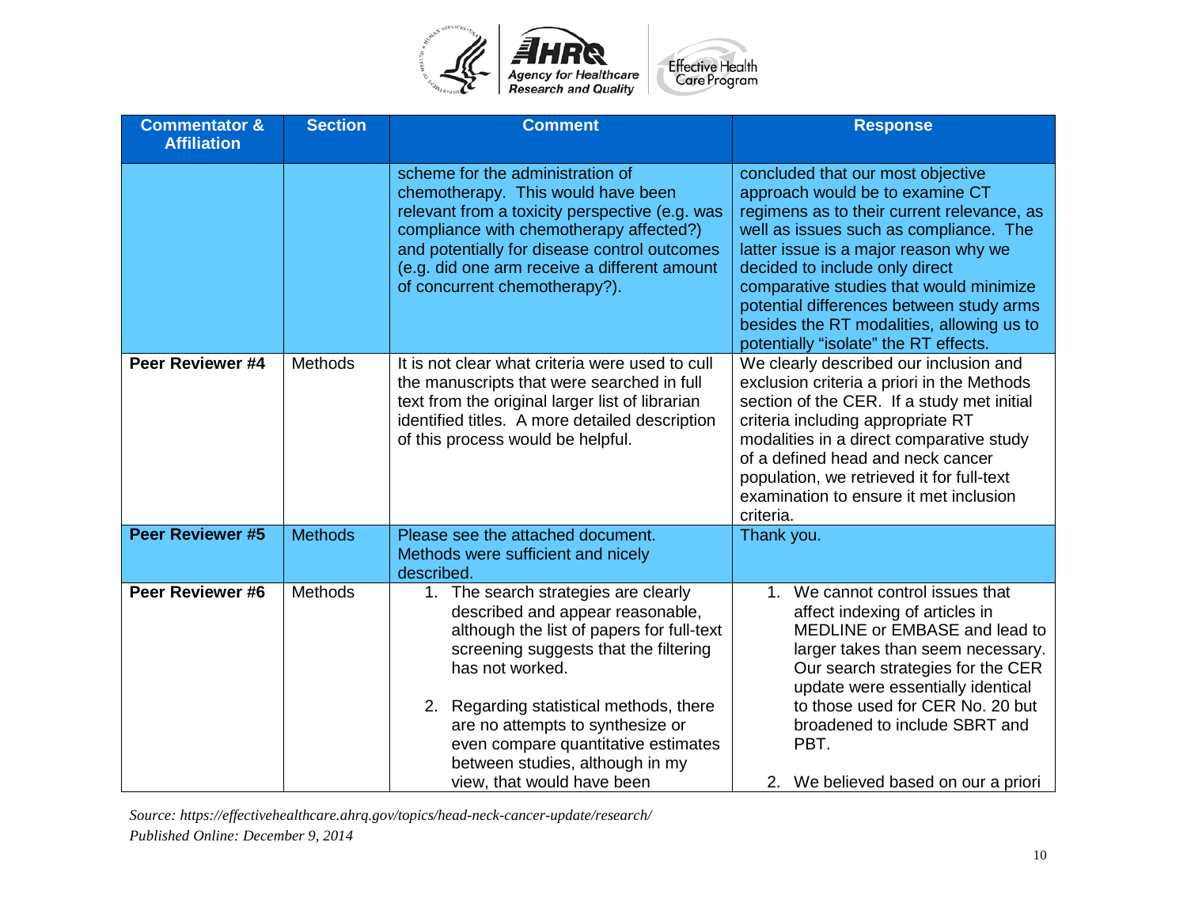| Commentator & Affiliation | Section | Comment | Response |
|---|---|---|---|
| | | scheme for the administration of chemotherapy. This would have been relevant from a toxicity perspective (e.g. was compliance with chemotherapy affected?) and potentially for disease control outcomes (e.g. did one arm receive a different amount of concurrent chemotherapy?). | concluded that our most objective approach would be to examine CT regimens as to their current relevance, as well as issues such as compliance. The latter issue is a major reason why we decided to include only direct comparative studies that would minimize potential differences between study arms besides the RT modalities, allowing us to potentially "isolate" the RT effects. |
| **Peer Reviewer #4** | Methods | It is not clear what criteria were used to cull the manuscripts that were searched in full text from the original larger list of librarian identified titles. A more detailed description of this process would be helpful. | We clearly described our inclusion and exclusion criteria a priori in the Methods section of the CER. If a study met initial criteria including appropriate RT modalities in a direct comparative study of a defined head and neck cancer population, we retrieved it for full-text examination to ensure it met inclusion criteria. |
| **Peer Reviewer #5** | Methods | Please see the attached document. Methods were sufficient and nicely described. | Thank you. |
| **Peer Reviewer #6** | Methods | 1. The search strategies are clearly described and appear reasonable, although the list of papers for full-text screening suggests that the filtering has not worked.<br><br>2. Regarding statistical methods, there are no attempts to synthesize or even compare quantitative estimates between studies, although in my view, that would have been | 1. We cannot control issues that affect indexing of articles in MEDLINE or EMBASE and lead to larger takes than seem necessary. Our search strategies for the CER update were essentially identical to those used for CER No. 20 but broadened to include SBRT and PBT.<br><br>2. We believed based on our a priori |

*Source: https://effectivehealthcare.ahrq.gov/topics/head-neck-cancer-update/research/*
*Published Online: December 9, 2014*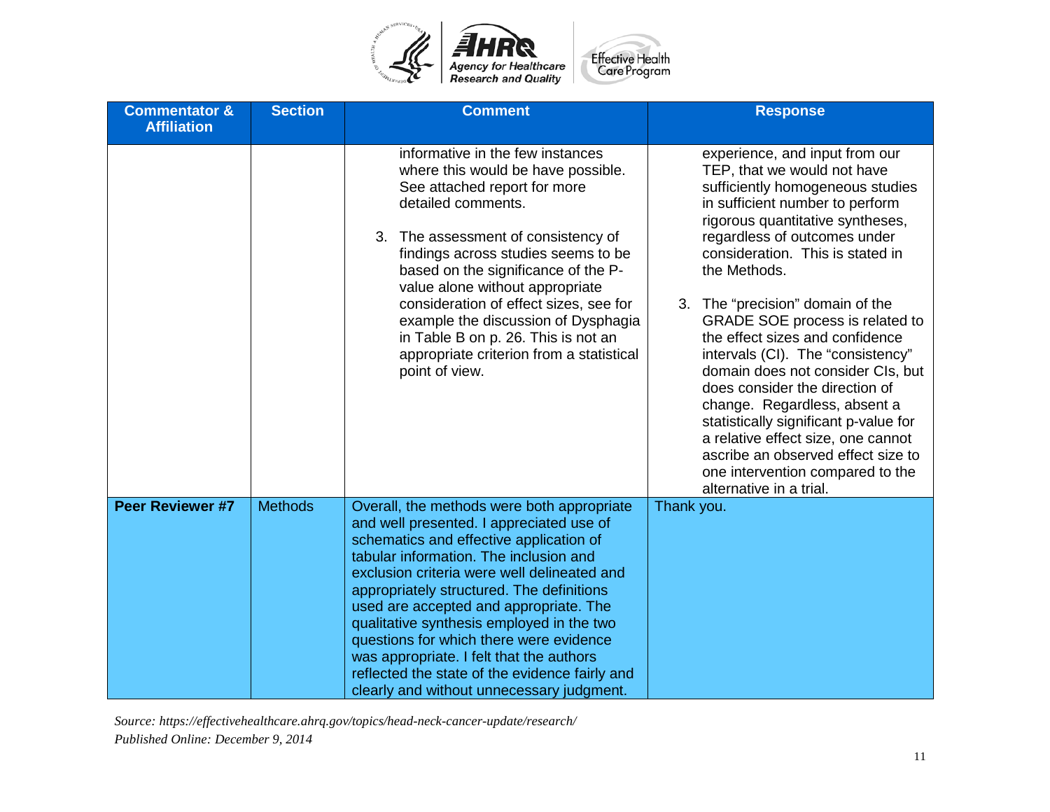| Commentator & Affiliation | Section | Comment | Response |
|---|---|---|---|
| | | informative in the few instances where this would be have possible. See attached report for more detailed comments.<br><br>3. The assessment of consistency of findings across studies seems to be based on the significance of the P-value alone without appropriate consideration of effect sizes, see for example the discussion of Dysphagia in Table B on p. 26. This is not an appropriate criterion from a statistical point of view. | experience, and input from our TEP, that we would not have sufficiently homogeneous studies in sufficient number to perform rigorous quantitative syntheses, regardless of outcomes under consideration. This is stated in the Methods.<br><br>3. The "precision" domain of the GRADE SOE process is related to the effect sizes and confidence intervals (CI). The "consistency" domain does not consider CIs, but does consider the direction of change. Regardless, absent a statistically significant p-value for a relative effect size, one cannot ascribe an observed effect size to one intervention compared to the alternative in a trial. |
| **Peer Reviewer #7** | Methods | Overall, the methods were both appropriate and well presented. I appreciated use of schematics and effective application of tabular information. The inclusion and exclusion criteria were well delineated and appropriately structured. The definitions used are accepted and appropriate. The qualitative synthesis employed in the two questions for which there were evidence was appropriate. I felt that the authors reflected the state of the evidence fairly and clearly and without unnecessary judgment. | Thank you. |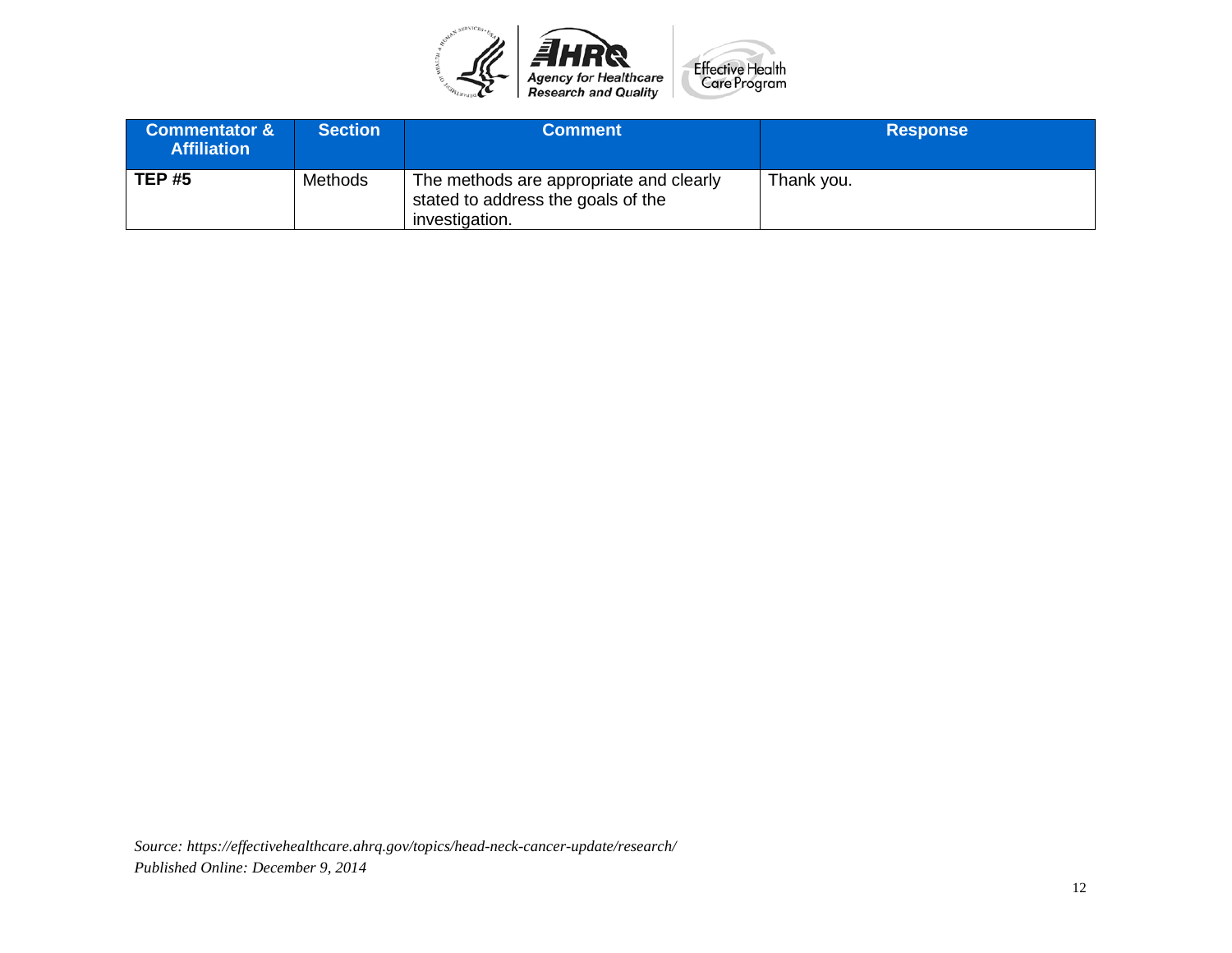| Commentator & Affiliation | Section | Comment | Response |
|---|---|---|---|
| **TEP #5** | Methods | The methods are appropriate and clearly stated to address the goals of the investigation. | Thank you. |

*Source: https://effectivehealthcare.ahrq.gov/topics/head-neck-cancer-update/research/*
*Published Online: December 9, 2014*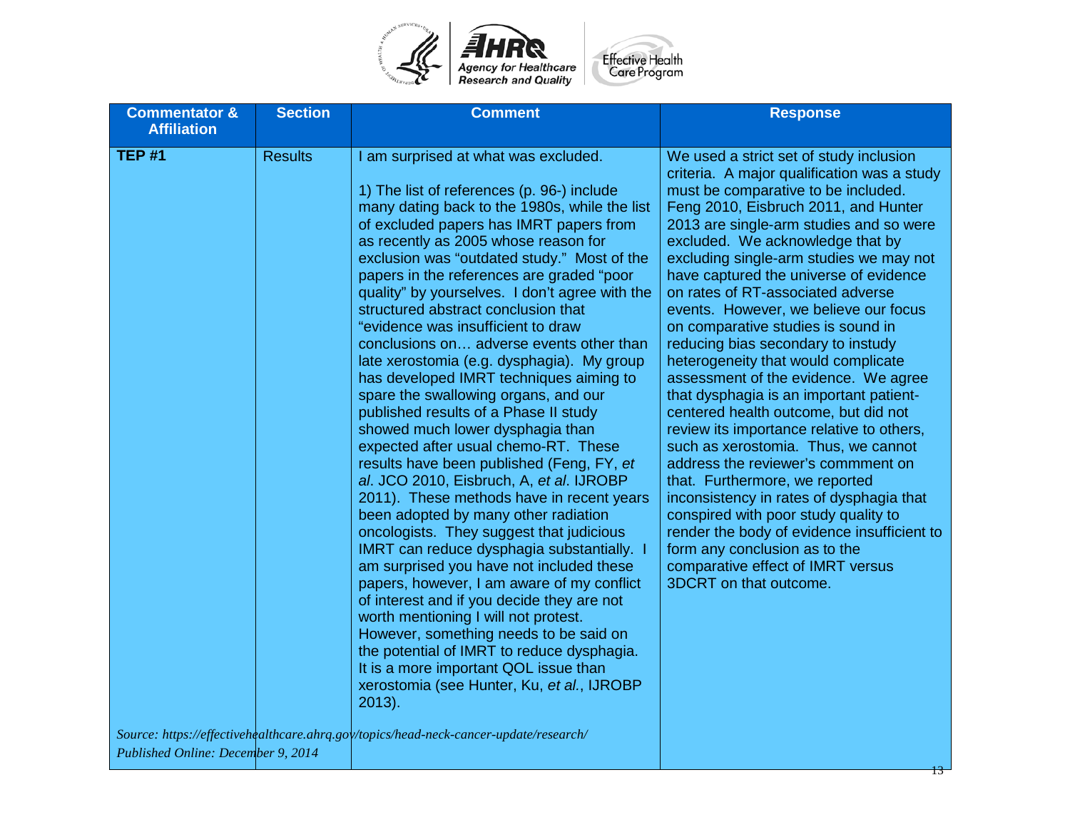| Commentator & Affiliation | Section | Comment | Response |
|---|---|---|---|
| **TEP #1** | Results | I am surprised at what was excluded.<br><br>1) The list of references (p. 96-) include many dating back to the 1980s, while the list of excluded papers has IMRT papers from as recently as 2005 whose reason for exclusion was "outdated study." Most of the papers in the references are graded "poor quality" by yourselves. I don't agree with the structured abstract conclusion that "evidence was insufficient to draw conclusions on… adverse events other than late xerostomia (e.g. dysphagia). My group has developed IMRT techniques aiming to spare the swallowing organs, and our published results of a Phase II study showed much lower dysphagia than expected after usual chemo-RT. These results have been published (Feng, FY, *et al*. JCO 2010, Eisbruch, A, *et al*. IJROBP 2011). These methods have in recent years been adopted by many other radiation oncologists. They suggest that judicious IMRT can reduce dysphagia substantially. I am surprised you have not included these papers, however, I am aware of my conflict of interest and if you decide they are not worth mentioning I will not protest. However, something needs to be said on the potential of IMRT to reduce dysphagia. It is a more important QOL issue than xerostomia (see Hunter, Ku, *et al.*, IJROBP 2013). | We used a strict set of study inclusion criteria. A major qualification was a study must be comparative to be included. Feng 2010, Eisbruch 2011, and Hunter 2013 are single-arm studies and so were excluded. We acknowledge that by excluding single-arm studies we may not have captured the universe of evidence on rates of RT-associated adverse events. However, we believe our focus on comparative studies is sound in reducing bias secondary to instudy heterogeneity that would complicate assessment of the evidence. We agree that dysphagia is an important patient-centered health outcome, but did not review its importance relative to others, such as xerostomia. Thus, we cannot address the reviewer's commment on that. Furthermore, we reported inconsistency in rates of dysphagia that conspired with poor study quality to render the body of evidence insufficient to form any conclusion as to the comparative effect of IMRT versus 3DCRT on that outcome. |

*Source: https://effectivehealthcare.ahrq.gov/topics/head-neck-cancer-update/research/*
*Published Online: December 9, 2014*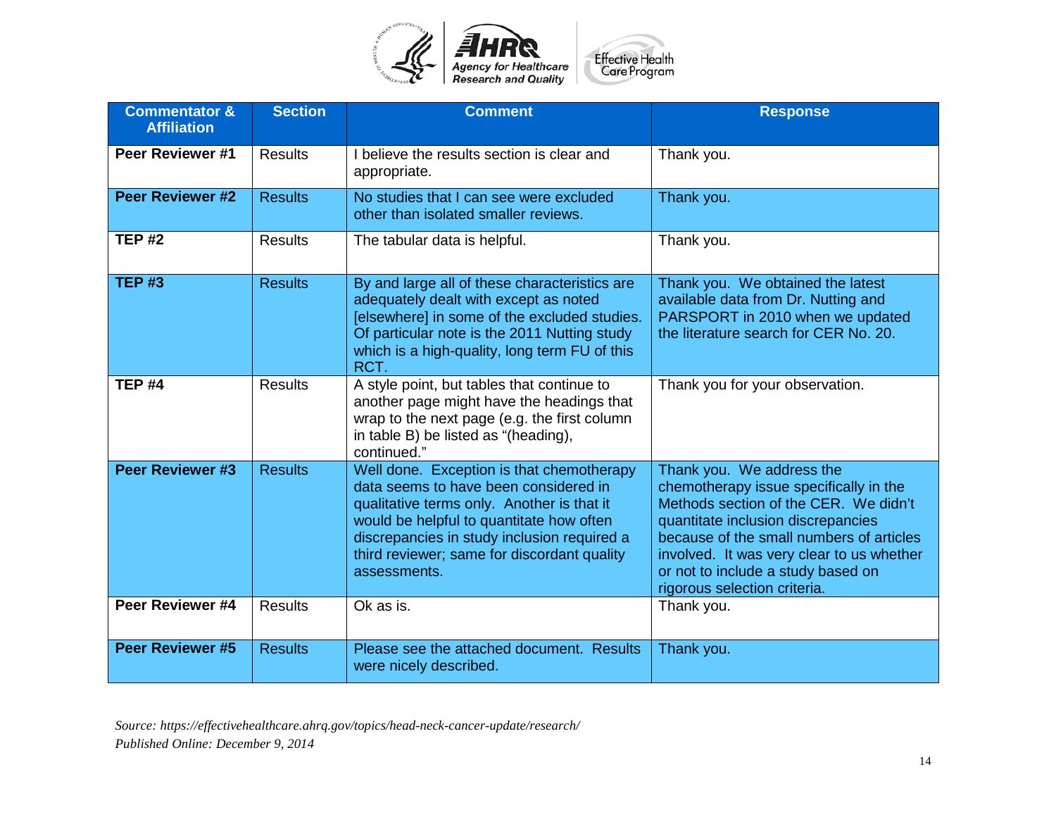| Commentator & Affiliation | Section | Comment | Response |
|---|---|---|---|
| **Peer Reviewer #1** | Results | I believe the results section is clear and appropriate. | Thank you. |
| **Peer Reviewer #2** | Results | No studies that I can see were excluded other than isolated smaller reviews. | Thank you. |
| **TEP #2** | Results | The tabular data is helpful. | Thank you. |
| **TEP #3** | Results | By and large all of these characteristics are adequately dealt with except as noted [elsewhere] in some of the excluded studies. Of particular note is the 2011 Nutting study which is a high-quality, long term FU of this RCT. | Thank you. We obtained the latest available data from Dr. Nutting and PARSPORT in 2010 when we updated the literature search for CER No. 20. |
| **TEP #4** | Results | A style point, but tables that continue to another page might have the headings that wrap to the next page (e.g. the first column in table B) be listed as "(heading), continued." | Thank you for your observation. |
| **Peer Reviewer #3** | Results | Well done. Exception is that chemotherapy data seems to have been considered in qualitative terms only. Another is that it would be helpful to quantitate how often discrepancies in study inclusion required a third reviewer; same for discordant quality assessments. | Thank you. We address the chemotherapy issue specifically in the Methods section of the CER. We didn't quantitate inclusion discrepancies because of the small numbers of articles involved. It was very clear to us whether or not to include a study based on rigorous selection criteria. |
| **Peer Reviewer #4** | Results | Ok as is. | Thank you. |
| **Peer Reviewer #5** | Results | Please see the attached document. Results were nicely described. | Thank you. |

*Source: https://effectivehealthcare.ahrq.gov/topics/head-neck-cancer-update/research/*
*Published Online: December 9, 2014*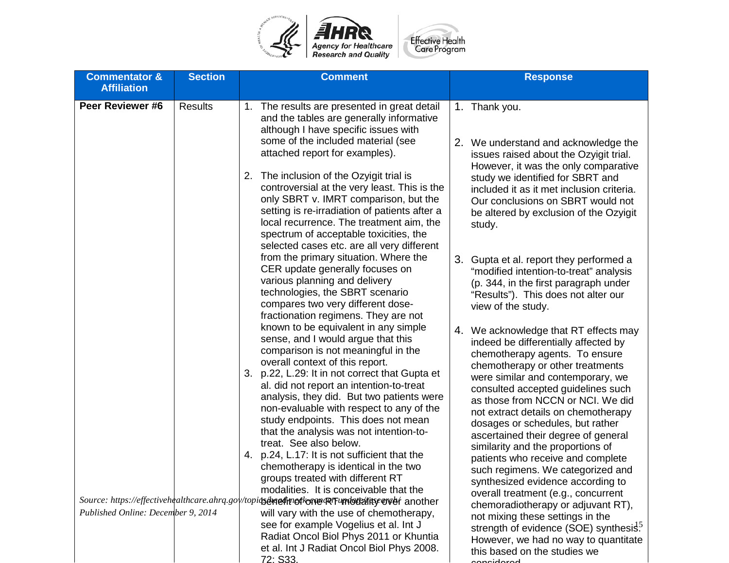| Commentator & Affiliation | Section | Comment | Response |
|---|---|---|---|
| **Peer Reviewer #6** | Results | 1. The results are presented in great detail and the tables are generally informative although I have specific issues with some of the included material (see attached report for examples).<br><br>2. The inclusion of the Ozyigit trial is controversial at the very least. This is the only SBRT v. IMRT comparison, but the setting is re-irradiation of patients after a local recurrence. The treatment aim, the spectrum of acceptable toxicities, the selected cases etc. are all very different from the primary situation. Where the CER update generally focuses on various planning and delivery technologies, the SBRT scenario compares two very different dose-fractionation regimens. They are not known to be equivalent in any simple sense, and I would argue that this comparison is not meaningful in the overall context of this report.<br>3. p.22, L.29: It in not correct that Gupta et al. did not report an intention-to-treat analysis, they did. But two patients were non-evaluable with respect to any of the study endpoints. This does not mean that the analysis was not intention-to-treat. See also below.<br>4. p.24, L.17: It is not sufficient that the chemotherapy is identical in the two groups treated with different RT modalities. It is conceivable that the benefit of one RT modality over another will vary with the use of chemotherapy, see for example Vogelius et al. Int J Radiat Oncol Biol Phys 2011 or Khuntia et al. Int J Radiat Oncol Biol Phys 2008. 72: S33. | 1. Thank you.<br><br>2. We understand and acknowledge the issues raised about the Ozyigit trial. However, it was the only comparative study we identified for SBRT and included it as it met inclusion criteria. Our conclusions on SBRT would not be altered by exclusion of the Ozyigit study.<br><br>3. Gupta et al. report they performed a "modified intention-to-treat" analysis (p. 344, in the first paragraph under "Results"). This does not alter our view of the study.<br><br>4. We acknowledge that RT effects may indeed be differentially affected by chemotherapy agents. To ensure chemotherapy or other treatments were similar and contemporary, we consulted accepted guidelines such as those from NCCN or NCI. We did not extract details on chemotherapy dosages or schedules, but rather ascertained their degree of general similarity and the proportions of patients who receive and complete such regimens. We categorized and synthesized evidence according to overall treatment (e.g., concurrent chemoradiotherapy or adjuvant RT), not mixing these settings in the strength of evidence (SOE) synthesis. However, we had no way to quantitate this based on the studies we considered. |

*Source: https://effectivehealthcare.ahrq.gov/topics/head-neck-cancer-update/research/*
*Published Online: December 9, 2014*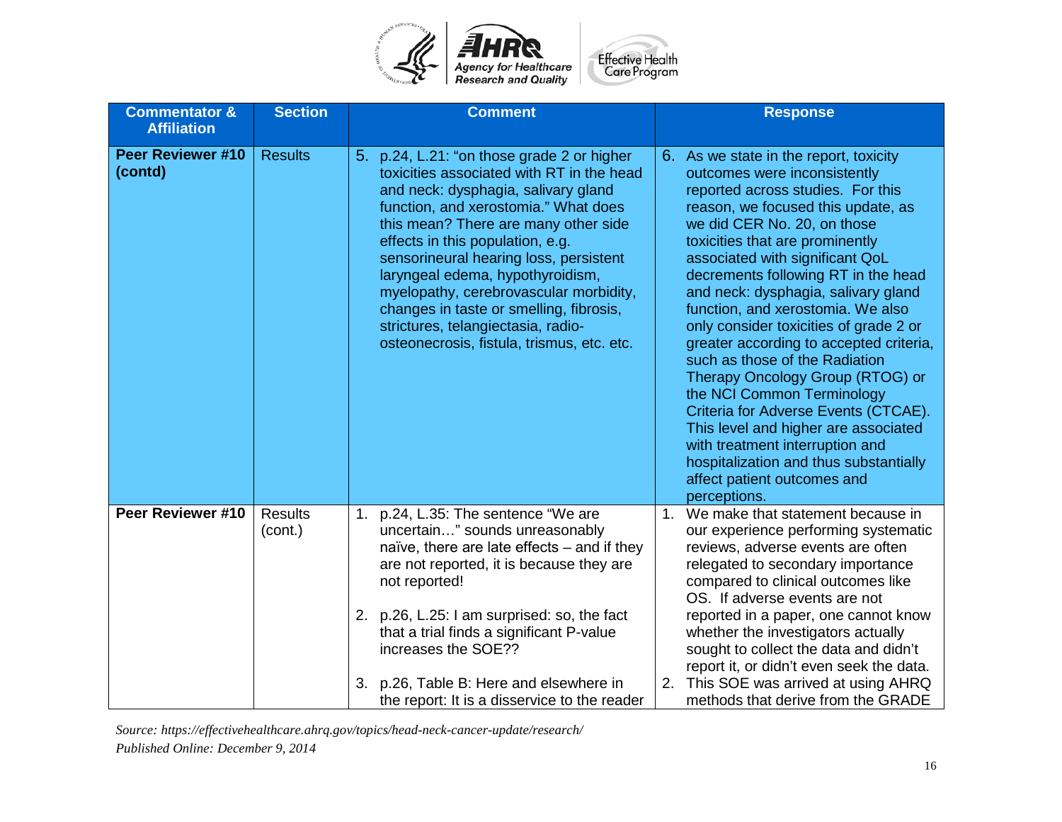| Commentator & Affiliation | Section | Comment | Response |
|---|---|---|---|
| **Peer Reviewer #10 (contd)** | Results | 5. p.24, L.21: "on those grade 2 or higher toxicities associated with RT in the head and neck: dysphagia, salivary gland function, and xerostomia." What does this mean? There are many other side effects in this population, e.g. sensorineural hearing loss, persistent laryngeal edema, hypothyroidism, myelopathy, cerebrovascular morbidity, changes in taste or smelling, fibrosis, strictures, telangiectasia, radio-osteonecrosis, fistula, trismus, etc. etc. | 6. As we state in the report, toxicity outcomes were inconsistently reported across studies. For this reason, we focused this update, as we did CER No. 20, on those toxicities that are prominently associated with significant QoL decrements following RT in the head and neck: dysphagia, salivary gland function, and xerostomia. We also only consider toxicities of grade 2 or greater according to accepted criteria, such as those of the Radiation Therapy Oncology Group (RTOG) or the NCI Common Terminology Criteria for Adverse Events (CTCAE). This level and higher are associated with treatment interruption and hospitalization and thus substantially affect patient outcomes and perceptions. |
| **Peer Reviewer #10** | Results (cont.) | 1. p.24, L.35: The sentence "We are uncertain…" sounds unreasonably naïve, there are late effects – and if they are not reported, it is because they are not reported!<br><br>2. p.26, L.25: I am surprised: so, the fact that a trial finds a significant P-value increases the SOE??<br><br>3. p.26, Table B: Here and elsewhere in the report: It is a disservice to the reader | 1. We make that statement because in our experience performing systematic reviews, adverse events are often relegated to secondary importance compared to clinical outcomes like OS. If adverse events are not reported in a paper, one cannot know whether the investigators actually sought to collect the data and didn't report it, or didn't even seek the data.<br>2. This SOE was arrived at using AHRQ methods that derive from the GRADE |

*Source: https://effectivehealthcare.ahrq.gov/topics/head-neck-cancer-update/research/*
*Published Online: December 9, 2014*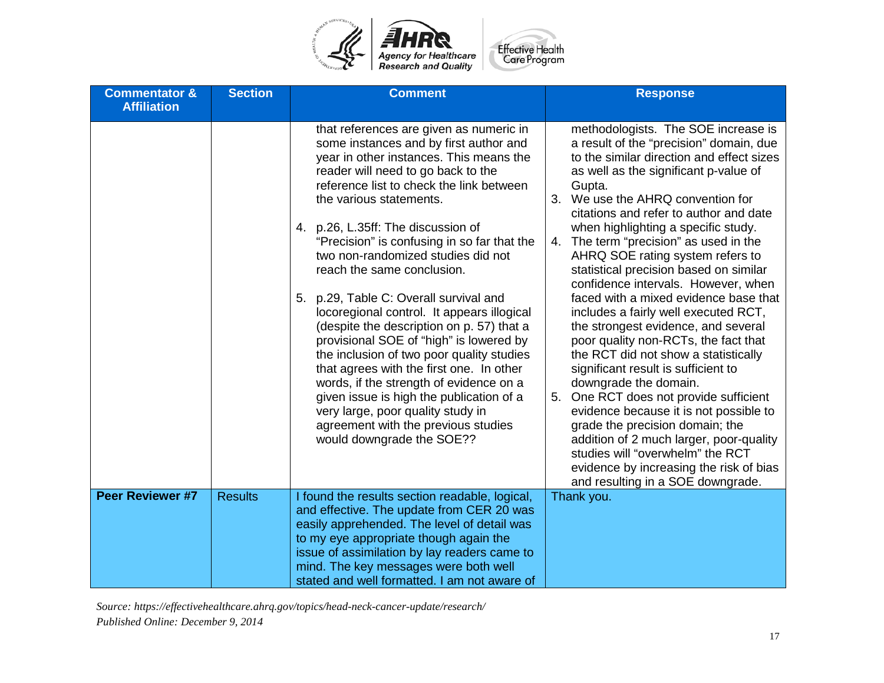| Commentator & Affiliation | Section | Comment | Response |
|---|---|---|---|
| | | that references are given as numeric in some instances and by first author and year in other instances. This means the reader will need to go back to the reference list to check the link between the various statements.<br><br>4. p.26, L.35ff: The discussion of "Precision" is confusing in so far that the two non-randomized studies did not reach the same conclusion.<br><br>5. p.29, Table C: Overall survival and locoregional control. It appears illogical (despite the description on p. 57) that a provisional SOE of "high" is lowered by the inclusion of two poor quality studies that agrees with the first one. In other words, if the strength of evidence on a given issue is high the publication of a very large, poor quality study in agreement with the previous studies would downgrade the SOE?? | methodologists. The SOE increase is a result of the "precision" domain, due to the similar direction and effect sizes as well as the significant p-value of Gupta.<br>3. We use the AHRQ convention for citations and refer to author and date when highlighting a specific study.<br>4. The term "precision" as used in the AHRQ SOE rating system refers to statistical precision based on similar confidence intervals. However, when faced with a mixed evidence base that includes a fairly well executed RCT, the strongest evidence, and several poor quality non-RCTs, the fact that the RCT did not show a statistically significant result is sufficient to downgrade the domain.<br>5. One RCT does not provide sufficient evidence because it is not possible to grade the precision domain; the addition of 2 much larger, poor-quality studies will "overwhelm" the RCT evidence by increasing the risk of bias and resulting in a SOE downgrade. |
| **Peer Reviewer #7** | Results | I found the results section readable, logical, and effective. The update from CER 20 was easily apprehended. The level of detail was to my eye appropriate though again the issue of assimilation by lay readers came to mind. The key messages were both well stated and well formatted. I am not aware of | Thank you. |

*Source: https://effectivehealthcare.ahrq.gov/topics/head-neck-cancer-update/research/*
*Published Online: December 9, 2014*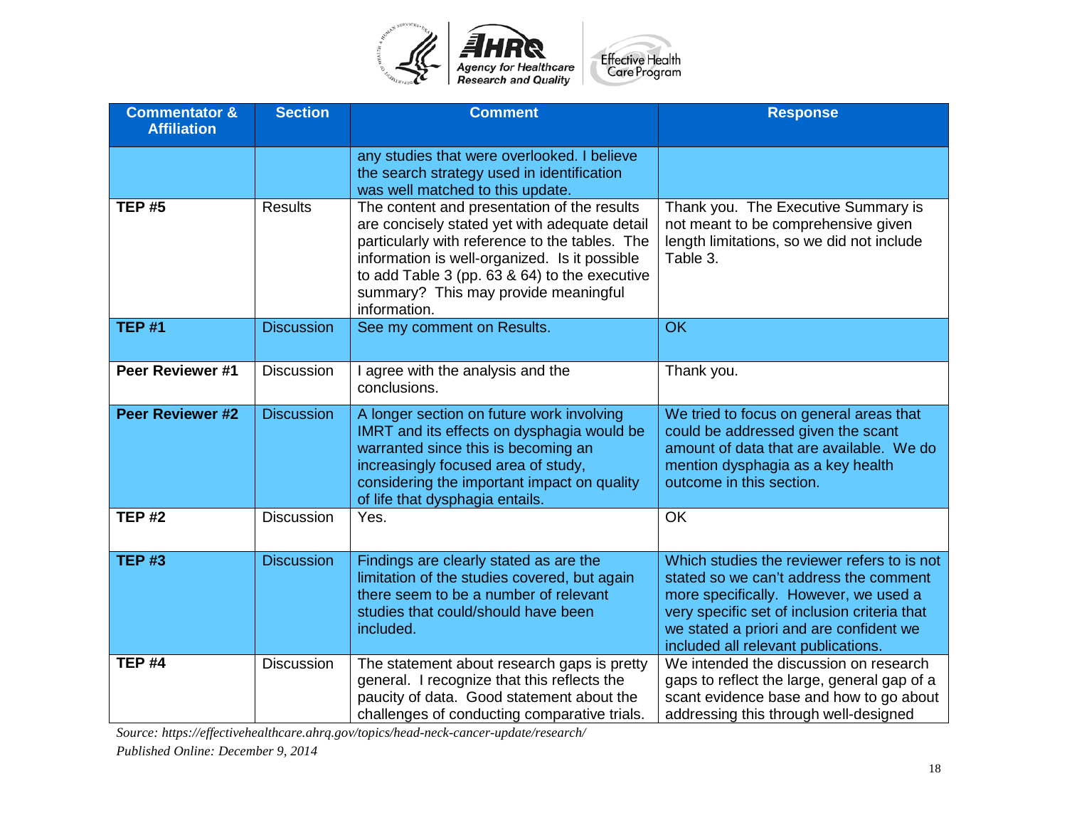| Commentator & Affiliation | Section | Comment | Response |
| --- | --- | --- | --- |
| | | any studies that were overlooked. I believe the search strategy used in identification was well matched to this update. | |
| **TEP #5** | Results | The content and presentation of the results are concisely stated yet with adequate detail particularly with reference to the tables. The information is well-organized. Is it possible to add Table 3 (pp. 63 & 64) to the executive summary? This may provide meaningful information. | Thank you. The Executive Summary is not meant to be comprehensive given length limitations, so we did not include Table 3. |
| **TEP #1** | Discussion | See my comment on Results. | OK |
| **Peer Reviewer #1** | Discussion | I agree with the analysis and the conclusions. | Thank you. |
| **Peer Reviewer #2** | Discussion | A longer section on future work involving IMRT and its effects on dysphagia would be warranted since this is becoming an increasingly focused area of study, considering the important impact on quality of life that dysphagia entails. | We tried to focus on general areas that could be addressed given the scant amount of data that are available. We do mention dysphagia as a key health outcome in this section. |
| **TEP #2** | Discussion | Yes. | OK |
| **TEP #3** | Discussion | Findings are clearly stated as are the limitation of the studies covered, but again there seem to be a number of relevant studies that could/should have been included. | Which studies the reviewer refers to is not stated so we can't address the comment more specifically. However, we used a very specific set of inclusion criteria that we stated a priori and are confident we included all relevant publications. |
| **TEP #4** | Discussion | The statement about research gaps is pretty general. I recognize that this reflects the paucity of data. Good statement about the challenges of conducting comparative trials. | We intended the discussion on research gaps to reflect the large, general gap of a scant evidence base and how to go about addressing this through well-designed |

*Source: https://effectivehealthcare.ahrq.gov/topics/head-neck-cancer-update/research/*

*Published Online: December 9, 2014*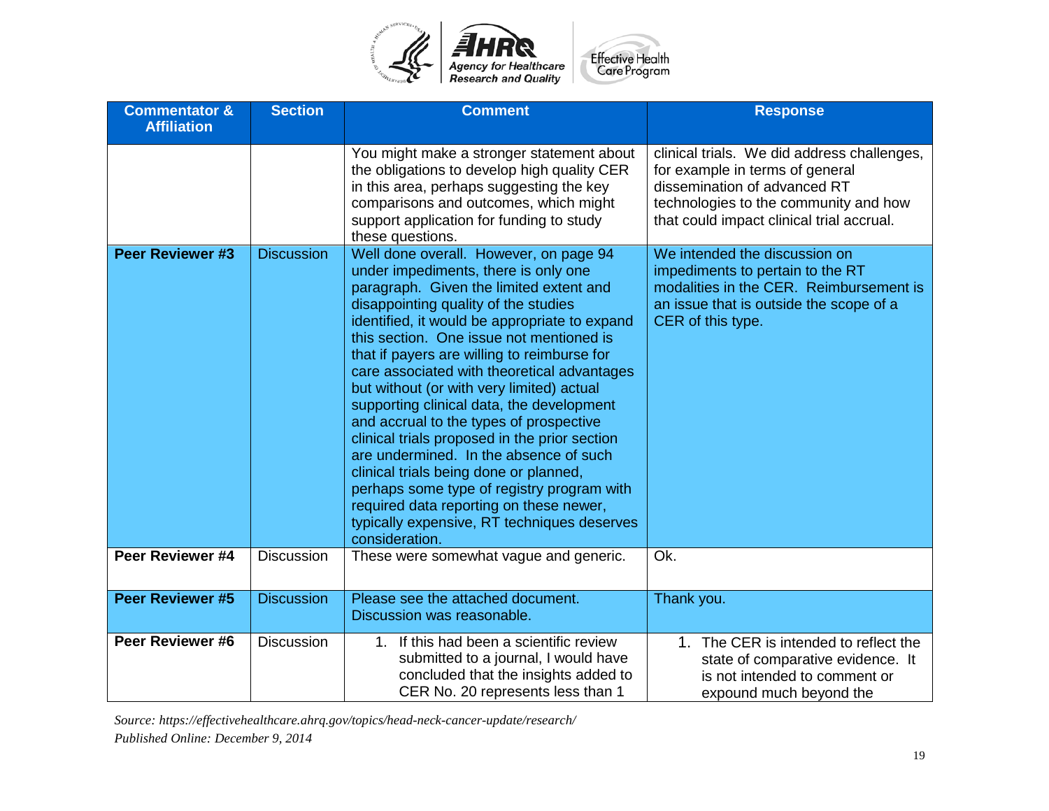| Commentator & Affiliation | Section | Comment | Response |
| --- | --- | --- | --- |
| | | You might make a stronger statement about the obligations to develop high quality CER in this area, perhaps suggesting the key comparisons and outcomes, which might support application for funding to study these questions. | clinical trials. We did address challenges, for example in terms of general dissemination of advanced RT technologies to the community and how that could impact clinical trial accrual. |
| **Peer Reviewer #3** | Discussion | Well done overall. However, on page 94 under impediments, there is only one paragraph. Given the limited extent and disappointing quality of the studies identified, it would be appropriate to expand this section. One issue not mentioned is that if payers are willing to reimburse for care associated with theoretical advantages but without (or with very limited) actual supporting clinical data, the development and accrual to the types of prospective clinical trials proposed in the prior section are undermined. In the absence of such clinical trials being done or planned, perhaps some type of registry program with required data reporting on these newer, typically expensive, RT techniques deserves consideration. | We intended the discussion on impediments to pertain to the RT modalities in the CER. Reimbursement is an issue that is outside the scope of a CER of this type. |
| **Peer Reviewer #4** | Discussion | These were somewhat vague and generic. | Ok. |
| **Peer Reviewer #5** | Discussion | Please see the attached document. Discussion was reasonable. | Thank you. |
| **Peer Reviewer #6** | Discussion | 1. If this had been a scientific review submitted to a journal, I would have concluded that the insights added to CER No. 20 represents less than 1 | 1. The CER is intended to reflect the state of comparative evidence. It is not intended to comment or expound much beyond the |

*Source: https://effectivehealthcare.ahrq.gov/topics/head-neck-cancer-update/research/*
*Published Online: December 9, 2014*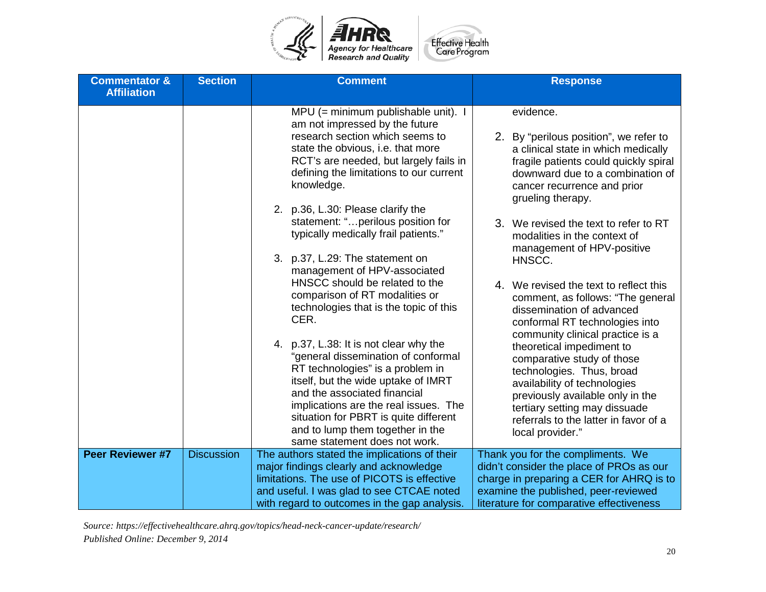| Commentator & Affiliation | Section | Comment | Response |
|---|---|---|---|
| | | MPU (= minimum publishable unit). I am not impressed by the future research section which seems to state the obvious, i.e. that more RCT's are needed, but largely fails in defining the limitations to our current knowledge.<br><br>2. p.36, L.30: Please clarify the statement: "…perilous position for typically medically frail patients."<br><br>3. p.37, L.29: The statement on management of HPV-associated HNSCC should be related to the comparison of RT modalities or technologies that is the topic of this CER.<br><br>4. p.37, L.38: It is not clear why the "general dissemination of conformal RT technologies" is a problem in itself, but the wide uptake of IMRT and the associated financial implications are the real issues. The situation for PBRT is quite different and to lump them together in the same statement does not work. | evidence.<br><br>2. By "perilous position", we refer to a clinical state in which medically fragile patients could quickly spiral downward due to a combination of cancer recurrence and prior grueling therapy.<br><br>3. We revised the text to refer to RT modalities in the context of management of HPV-positive HNSCC.<br><br>4. We revised the text to reflect this comment, as follows: "The general dissemination of advanced conformal RT technologies into community clinical practice is a theoretical impediment to comparative study of those technologies. Thus, broad availability of technologies previously available only in the tertiary setting may dissuade referrals to the latter in favor of a local provider." |
| **Peer Reviewer #7** | Discussion | The authors stated the implications of their major findings clearly and acknowledge limitations. The use of PICOTS is effective and useful. I was glad to see CTCAE noted with regard to outcomes in the gap analysis. | Thank you for the compliments. We didn't consider the place of PROs as our charge in preparing a CER for AHRQ is to examine the published, peer-reviewed literature for comparative effectiveness |

*Source: https://effectivehealthcare.ahrq.gov/topics/head-neck-cancer-update/research/*
*Published Online: December 9, 2014*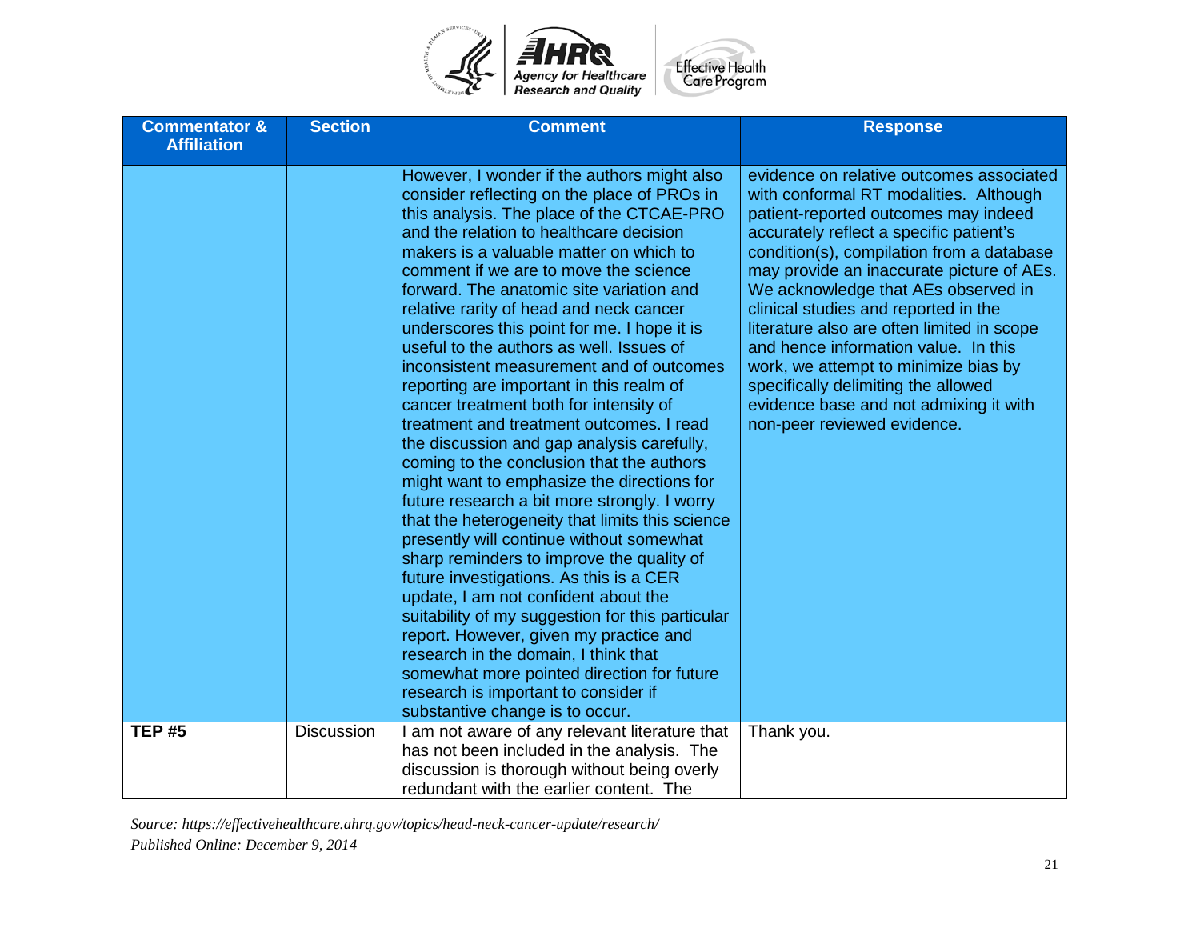| Commentator & Affiliation | Section | Comment | Response |
|---|---|---|---|
| | | However, I wonder if the authors might also consider reflecting on the place of PROs in this analysis. The place of the CTCAE-PRO and the relation to healthcare decision makers is a valuable matter on which to comment if we are to move the science forward. The anatomic site variation and relative rarity of head and neck cancer underscores this point for me. I hope it is useful to the authors as well. Issues of inconsistent measurement and of outcomes reporting are important in this realm of cancer treatment both for intensity of treatment and treatment outcomes. I read the discussion and gap analysis carefully, coming to the conclusion that the authors might want to emphasize the directions for future research a bit more strongly. I worry that the heterogeneity that limits this science presently will continue without somewhat sharp reminders to improve the quality of future investigations. As this is a CER update, I am not confident about the suitability of my suggestion for this particular report. However, given my practice and research in the domain, I think that somewhat more pointed direction for future research is important to consider if substantive change is to occur. | evidence on relative outcomes associated with conformal RT modalities. Although patient-reported outcomes may indeed accurately reflect a specific patient's condition(s), compilation from a database may provide an inaccurate picture of AEs. We acknowledge that AEs observed in clinical studies and reported in the literature also are often limited in scope and hence information value. In this work, we attempt to minimize bias by specifically delimiting the allowed evidence base and not admixing it with non-peer reviewed evidence. |
| **TEP #5** | Discussion | I am not aware of any relevant literature that has not been included in the analysis. The discussion is thorough without being overly redundant with the earlier content. The | Thank you. |

*Source: https://effectivehealthcare.ahrq.gov/topics/head-neck-cancer-update/research/*
*Published Online: December 9, 2014*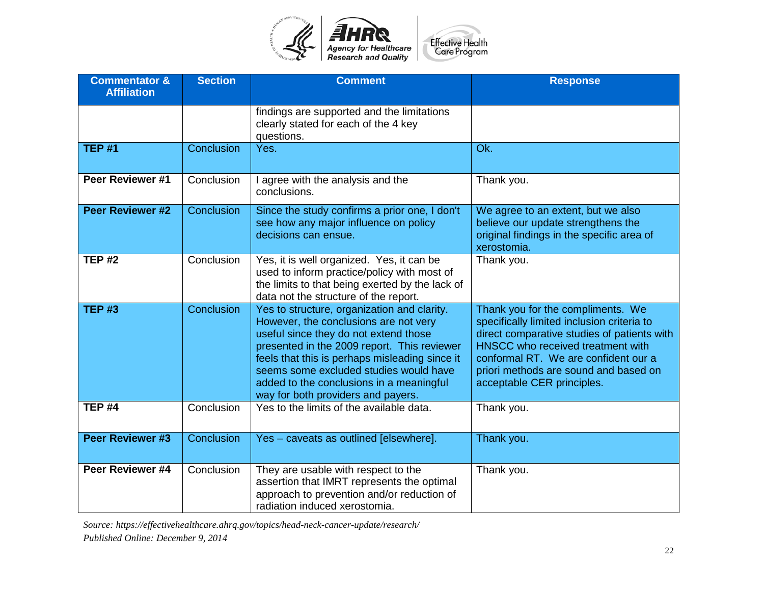| Commentator & Affiliation | Section | Comment | Response |
|---|---|---|---|
| | | findings are supported and the limitations clearly stated for each of the 4 key questions. | |
| **TEP #1** | Conclusion | Yes. | Ok. |
| **Peer Reviewer #1** | Conclusion | I agree with the analysis and the conclusions. | Thank you. |
| **Peer Reviewer #2** | Conclusion | Since the study confirms a prior one, I don't see how any major influence on policy decisions can ensue. | We agree to an extent, but we also believe our update strengthens the original findings in the specific area of xerostomia. |
| **TEP #2** | Conclusion | Yes, it is well organized. Yes, it can be used to inform practice/policy with most of the limits to that being exerted by the lack of data not the structure of the report. | Thank you. |
| **TEP #3** | Conclusion | Yes to structure, organization and clarity. However, the conclusions are not very useful since they do not extend those presented in the 2009 report. This reviewer feels that this is perhaps misleading since it seems some excluded studies would have added to the conclusions in a meaningful way for both providers and payers. | Thank you for the compliments. We specifically limited inclusion criteria to direct comparative studies of patients with HNSCC who received treatment with conformal RT. We are confident our a priori methods are sound and based on acceptable CER principles. |
| **TEP #4** | Conclusion | Yes to the limits of the available data. | Thank you. |
| **Peer Reviewer #3** | Conclusion | Yes – caveats as outlined [elsewhere]. | Thank you. |
| **Peer Reviewer #4** | Conclusion | They are usable with respect to the assertion that IMRT represents the optimal approach to prevention and/or reduction of radiation induced xerostomia. | Thank you. |

*Source: https://effectivehealthcare.ahrq.gov/topics/head-neck-cancer-update/research/*
*Published Online: December 9, 2014*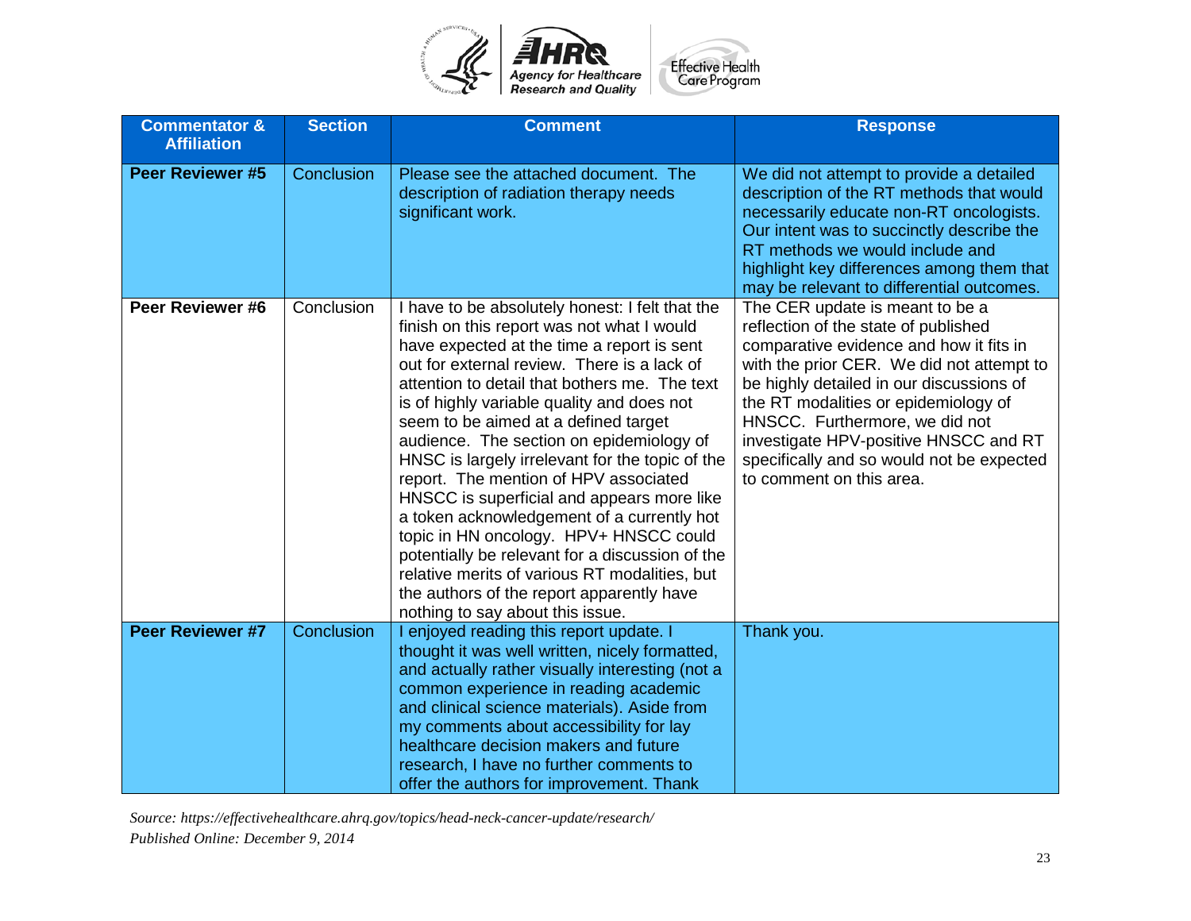| Commentator & Affiliation | Section | Comment | Response |
| --- | --- | --- | --- |
| **Peer Reviewer #5** | Conclusion | Please see the attached document. The description of radiation therapy needs significant work. | We did not attempt to provide a detailed description of the RT methods that would necessarily educate non-RT oncologists. Our intent was to succinctly describe the RT methods we would include and highlight key differences among them that may be relevant to differential outcomes. |
| **Peer Reviewer #6** | Conclusion | I have to be absolutely honest: I felt that the finish on this report was not what I would have expected at the time a report is sent out for external review. There is a lack of attention to detail that bothers me. The text is of highly variable quality and does not seem to be aimed at a defined target audience. The section on epidemiology of HNSC is largely irrelevant for the topic of the report. The mention of HPV associated HNSCC is superficial and appears more like a token acknowledgement of a currently hot topic in HN oncology. HPV+ HNSCC could potentially be relevant for a discussion of the relative merits of various RT modalities, but the authors of the report apparently have nothing to say about this issue. | The CER update is meant to be a reflection of the state of published comparative evidence and how it fits in with the prior CER. We did not attempt to be highly detailed in our discussions of the RT modalities or epidemiology of HNSCC. Furthermore, we did not investigate HPV-positive HNSCC and RT specifically and so would not be expected to comment on this area. |
| **Peer Reviewer #7** | Conclusion | I enjoyed reading this report update. I thought it was well written, nicely formatted, and actually rather visually interesting (not a common experience in reading academic and clinical science materials). Aside from my comments about accessibility for lay healthcare decision makers and future research, I have no further comments to offer the authors for improvement. Thank | Thank you. |

*Source: https://effectivehealthcare.ahrq.gov/topics/head-neck-cancer-update/research/*
*Published Online: December 9, 2014*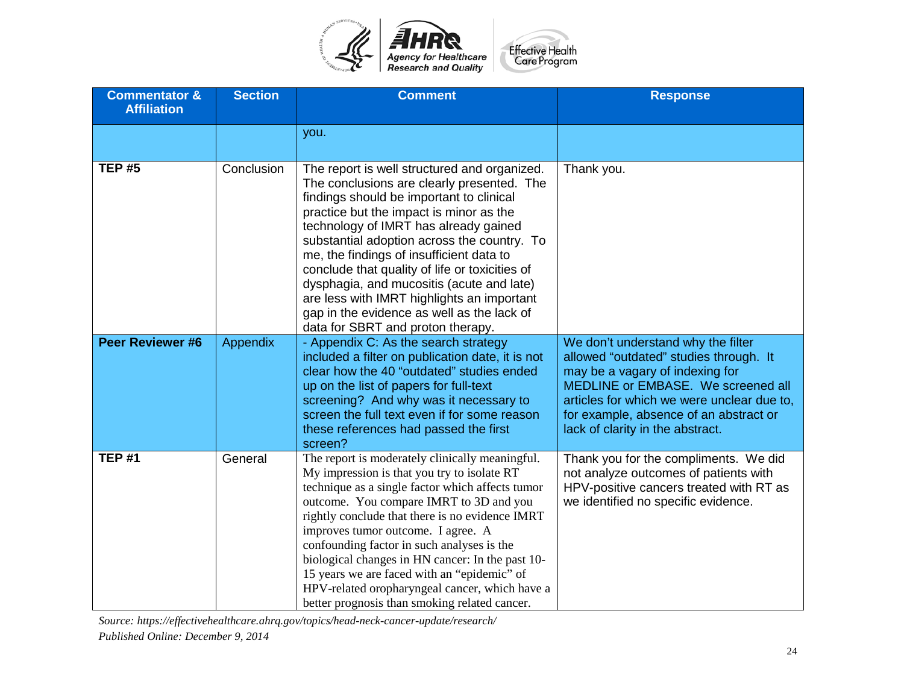| Commentator & Affiliation | Section | Comment | Response |
|---|---|---|---|
| | | you. | |
| **TEP #5** | Conclusion | The report is well structured and organized. The conclusions are clearly presented. The findings should be important to clinical practice but the impact is minor as the technology of IMRT has already gained substantial adoption across the country. To me, the findings of insufficient data to conclude that quality of life or toxicities of dysphagia, and mucositis (acute and late) are less with IMRT highlights an important gap in the evidence as well as the lack of data for SBRT and proton therapy. | Thank you. |
| **Peer Reviewer #6** | Appendix | - Appendix C: As the search strategy included a filter on publication date, it is not clear how the 40 "outdated" studies ended up on the list of papers for full-text screening? And why was it necessary to screen the full text even if for some reason these references had passed the first screen? | We don't understand why the filter allowed "outdated" studies through. It may be a vagary of indexing for MEDLINE or EMBASE. We screened all articles for which we were unclear due to, for example, absence of an abstract or lack of clarity in the abstract. |
| **TEP #1** | General | The report is moderately clinically meaningful. My impression is that you try to isolate RT technique as a single factor which affects tumor outcome. You compare IMRT to 3D and you rightly conclude that there is no evidence IMRT improves tumor outcome. I agree. A confounding factor in such analyses is the biological changes in HN cancer: In the past 10-15 years we are faced with an "epidemic" of HPV-related oropharyngeal cancer, which have a better prognosis than smoking related cancer. | Thank you for the compliments. We did not analyze outcomes of patients with HPV-positive cancers treated with RT as we identified no specific evidence. |

*Source: https://effectivehealthcare.ahrq.gov/topics/head-neck-cancer-update/research/*

*Published Online: December 9, 2014*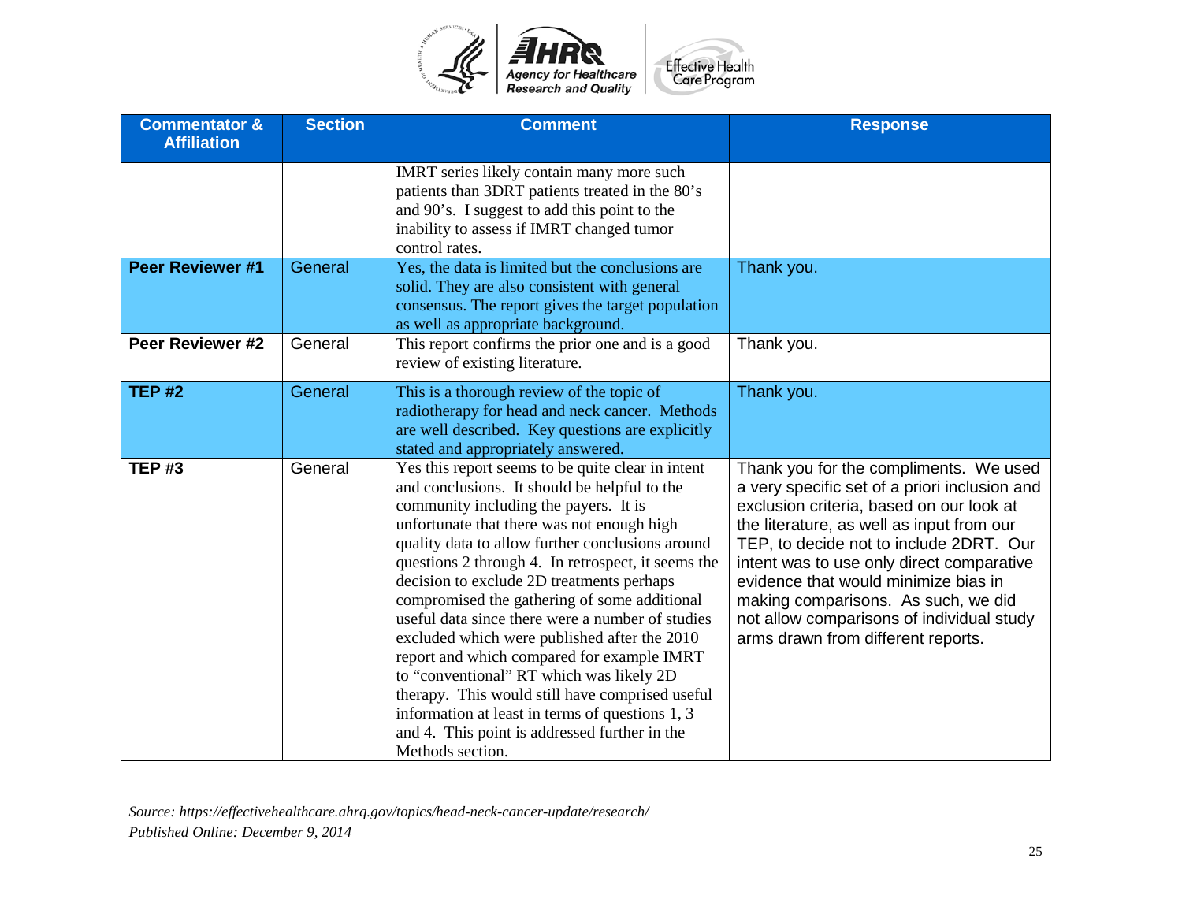| Commentator & Affiliation | Section | Comment | Response |
|---|---|---|---|
| | | IMRT series likely contain many more such patients than 3DRT patients treated in the 80's and 90's. I suggest to add this point to the inability to assess if IMRT changed tumor control rates. | |
| **Peer Reviewer #1** | General | Yes, the data is limited but the conclusions are solid. They are also consistent with general consensus. The report gives the target population as well as appropriate background. | Thank you. |
| **Peer Reviewer #2** | General | This report confirms the prior one and is a good review of existing literature. | Thank you. |
| **TEP #2** | General | This is a thorough review of the topic of radiotherapy for head and neck cancer. Methods are well described. Key questions are explicitly stated and appropriately answered. | Thank you. |
| **TEP #3** | General | Yes this report seems to be quite clear in intent and conclusions. It should be helpful to the community including the payers. It is unfortunate that there was not enough high quality data to allow further conclusions around questions 2 through 4. In retrospect, it seems the decision to exclude 2D treatments perhaps compromised the gathering of some additional useful data since there were a number of studies excluded which were published after the 2010 report and which compared for example IMRT to "conventional" RT which was likely 2D therapy. This would still have comprised useful information at least in terms of questions 1, 3 and 4. This point is addressed further in the Methods section. | Thank you for the compliments. We used a very specific set of a priori inclusion and exclusion criteria, based on our look at the literature, as well as input from our TEP, to decide not to include 2DRT. Our intent was to use only direct comparative evidence that would minimize bias in making comparisons. As such, we did not allow comparisons of individual study arms drawn from different reports. |

*Source: https://effectivehealthcare.ahrq.gov/topics/head-neck-cancer-update/research/*
*Published Online: December 9, 2014*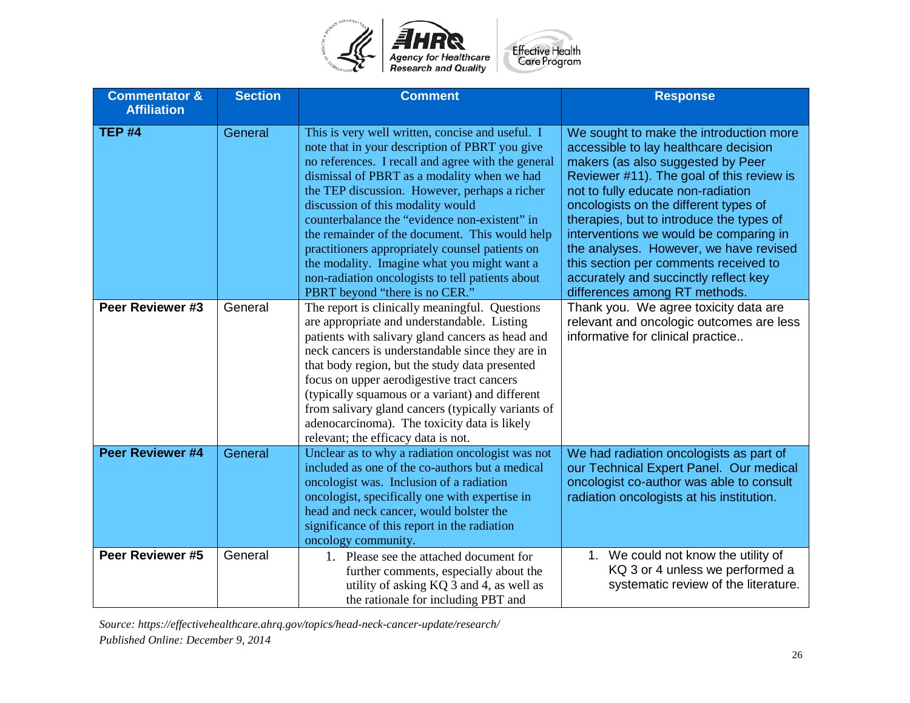| Commentator & Affiliation | Section | Comment | Response |
|---|---|---|---|
| **TEP #4** | General | This is very well written, concise and useful. I note that in your description of PBRT you give no references. I recall and agree with the general dismissal of PBRT as a modality when we had the TEP discussion. However, perhaps a richer discussion of this modality would counterbalance the "evidence non-existent" in the remainder of the document. This would help practitioners appropriately counsel patients on the modality. Imagine what you might want a non-radiation oncologists to tell patients about PBRT beyond "there is no CER." | We sought to make the introduction more accessible to lay healthcare decision makers (as also suggested by Peer Reviewer #11). The goal of this review is not to fully educate non-radiation oncologists on the different types of therapies, but to introduce the types of interventions we would be comparing in the analyses. However, we have revised this section per comments received to accurately and succinctly reflect key differences among RT methods. |
| **Peer Reviewer #3** | General | The report is clinically meaningful. Questions are appropriate and understandable. Listing patients with salivary gland cancers as head and neck cancers is understandable since they are in that body region, but the study data presented focus on upper aerodigestive tract cancers (typically squamous or a variant) and different from salivary gland cancers (typically variants of adenocarcinoma). The toxicity data is likely relevant; the efficacy data is not. | Thank you. We agree toxicity data are relevant and oncologic outcomes are less informative for clinical practice.. |
| **Peer Reviewer #4** | General | Unclear as to why a radiation oncologist was not included as one of the co-authors but a medical oncologist was. Inclusion of a radiation oncologist, specifically one with expertise in head and neck cancer, would bolster the significance of this report in the radiation oncology community. | We had radiation oncologists as part of our Technical Expert Panel. Our medical oncologist co-author was able to consult radiation oncologists at his institution. |
| **Peer Reviewer #5** | General | 1. Please see the attached document for further comments, especially about the utility of asking KQ 3 and 4, as well as the rationale for including PBT and | 1. We could not know the utility of KQ 3 or 4 unless we performed a systematic review of the literature. |

*Source: https://effectivehealthcare.ahrq.gov/topics/head-neck-cancer-update/research/*
*Published Online: December 9, 2014*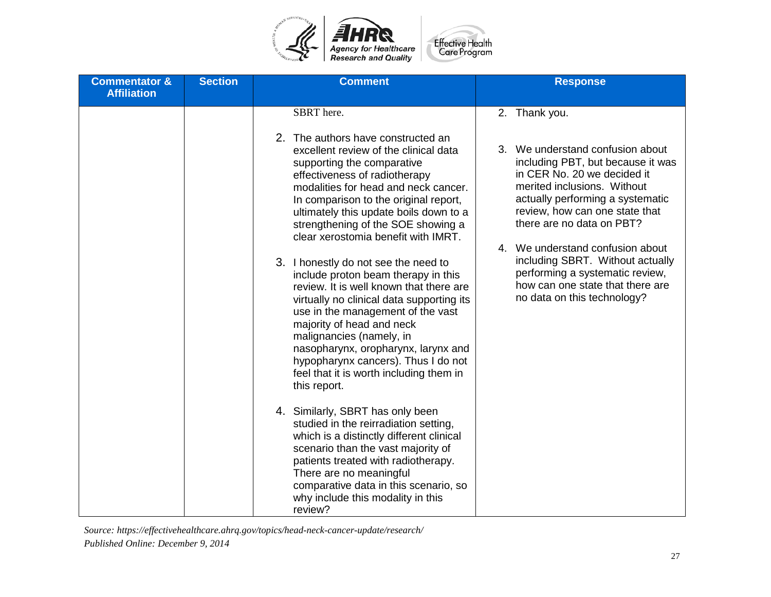| Commentator & Affiliation | Section | Comment | Response |
|---|---|---|---|
| | | SBRT here.<br><br>2. The authors have constructed an excellent review of the clinical data supporting the comparative effectiveness of radiotherapy modalities for head and neck cancer. In comparison to the original report, ultimately this update boils down to a strengthening of the SOE showing a clear xerostomia benefit with IMRT.<br><br>3. I honestly do not see the need to include proton beam therapy in this review. It is well known that there are virtually no clinical data supporting its use in the management of the vast majority of head and neck malignancies (namely, in nasopharynx, oropharynx, larynx and hypopharynx cancers). Thus I do not feel that it is worth including them in this report.<br><br>4. Similarly, SBRT has only been studied in the reirradiation setting, which is a distinctly different clinical scenario than the vast majority of patients treated with radiotherapy. There are no meaningful comparative data in this scenario, so why include this modality in this review? | 2. Thank you.<br><br>3. We understand confusion about including PBT, but because it was in CER No. 20 we decided it merited inclusions. Without actually performing a systematic review, how can one state that there are no data on PBT?<br><br>4. We understand confusion about including SBRT. Without actually performing a systematic review, how can one state that there are no data on this technology? |

*Source: https://effectivehealthcare.ahrq.gov/topics/head-neck-cancer-update/research/*
*Published Online: December 9, 2014*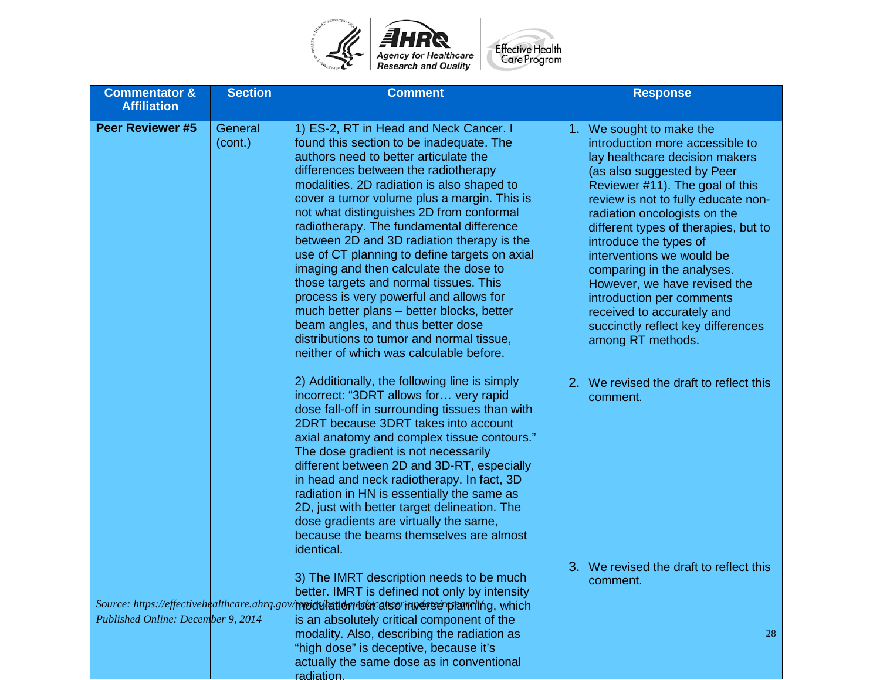| Commentator & Affiliation | Section | Comment | Response |
|---|---|---|---|
| **Peer Reviewer #5** | General (cont.) | 1) ES-2, RT in Head and Neck Cancer. I found this section to be inadequate. The authors need to better articulate the differences between the radiotherapy modalities. 2D radiation is also shaped to cover a tumor volume plus a margin. This is not what distinguishes 2D from conformal radiotherapy. The fundamental difference between 2D and 3D radiation therapy is the use of CT planning to define targets on axial imaging and then calculate the dose to those targets and normal tissues. This process is very powerful and allows for much better plans – better blocks, better beam angles, and thus better dose distributions to tumor and normal tissue, neither of which was calculable before.<br><br>2) Additionally, the following line is simply incorrect: "3DRT allows for… very rapid dose fall-off in surrounding tissues than with 2DRT because 3DRT takes into account axial anatomy and complex tissue contours." The dose gradient is not necessarily different between 2D and 3D-RT, especially in head and neck radiotherapy. In fact, 3D radiation in HN is essentially the same as 2D, just with better target delineation. The dose gradients are virtually the same, because the beams themselves are almost identical.<br><br>3) The IMRT description needs to be much better. IMRT is defined not only by intensity modulation but also inverse planning, which is an absolutely critical component of the modality. Also, describing the radiation as "high dose" is deceptive, because it's actually the same dose as in conventional radiation. | 1. We sought to make the introduction more accessible to lay healthcare decision makers (as also suggested by Peer Reviewer #11). The goal of this review is not to fully educate non-radiation oncologists on the different types of therapies, but to introduce the types of interventions we would be comparing in the analyses. However, we have revised the introduction per comments received to accurately and succinctly reflect key differences among RT methods.<br><br>2. We revised the draft to reflect this comment.<br><br>3. We revised the draft to reflect this comment. |

*Source: https://effectivehealthcare.ahrq.gov/topics/head-neck-cancer-update/research/*
*Published Online: December 9, 2014*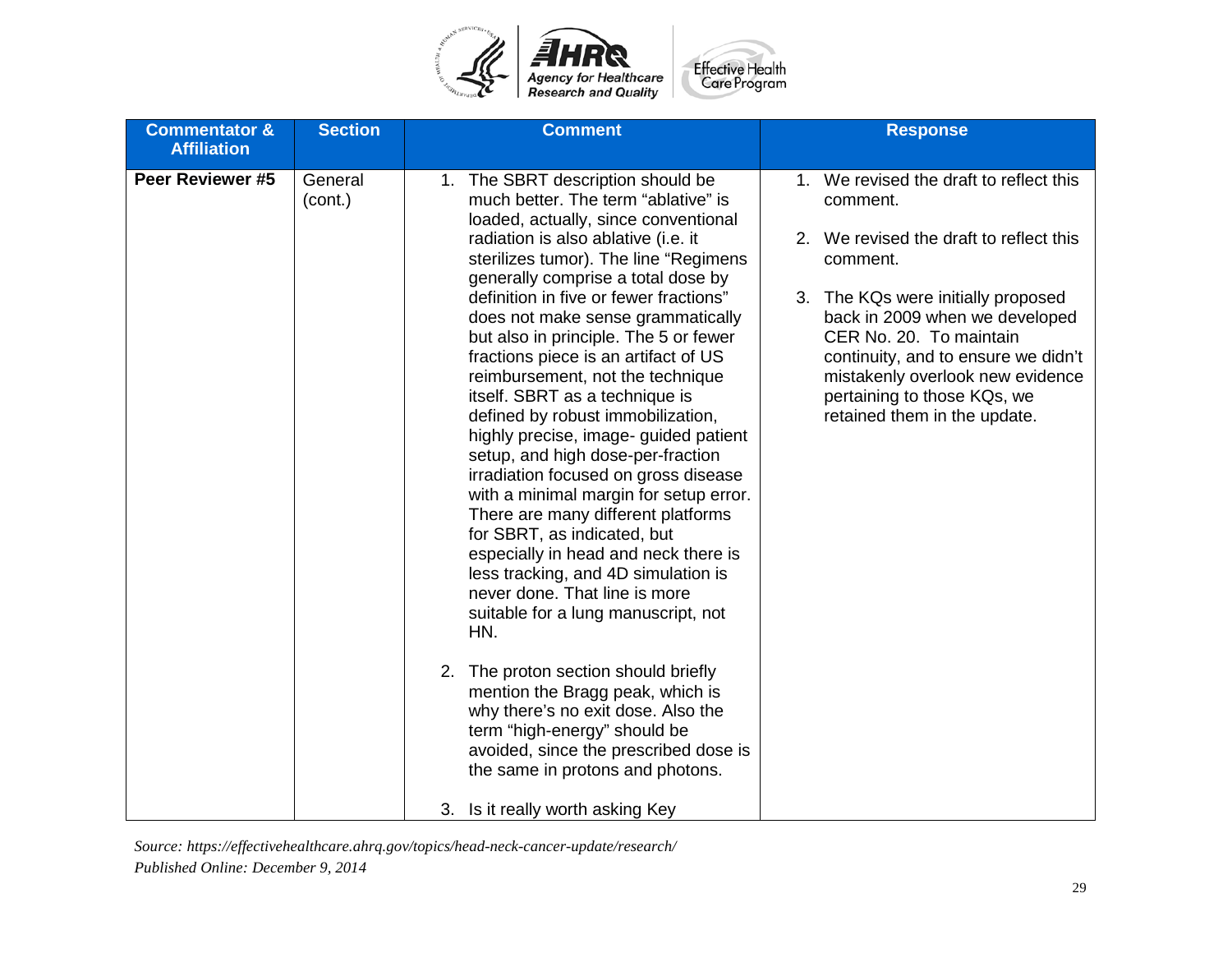| Commentator & Affiliation | Section | Comment | Response |
|---|---|---|---|
| **Peer Reviewer #5** | General (cont.) | 1. The SBRT description should be much better. The term "ablative" is loaded, actually, since conventional radiation is also ablative (i.e. it sterilizes tumor). The line "Regimens generally comprise a total dose by definition in five or fewer fractions" does not make sense grammatically but also in principle. The 5 or fewer fractions piece is an artifact of US reimbursement, not the technique itself. SBRT as a technique is defined by robust immobilization, highly precise, image- guided patient setup, and high dose-per-fraction irradiation focused on gross disease with a minimal margin for setup error. There are many different platforms for SBRT, as indicated, but especially in head and neck there is less tracking, and 4D simulation is never done. That line is more suitable for a lung manuscript, not HN.<br><br>2. The proton section should briefly mention the Bragg peak, which is why there's no exit dose. Also the term "high-energy" should be avoided, since the prescribed dose is the same in protons and photons.<br><br>3. Is it really worth asking Key | 1. We revised the draft to reflect this comment.<br><br>2. We revised the draft to reflect this comment.<br><br>3. The KQs were initially proposed back in 2009 when we developed CER No. 20. To maintain continuity, and to ensure we didn't mistakenly overlook new evidence pertaining to those KQs, we retained them in the update. |

*Source: https://effectivehealthcare.ahrq.gov/topics/head-neck-cancer-update/research/*
*Published Online: December 9, 2014*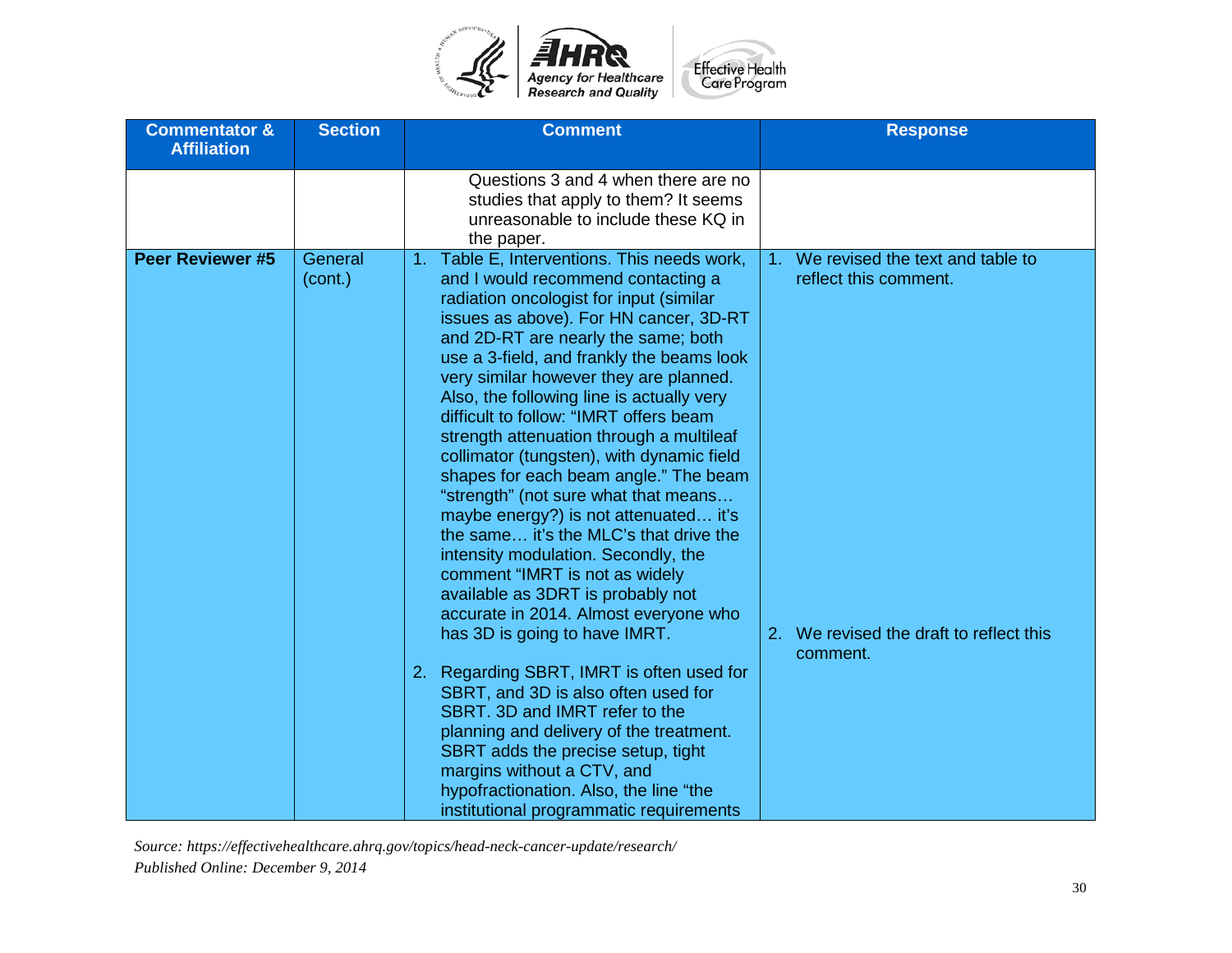| Commentator & Affiliation | Section | Comment | Response |
|---|---|---|---|
| | | Questions 3 and 4 when there are no studies that apply to them? It seems unreasonable to include these KQ in the paper. | |
| **Peer Reviewer #5** | General (cont.) | 1. Table E, Interventions. This needs work, and I would recommend contacting a radiation oncologist for input (similar issues as above). For HN cancer, 3D-RT and 2D-RT are nearly the same; both use a 3-field, and frankly the beams look very similar however they are planned. Also, the following line is actually very difficult to follow: "IMRT offers beam strength attenuation through a multileaf collimator (tungsten), with dynamic field shapes for each beam angle." The beam "strength" (not sure what that means… maybe energy?) is not attenuated… it's the same… it's the MLC's that drive the intensity modulation. Secondly, the comment "IMRT is not as widely available as 3DRT is probably not accurate in 2014. Almost everyone who has 3D is going to have IMRT.<br><br>2. Regarding SBRT, IMRT is often used for SBRT, and 3D is also often used for SBRT. 3D and IMRT refer to the planning and delivery of the treatment. SBRT adds the precise setup, tight margins without a CTV, and hypofractionation. Also, the line "the institutional programmatic requirements | 1. We revised the text and table to reflect this comment.<br><br>2. We revised the draft to reflect this comment. |

*Source: https://effectivehealthcare.ahrq.gov/topics/head-neck-cancer-update/research/*
*Published Online: December 9, 2014*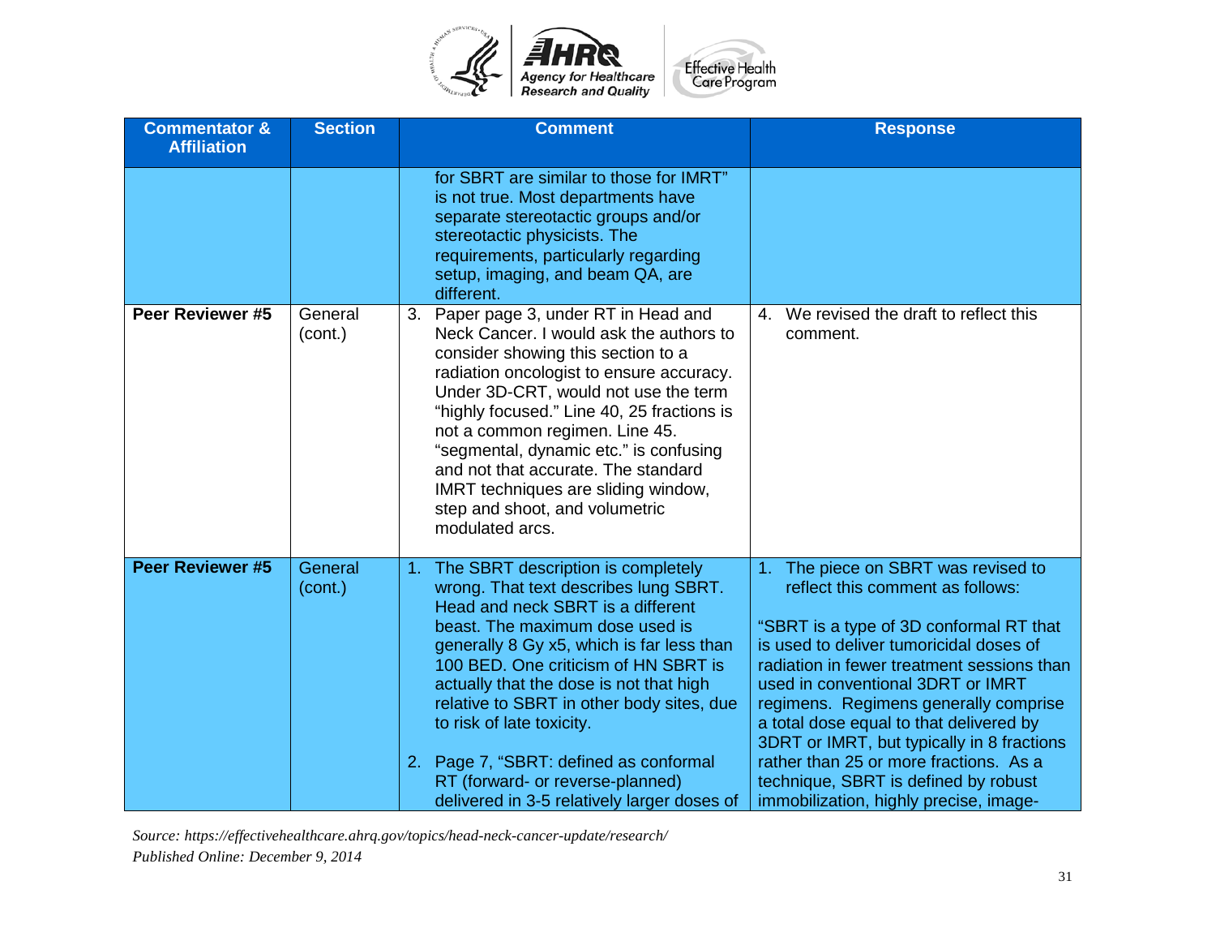| Commentator & Affiliation | Section | Comment | Response |
|---|---|---|---|
| | | for SBRT are similar to those for IMRT" is not true. Most departments have separate stereotactic groups and/or stereotactic physicists. The requirements, particularly regarding setup, imaging, and beam QA, are different. | |
| **Peer Reviewer #5** | General (cont.) | 3. Paper page 3, under RT in Head and Neck Cancer. I would ask the authors to consider showing this section to a radiation oncologist to ensure accuracy. Under 3D-CRT, would not use the term "highly focused." Line 40, 25 fractions is not a common regimen. Line 45. "segmental, dynamic etc." is confusing and not that accurate. The standard IMRT techniques are sliding window, step and shoot, and volumetric modulated arcs. | 4. We revised the draft to reflect this comment. |
| **Peer Reviewer #5** | General (cont.) | 1. The SBRT description is completely wrong. That text describes lung SBRT. Head and neck SBRT is a different beast. The maximum dose used is generally 8 Gy x5, which is far less than 100 BED. One criticism of HN SBRT is actually that the dose is not that high relative to SBRT in other body sites, due to risk of late toxicity.<br><br>2. Page 7, "SBRT: defined as conformal RT (forward- or reverse-planned) delivered in 3-5 relatively larger doses of | 1. The piece on SBRT was revised to reflect this comment as follows:<br><br>"SBRT is a type of 3D conformal RT that is used to deliver tumoricidal doses of radiation in fewer treatment sessions than used in conventional 3DRT or IMRT regimens. Regimens generally comprise a total dose equal to that delivered by 3DRT or IMRT, but typically in 8 fractions rather than 25 or more fractions. As a technique, SBRT is defined by robust immobilization, highly precise, image- |

*Source: https://effectivehealthcare.ahrq.gov/topics/head-neck-cancer-update/research/*
*Published Online: December 9, 2014*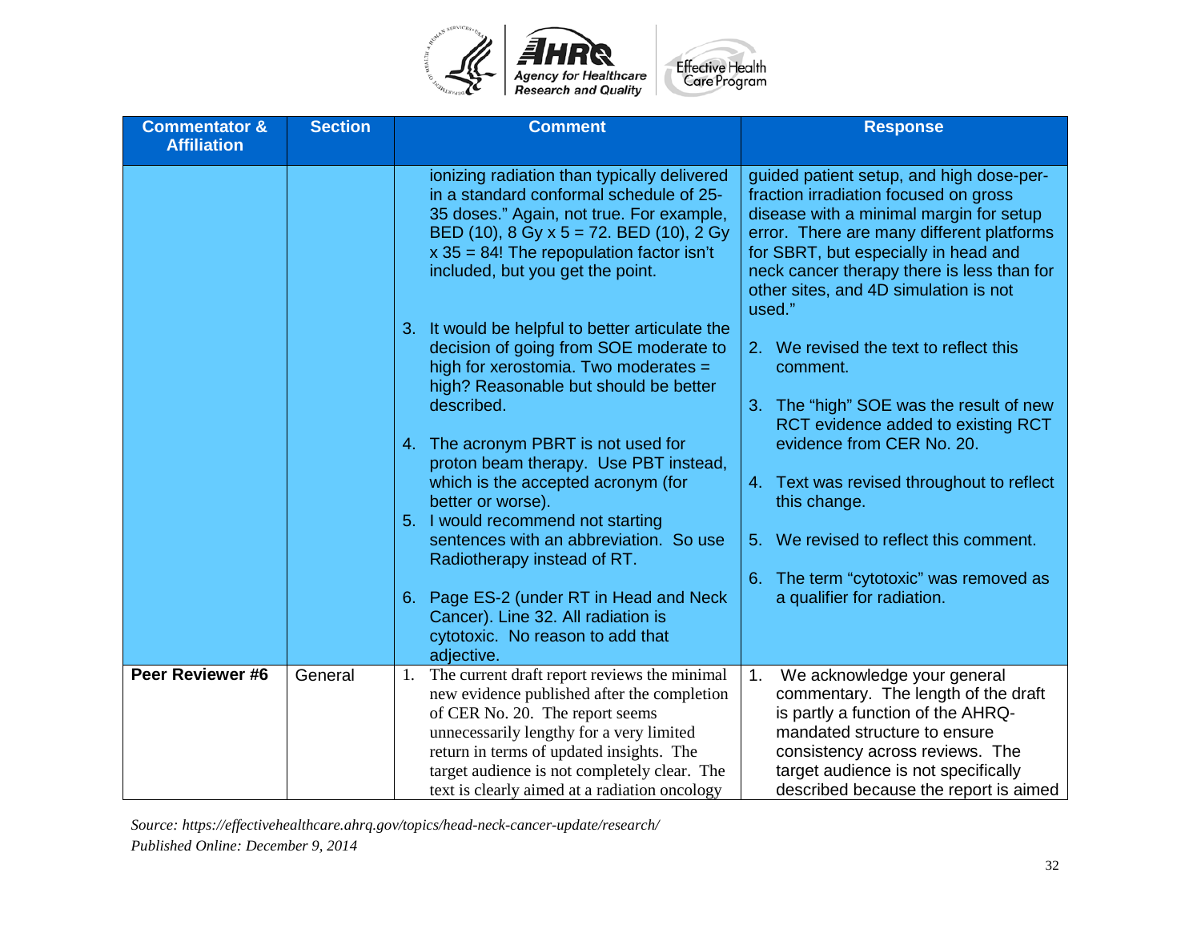| Commentator & Affiliation | Section | Comment | Response |
|---|---|---|---|
| | | ionizing radiation than typically delivered in a standard conformal schedule of 25-35 doses." Again, not true. For example, BED (10), 8 Gy x 5 = 72. BED (10), 2 Gy x 35 = 84! The repopulation factor isn't included, but you get the point.<br><br>3. It would be helpful to better articulate the decision of going from SOE moderate to high for xerostomia. Two moderates = high? Reasonable but should be better described.<br><br>4. The acronym PBRT is not used for proton beam therapy. Use PBT instead, which is the accepted acronym (for better or worse).<br>5. I would recommend not starting sentences with an abbreviation. So use Radiotherapy instead of RT.<br><br>6. Page ES-2 (under RT in Head and Neck Cancer). Line 32. All radiation is cytotoxic. No reason to add that adjective. | guided patient setup, and high dose-per-fraction irradiation focused on gross disease with a minimal margin for setup error. There are many different platforms for SBRT, but especially in head and neck cancer therapy there is less than for other sites, and 4D simulation is not used."<br><br>2. We revised the text to reflect this comment.<br><br>3. The "high" SOE was the result of new RCT evidence added to existing RCT evidence from CER No. 20.<br><br>4. Text was revised throughout to reflect this change.<br><br>5. We revised to reflect this comment.<br><br>6. The term "cytotoxic" was removed as a qualifier for radiation. |
| **Peer Reviewer #6** | General | 1. The current draft report reviews the minimal new evidence published after the completion of CER No. 20. The report seems unnecessarily lengthy for a very limited return in terms of updated insights. The target audience is not completely clear. The text is clearly aimed at a radiation oncology | 1. We acknowledge your general commentary. The length of the draft is partly a function of the AHRQ-mandated structure to ensure consistency across reviews. The target audience is not specifically described because the report is aimed |

*Source: https://effectivehealthcare.ahrq.gov/topics/head-neck-cancer-update/research/*
*Published Online: December 9, 2014*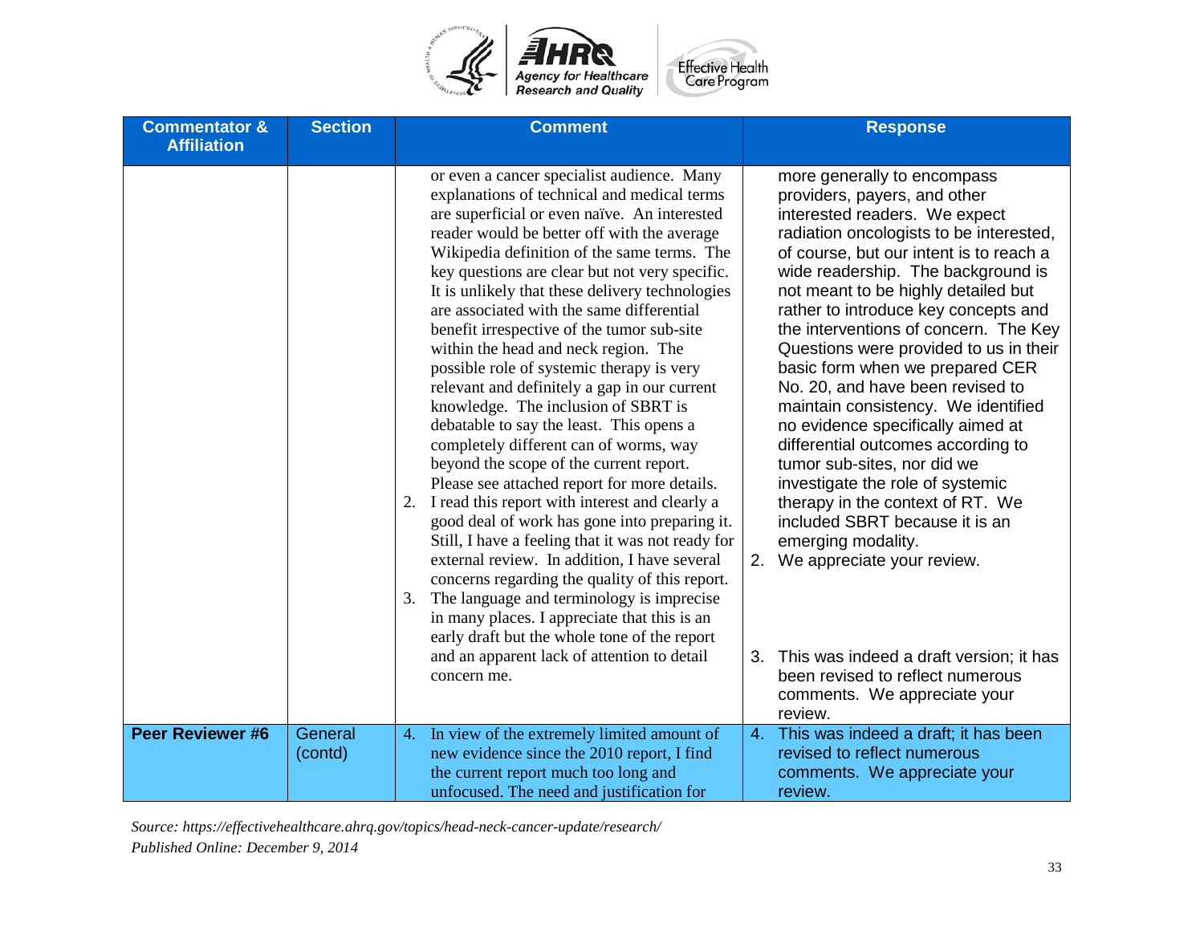| Commentator & Affiliation | Section | Comment | Response |
|---|---|---|---|
| | | or even a cancer specialist audience. Many explanations of technical and medical terms are superficial or even naïve. An interested reader would be better off with the average Wikipedia definition of the same terms. The key questions are clear but not very specific. It is unlikely that these delivery technologies are associated with the same differential benefit irrespective of the tumor sub-site within the head and neck region. The possible role of systemic therapy is very relevant and definitely a gap in our current knowledge. The inclusion of SBRT is debatable to say the least. This opens a completely different can of worms, way beyond the scope of the current report. Please see attached report for more details.<br>2. I read this report with interest and clearly a good deal of work has gone into preparing it. Still, I have a feeling that it was not ready for external review. In addition, I have several concerns regarding the quality of this report.<br>3. The language and terminology is imprecise in many places. I appreciate that this is an early draft but the whole tone of the report and an apparent lack of attention to detail concern me. | more generally to encompass providers, payers, and other interested readers. We expect radiation oncologists to be interested, of course, but our intent is to reach a wide readership. The background is not meant to be highly detailed but rather to introduce key concepts and the interventions of concern. The Key Questions were provided to us in their basic form when we prepared CER No. 20, and have been revised to maintain consistency. We identified no evidence specifically aimed at differential outcomes according to tumor sub-sites, nor did we investigate the role of systemic therapy in the context of RT. We included SBRT because it is an emerging modality.<br>2. We appreciate your review.<br>3. This was indeed a draft version; it has been revised to reflect numerous comments. We appreciate your review. |
| **Peer Reviewer #6** | General (contd) | 4. In view of the extremely limited amount of new evidence since the 2010 report, I find the current report much too long and unfocused. The need and justification for | 4. This was indeed a draft; it has been revised to reflect numerous comments. We appreciate your review. |

*Source: https://effectivehealthcare.ahrq.gov/topics/head-neck-cancer-update/research/*
*Published Online: December 9, 2014*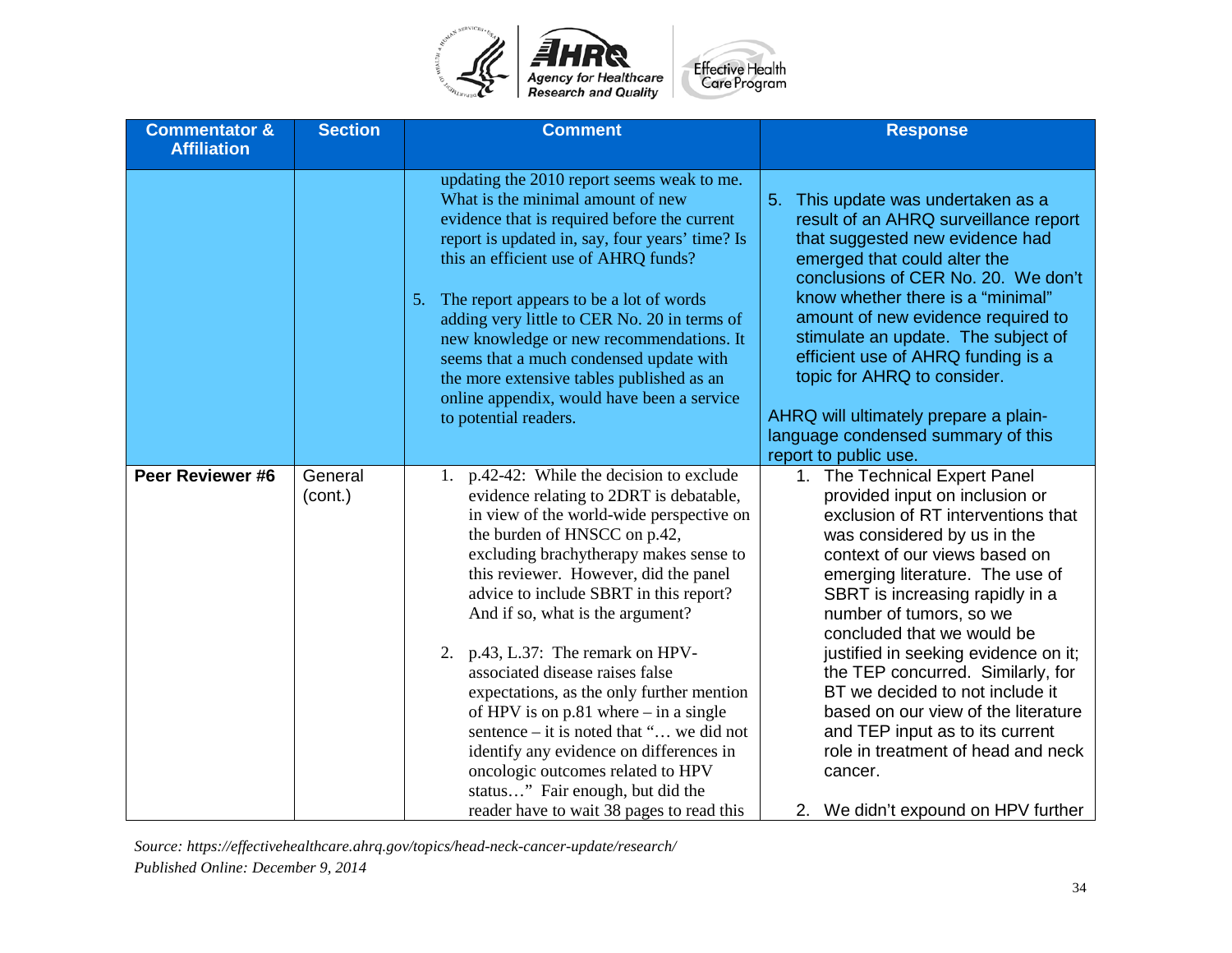| Commentator & Affiliation | Section | Comment | Response |
|---|---|---|---|
| | | updating the 2010 report seems weak to me. What is the minimal amount of new evidence that is required before the current report is updated in, say, four years' time? Is this an efficient use of AHRQ funds?<br><br>5. The report appears to be a lot of words adding very little to CER No. 20 in terms of new knowledge or new recommendations. It seems that a much condensed update with the more extensive tables published as an online appendix, would have been a service to potential readers. | 5. This update was undertaken as a result of an AHRQ surveillance report that suggested new evidence had emerged that could alter the conclusions of CER No. 20. We don't know whether there is a "minimal" amount of new evidence required to stimulate an update. The subject of efficient use of AHRQ funding is a topic for AHRQ to consider.<br><br>AHRQ will ultimately prepare a plain-language condensed summary of this report to public use. |
| **Peer Reviewer #6** | General (cont.) | 1. p.42-42: While the decision to exclude evidence relating to 2DRT is debatable, in view of the world-wide perspective on the burden of HNSCC on p.42, excluding brachytherapy makes sense to this reviewer. However, did the panel advice to include SBRT in this report? And if so, what is the argument?<br><br>2. p.43, L.37: The remark on HPV-associated disease raises false expectations, as the only further mention of HPV is on p.81 where – in a single sentence – it is noted that "… we did not identify any evidence on differences in oncologic outcomes related to HPV status…" Fair enough, but did the reader have to wait 38 pages to read this | 1. The Technical Expert Panel provided input on inclusion or exclusion of RT interventions that was considered by us in the context of our views based on emerging literature. The use of SBRT is increasing rapidly in a number of tumors, so we concluded that we would be justified in seeking evidence on it; the TEP concurred. Similarly, for BT we decided to not include it based on our view of the literature and TEP input as to its current role in treatment of head and neck cancer.<br><br>2. We didn't expound on HPV further |

*Source: https://effectivehealthcare.ahrq.gov/topics/head-neck-cancer-update/research/*
*Published Online: December 9, 2014*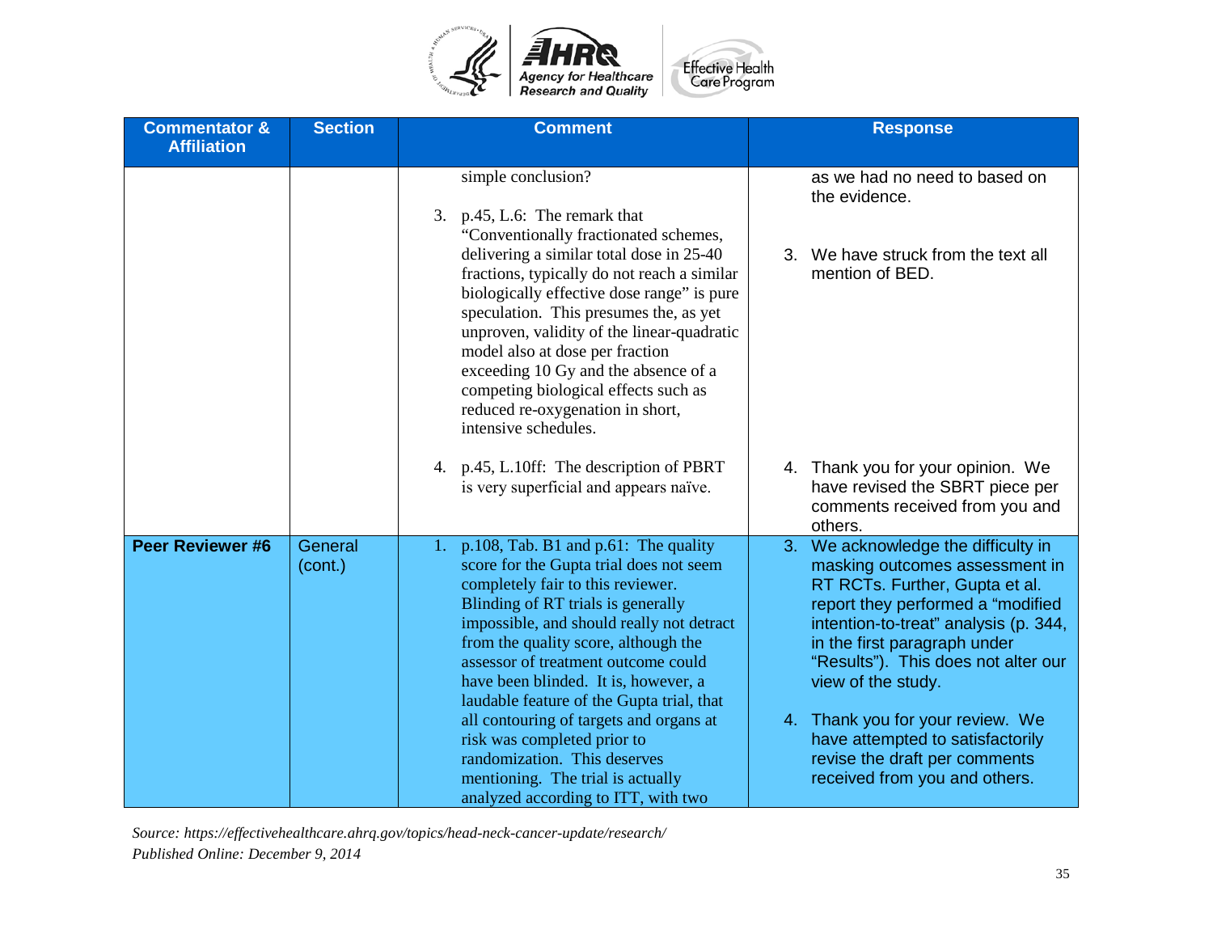| Commentator & Affiliation | Section | Comment | Response |
|---|---|---|---|
| | | simple conclusion?<br><br>3. p.45, L.6: The remark that "Conventionally fractionated schemes, delivering a similar total dose in 25-40 fractions, typically do not reach a similar biologically effective dose range" is pure speculation. This presumes the, as yet unproven, validity of the linear-quadratic model also at dose per fraction exceeding 10 Gy and the absence of a competing biological effects such as reduced re-oxygenation in short, intensive schedules.<br><br>4. p.45, L.10ff: The description of PBRT is very superficial and appears naïve. | as we had no need to based on the evidence.<br><br>3. We have struck from the text all mention of BED.<br><br>4. Thank you for your opinion. We have revised the SBRT piece per comments received from you and others. |
| **Peer Reviewer #6** | General (cont.) | 1. p.108, Tab. B1 and p.61: The quality score for the Gupta trial does not seem completely fair to this reviewer. Blinding of RT trials is generally impossible, and should really not detract from the quality score, although the assessor of treatment outcome could have been blinded. It is, however, a laudable feature of the Gupta trial, that all contouring of targets and organs at risk was completed prior to randomization. This deserves mentioning. The trial is actually analyzed according to ITT, with two | 3. We acknowledge the difficulty in masking outcomes assessment in RT RCTs. Further, Gupta et al. report they performed a "modified intention-to-treat" analysis (p. 344, in the first paragraph under "Results"). This does not alter our view of the study.<br><br>4. Thank you for your review. We have attempted to satisfactorily revise the draft per comments received from you and others. |

*Source: https://effectivehealthcare.ahrq.gov/topics/head-neck-cancer-update/research/*
*Published Online: December 9, 2014*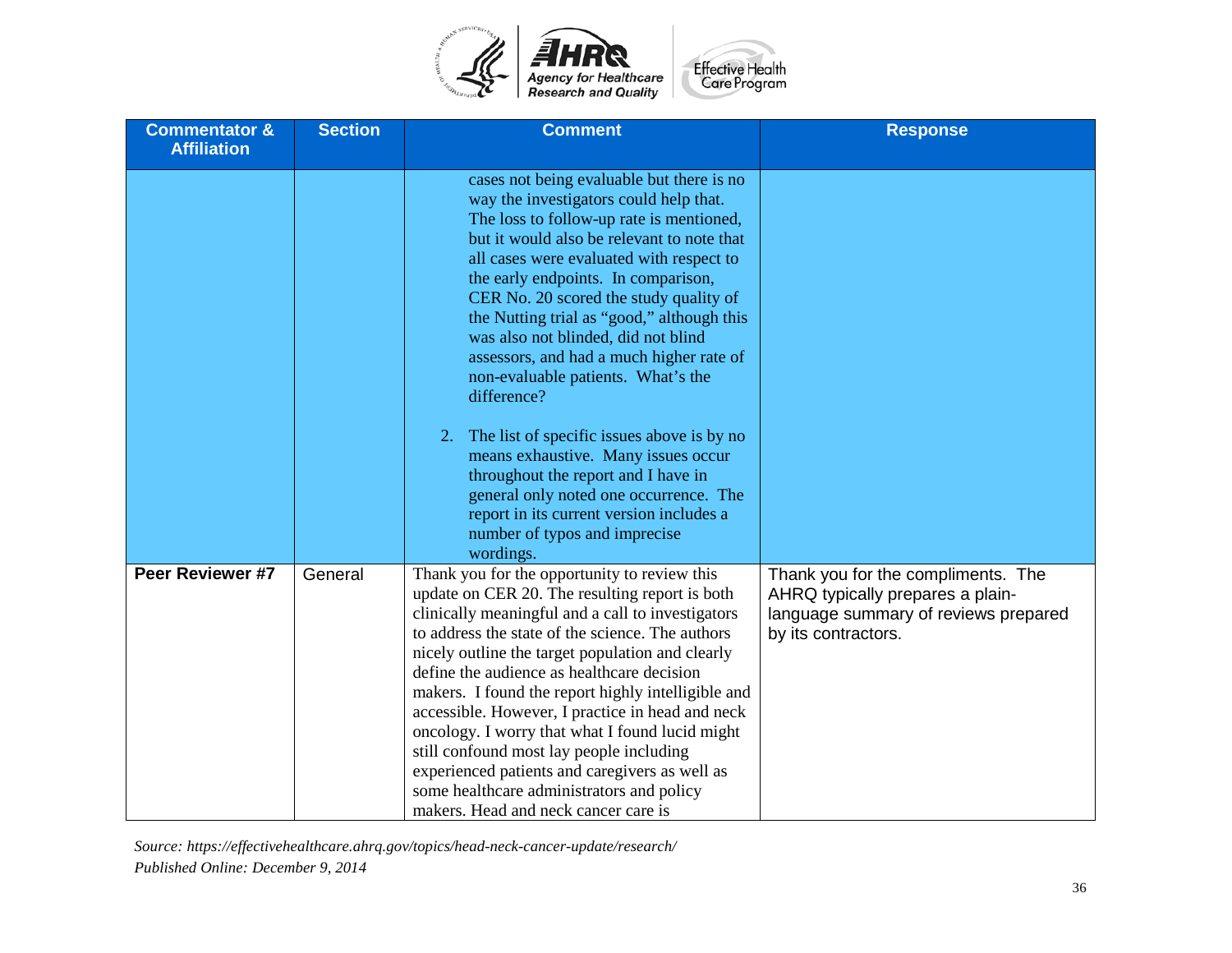| Commentator & Affiliation | Section | Comment | Response |
|---|---|---|---|
| | | cases not being evaluable but there is no way the investigators could help that. The loss to follow-up rate is mentioned, but it would also be relevant to note that all cases were evaluated with respect to the early endpoints. In comparison, CER No. 20 scored the study quality of the Nutting trial as "good," although this was also not blinded, did not blind assessors, and had a much higher rate of non-evaluable patients. What's the difference?<br><br>2. The list of specific issues above is by no means exhaustive. Many issues occur throughout the report and I have in general only noted one occurrence. The report in its current version includes a number of typos and imprecise wordings. | |
| **Peer Reviewer #7** | General | Thank you for the opportunity to review this update on CER 20. The resulting report is both clinically meaningful and a call to investigators to address the state of the science. The authors nicely outline the target population and clearly define the audience as healthcare decision makers. I found the report highly intelligible and accessible. However, I practice in head and neck oncology. I worry that what I found lucid might still confound most lay people including experienced patients and caregivers as well as some healthcare administrators and policy makers. Head and neck cancer care is | Thank you for the compliments. The AHRQ typically prepares a plain-language summary of reviews prepared by its contractors. |

*Source: https://effectivehealthcare.ahrq.gov/topics/head-neck-cancer-update/research/*
*Published Online: December 9, 2014*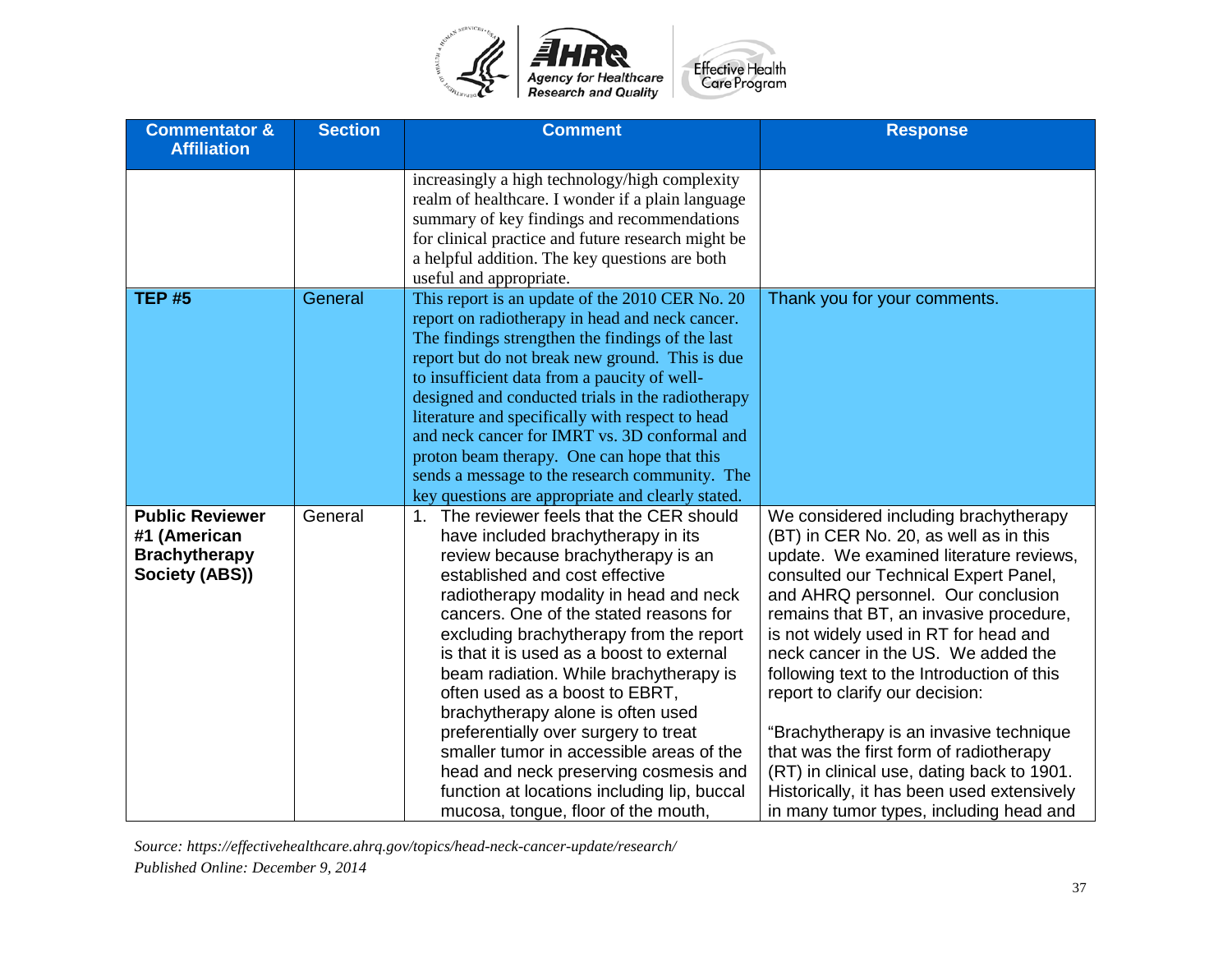| Commentator & Affiliation | Section | Comment | Response |
|---|---|---|---|
| | | increasingly a high technology/high complexity realm of healthcare. I wonder if a plain language summary of key findings and recommendations for clinical practice and future research might be a helpful addition. The key questions are both useful and appropriate. | |
| **TEP #5** | General | This report is an update of the 2010 CER No. 20 report on radiotherapy in head and neck cancer. The findings strengthen the findings of the last report but do not break new ground. This is due to insufficient data from a paucity of well-designed and conducted trials in the radiotherapy literature and specifically with respect to head and neck cancer for IMRT vs. 3D conformal and proton beam therapy. One can hope that this sends a message to the research community. The key questions are appropriate and clearly stated. | Thank you for your comments. |
| **Public Reviewer #1 (American Brachytherapy Society (ABS))** | General | 1. The reviewer feels that the CER should have included brachytherapy in its review because brachytherapy is an established and cost effective radiotherapy modality in head and neck cancers. One of the stated reasons for excluding brachytherapy from the report is that it is used as a boost to external beam radiation. While brachytherapy is often used as a boost to EBRT, brachytherapy alone is often used preferentially over surgery to treat smaller tumor in accessible areas of the head and neck preserving cosmesis and function at locations including lip, buccal mucosa, tongue, floor of the mouth, | We considered including brachytherapy (BT) in CER No. 20, as well as in this update. We examined literature reviews, consulted our Technical Expert Panel, and AHRQ personnel. Our conclusion remains that BT, an invasive procedure, is not widely used in RT for head and neck cancer in the US. We added the following text to the Introduction of this report to clarify our decision:<br><br>"Brachytherapy is an invasive technique that was the first form of radiotherapy (RT) in clinical use, dating back to 1901. Historically, it has been used extensively in many tumor types, including head and |

*Source: https://effectivehealthcare.ahrq.gov/topics/head-neck-cancer-update/research/*
*Published Online: December 9, 2014*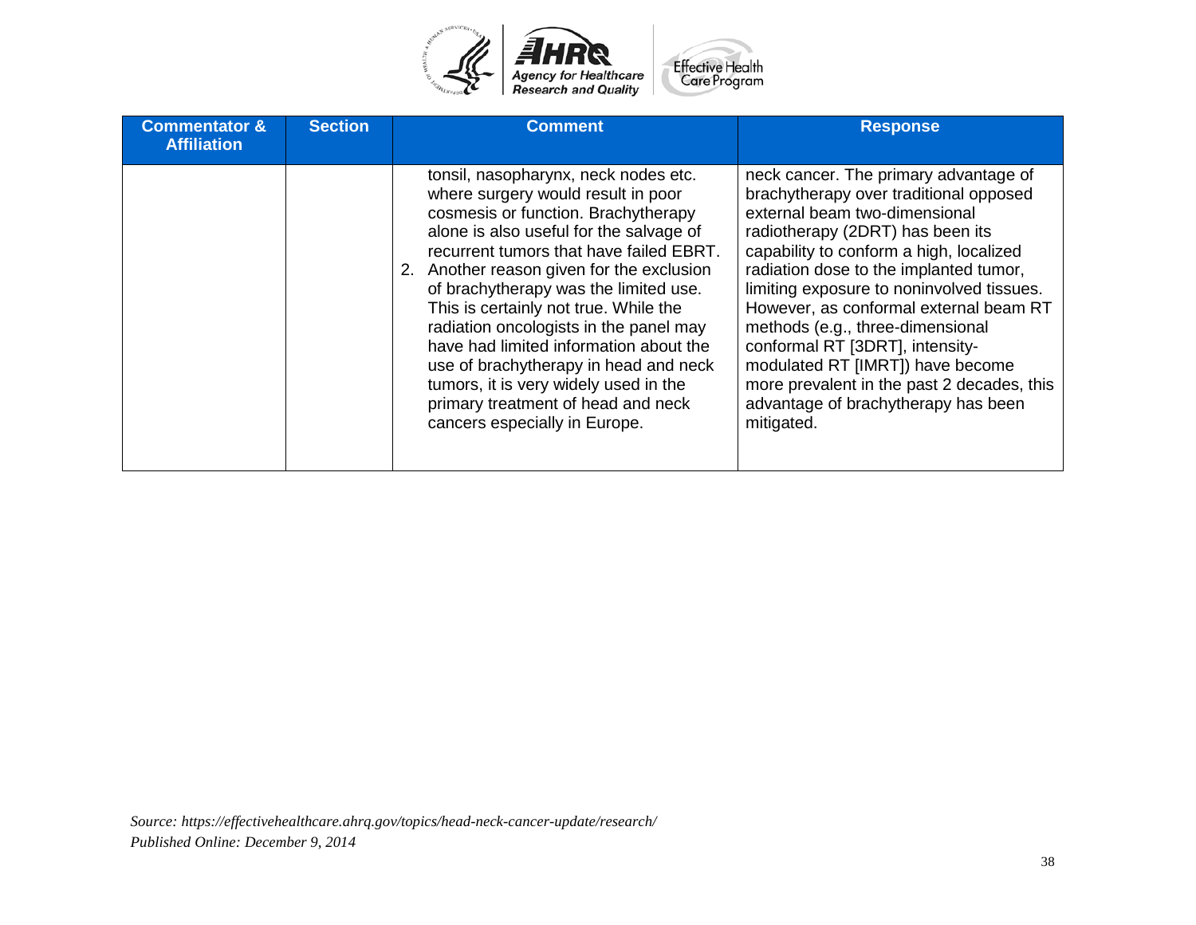| Commentator & Affiliation | Section | Comment | Response |
|---|---|---|---|
| | | tonsil, nasopharynx, neck nodes etc. where surgery would result in poor cosmesis or function. Brachytherapy alone is also useful for the salvage of recurrent tumors that have failed EBRT.<br>2. Another reason given for the exclusion of brachytherapy was the limited use. This is certainly not true. While the radiation oncologists in the panel may have had limited information about the use of brachytherapy in head and neck tumors, it is very widely used in the primary treatment of head and neck cancers especially in Europe. | neck cancer. The primary advantage of brachytherapy over traditional opposed external beam two-dimensional radiotherapy (2DRT) has been its capability to conform a high, localized radiation dose to the implanted tumor, limiting exposure to noninvolved tissues. However, as conformal external beam RT methods (e.g., three-dimensional conformal RT [3DRT], intensity-modulated RT [IMRT]) have become more prevalent in the past 2 decades, this advantage of brachytherapy has been mitigated. |

*Source: https://effectivehealthcare.ahrq.gov/topics/head-neck-cancer-update/research/*
*Published Online: December 9, 2014*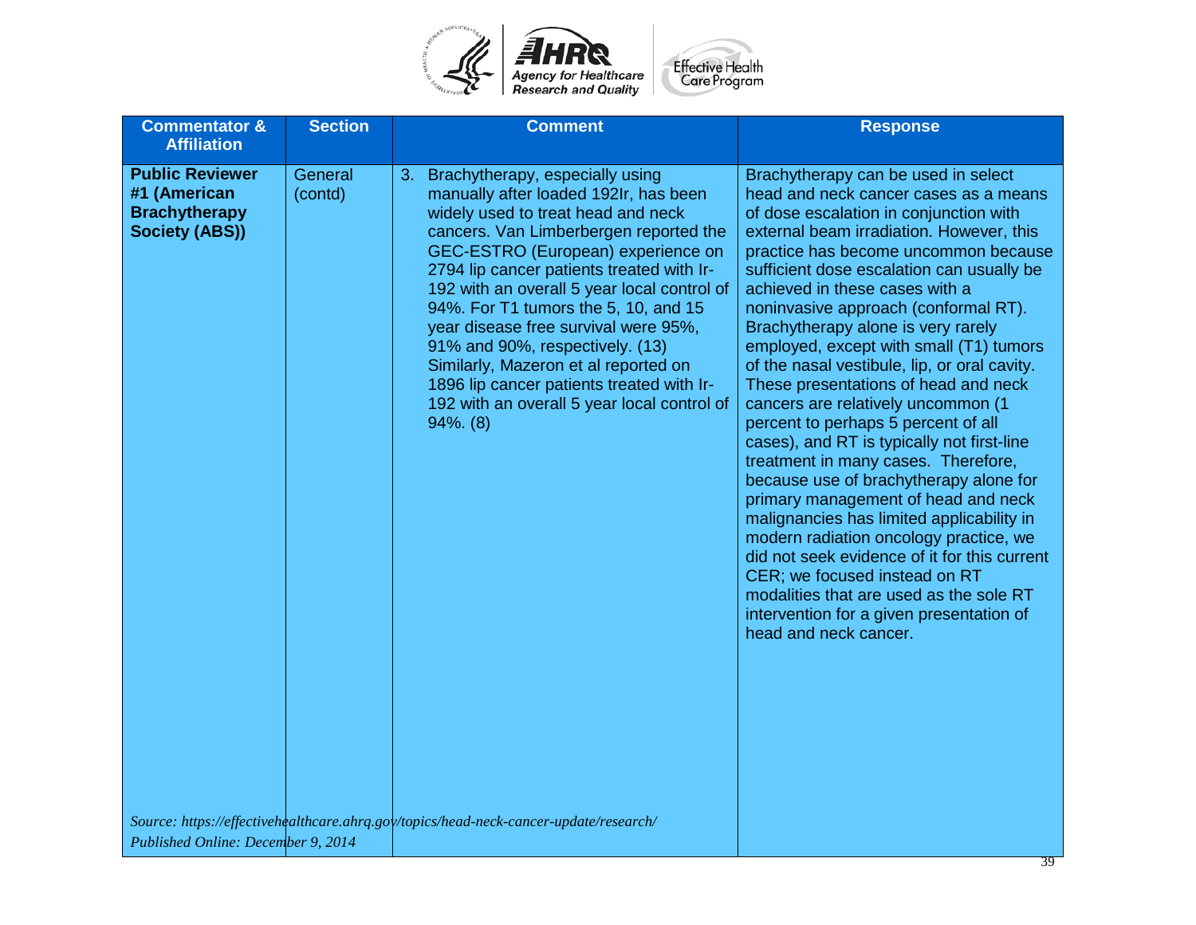| Commentator & Affiliation | Section | Comment | Response |
| --- | --- | --- | --- |
| **Public Reviewer #1 (American Brachytherapy Society (ABS))** | General (contd) | 3. Brachytherapy, especially using manually after loaded 192Ir, has been widely used to treat head and neck cancers. Van Limberbergen reported the GEC-ESTRO (European) experience on 2794 lip cancer patients treated with Ir-192 with an overall 5 year local control of 94%. For T1 tumors the 5, 10, and 15 year disease free survival were 95%, 91% and 90%, respectively. (13) Similarly, Mazeron et al reported on 1896 lip cancer patients treated with Ir-192 with an overall 5 year local control of 94%. (8) | Brachytherapy can be used in select head and neck cancer cases as a means of dose escalation in conjunction with external beam irradiation. However, this practice has become uncommon because sufficient dose escalation can usually be achieved in these cases with a noninvasive approach (conformal RT). Brachytherapy alone is very rarely employed, except with small (T1) tumors of the nasal vestibule, lip, or oral cavity. These presentations of head and neck cancers are relatively uncommon (1 percent to perhaps 5 percent of all cases), and RT is typically not first-line treatment in many cases. Therefore, because use of brachytherapy alone for primary management of head and neck malignancies has limited applicability in modern radiation oncology practice, we did not seek evidence of it for this current CER; we focused instead on RT modalities that are used as the sole RT intervention for a given presentation of head and neck cancer. |

*Source: https://effectivehealthcare.ahrq.gov/topics/head-neck-cancer-update/research/*
*Published Online: December 9, 2014*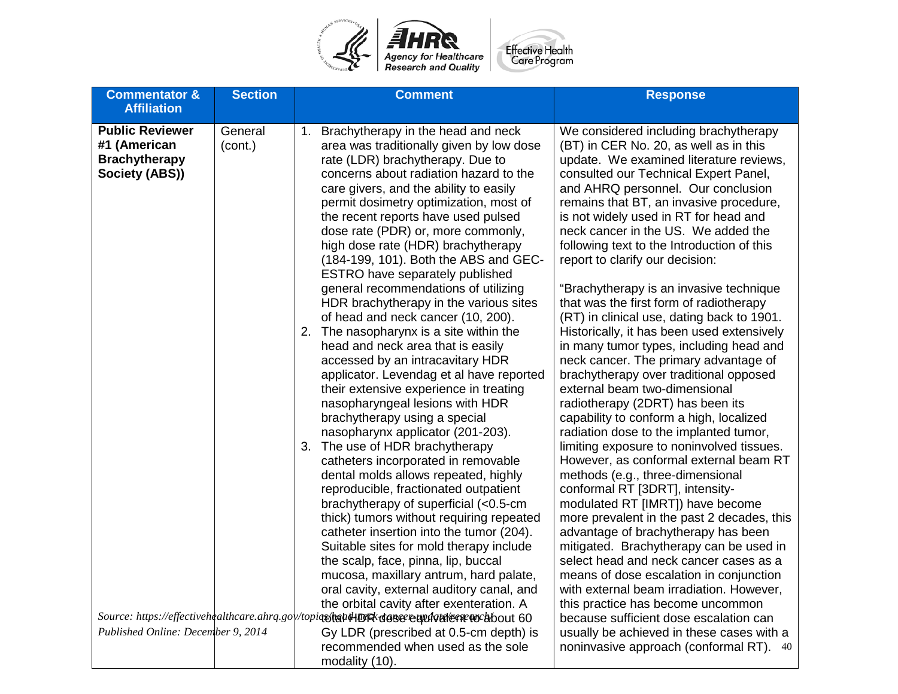| Commentator & Affiliation | Section | Comment | Response |
|---|---|---|---|
| **Public Reviewer #1 (American Brachytherapy Society (ABS))** | General (cont.) | 1. Brachytherapy in the head and neck area was traditionally given by low dose rate (LDR) brachytherapy. Due to concerns about radiation hazard to the care givers, and the ability to easily permit dosimetry optimization, most of the recent reports have used pulsed dose rate (PDR) or, more commonly, high dose rate (HDR) brachytherapy (184-199, 101). Both the ABS and GEC-ESTRO have separately published general recommendations of utilizing HDR brachytherapy in the various sites of head and neck cancer (10, 200).<br>2. The nasopharynx is a site within the head and neck area that is easily accessed by an intracavitary HDR applicator. Levendag et al have reported their extensive experience in treating nasopharyngeal lesions with HDR brachytherapy using a special nasopharynx applicator (201-203).<br>3. The use of HDR brachytherapy catheters incorporated in removable dental molds allows repeated, highly reproducible, fractionated outpatient brachytherapy of superficial (<0.5-cm thick) tumors without requiring repeated catheter insertion into the tumor (204). Suitable sites for mold therapy include the scalp, face, pinna, lip, buccal mucosa, maxillary antrum, hard palate, oral cavity, external auditory canal, and the orbital cavity after exenteration. A total HDR dose equivalent to about 60 Gy LDR (prescribed at 0.5-cm depth) is recommended when used as the sole modality (10). | We considered including brachytherapy (BT) in CER No. 20, as well as in this update. We examined literature reviews, consulted our Technical Expert Panel, and AHRQ personnel. Our conclusion remains that BT, an invasive procedure, is not widely used in RT for head and neck cancer in the US. We added the following text to the Introduction of this report to clarify our decision:<br><br>"Brachytherapy is an invasive technique that was the first form of radiotherapy (RT) in clinical use, dating back to 1901. Historically, it has been used extensively in many tumor types, including head and neck cancer. The primary advantage of brachytherapy over traditional opposed external beam two-dimensional radiotherapy (2DRT) has been its capability to conform a high, localized radiation dose to the implanted tumor, limiting exposure to noninvolved tissues. However, as conformal external beam RT methods (e.g., three-dimensional conformal RT [3DRT], intensity-modulated RT [IMRT]) have become more prevalent in the past 2 decades, this advantage of brachytherapy has been mitigated. Brachytherapy can be used in select head and neck cancer cases as a means of dose escalation in conjunction with external beam irradiation. However, this practice has become uncommon because sufficient dose escalation can usually be achieved in these cases with a noninvasive approach (conformal RT). |

*Source: https://effectivehealthcare.ahrq.gov/topics/head-neck-cancer-update/research*
*Published Online: December 9, 2014*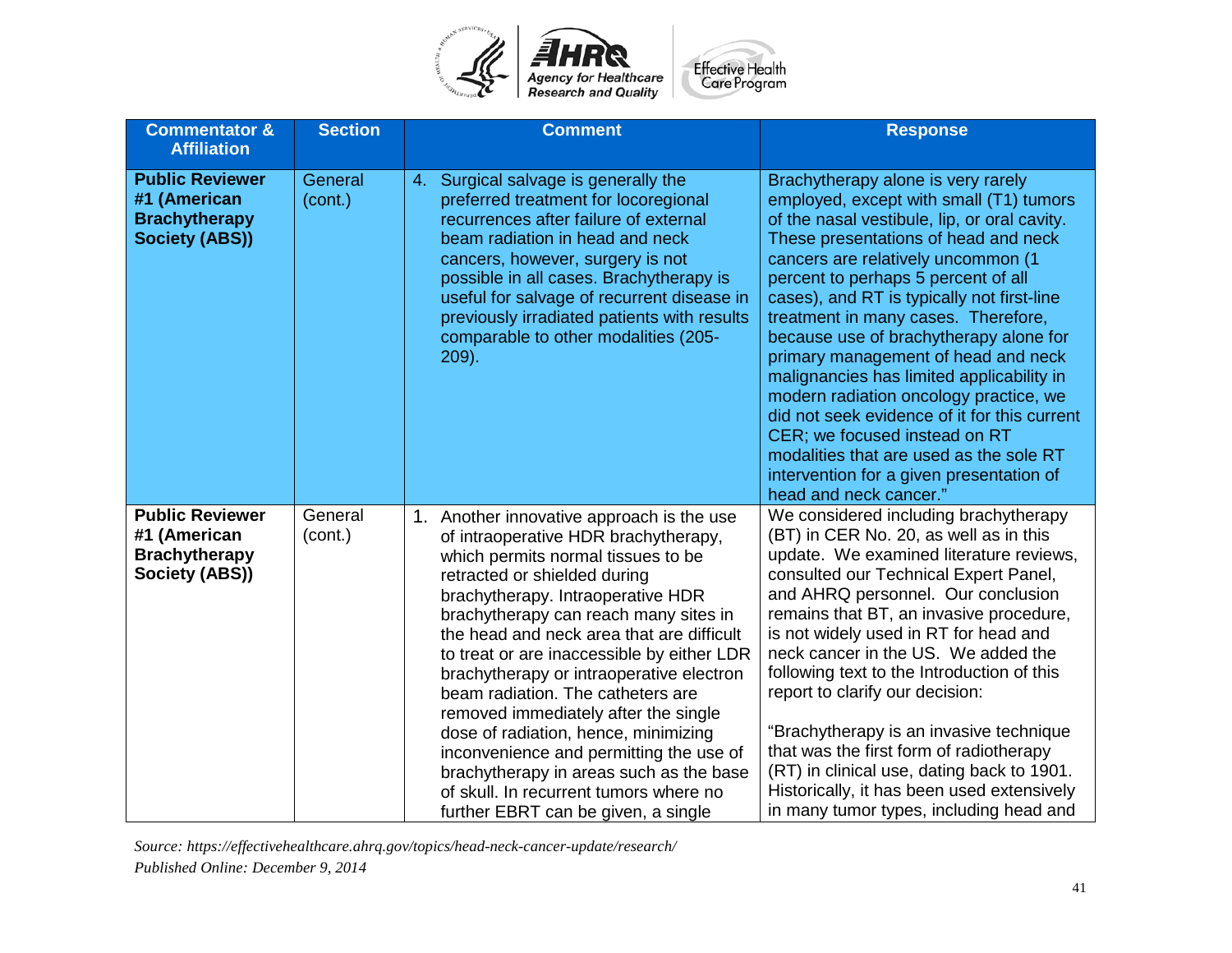| Commentator & Affiliation | Section | Comment | Response |
|---|---|---|---|
| **Public Reviewer #1 (American Brachytherapy Society (ABS))** | General (cont.) | 4. Surgical salvage is generally the preferred treatment for locoregional recurrences after failure of external beam radiation in head and neck cancers, however, surgery is not possible in all cases. Brachytherapy is useful for salvage of recurrent disease in previously irradiated patients with results comparable to other modalities (205-209). | Brachytherapy alone is very rarely employed, except with small (T1) tumors of the nasal vestibule, lip, or oral cavity. These presentations of head and neck cancers are relatively uncommon (1 percent to perhaps 5 percent of all cases), and RT is typically not first-line treatment in many cases. Therefore, because use of brachytherapy alone for primary management of head and neck malignancies has limited applicability in modern radiation oncology practice, we did not seek evidence of it for this current CER; we focused instead on RT modalities that are used as the sole RT intervention for a given presentation of head and neck cancer." |
| **Public Reviewer #1 (American Brachytherapy Society (ABS))** | General (cont.) | 1. Another innovative approach is the use of intraoperative HDR brachytherapy, which permits normal tissues to be retracted or shielded during brachytherapy. Intraoperative HDR brachytherapy can reach many sites in the head and neck area that are difficult to treat or are inaccessible by either LDR brachytherapy or intraoperative electron beam radiation. The catheters are removed immediately after the single dose of radiation, hence, minimizing inconvenience and permitting the use of brachytherapy in areas such as the base of skull. In recurrent tumors where no further EBRT can be given, a single | We considered including brachytherapy (BT) in CER No. 20, as well as in this update. We examined literature reviews, consulted our Technical Expert Panel, and AHRQ personnel. Our conclusion remains that BT, an invasive procedure, is not widely used in RT for head and neck cancer in the US. We added the following text to the Introduction of this report to clarify our decision:<br><br>"Brachytherapy is an invasive technique that was the first form of radiotherapy (RT) in clinical use, dating back to 1901. Historically, it has been used extensively in many tumor types, including head and |

*Source: https://effectivehealthcare.ahrq.gov/topics/head-neck-cancer-update/research/*
*Published Online: December 9, 2014*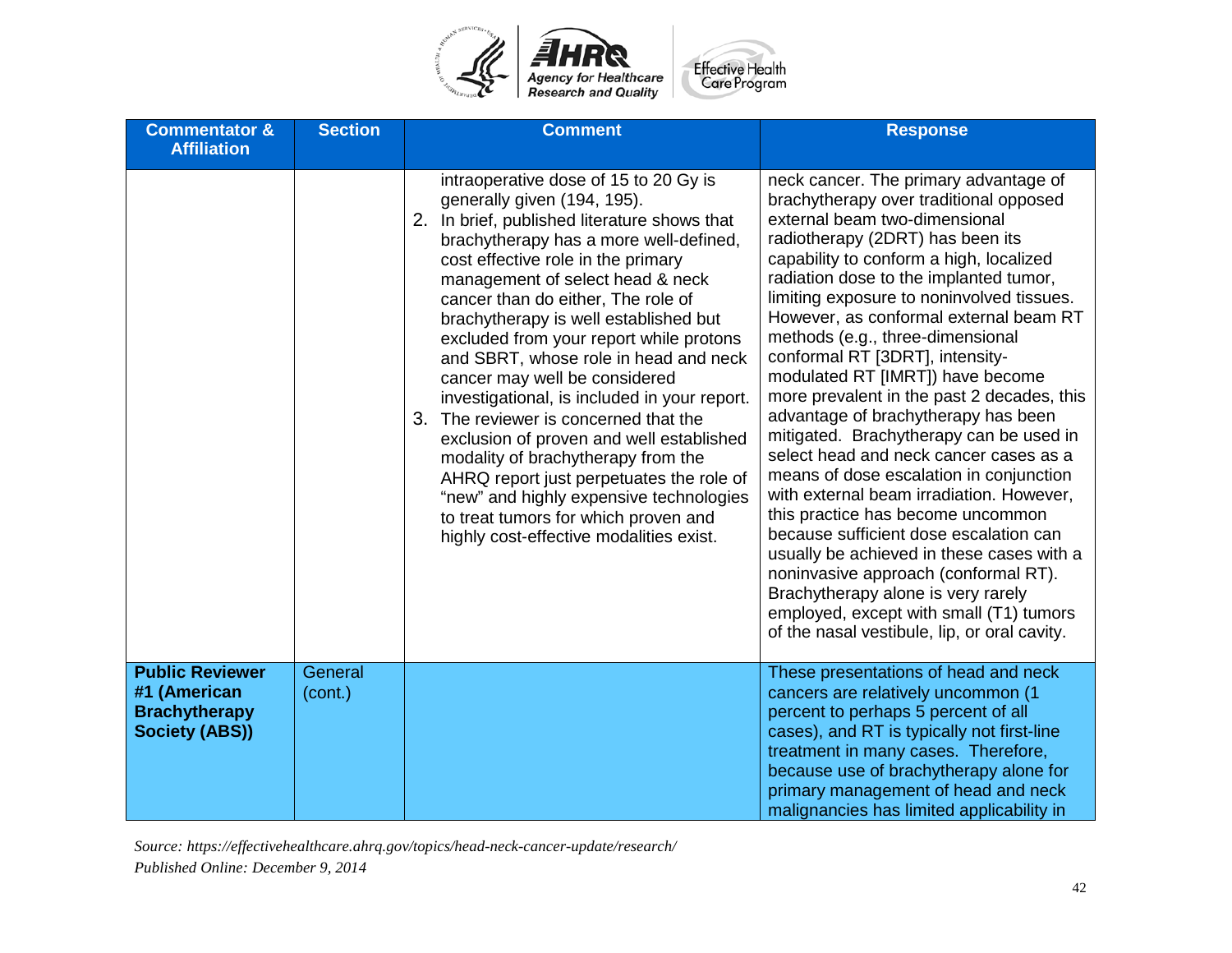| Commentator & Affiliation | Section | Comment | Response |
|---|---|---|---|
| | | intraoperative dose of 15 to 20 Gy is generally given (194, 195).<br>2. In brief, published literature shows that brachytherapy has a more well-defined, cost effective role in the primary management of select head & neck cancer than do either, The role of brachytherapy is well established but excluded from your report while protons and SBRT, whose role in head and neck cancer may well be considered investigational, is included in your report.<br>3. The reviewer is concerned that the exclusion of proven and well established modality of brachytherapy from the AHRQ report just perpetuates the role of "new" and highly expensive technologies to treat tumors for which proven and highly cost-effective modalities exist. | neck cancer. The primary advantage of brachytherapy over traditional opposed external beam two-dimensional radiotherapy (2DRT) has been its capability to conform a high, localized radiation dose to the implanted tumor, limiting exposure to noninvolved tissues. However, as conformal external beam RT methods (e.g., three-dimensional conformal RT [3DRT], intensity-modulated RT [IMRT]) have become more prevalent in the past 2 decades, this advantage of brachytherapy has been mitigated. Brachytherapy can be used in select head and neck cancer cases as a means of dose escalation in conjunction with external beam irradiation. However, this practice has become uncommon because sufficient dose escalation can usually be achieved in these cases with a noninvasive approach (conformal RT). Brachytherapy alone is very rarely employed, except with small (T1) tumors of the nasal vestibule, lip, or oral cavity. |
| **Public Reviewer #1 (American Brachytherapy Society (ABS))** | General (cont.) | | These presentations of head and neck cancers are relatively uncommon (1 percent to perhaps 5 percent of all cases), and RT is typically not first-line treatment in many cases. Therefore, because use of brachytherapy alone for primary management of head and neck malignancies has limited applicability in |

*Source: https://effectivehealthcare.ahrq.gov/topics/head-neck-cancer-update/research/*
*Published Online: December 9, 2014*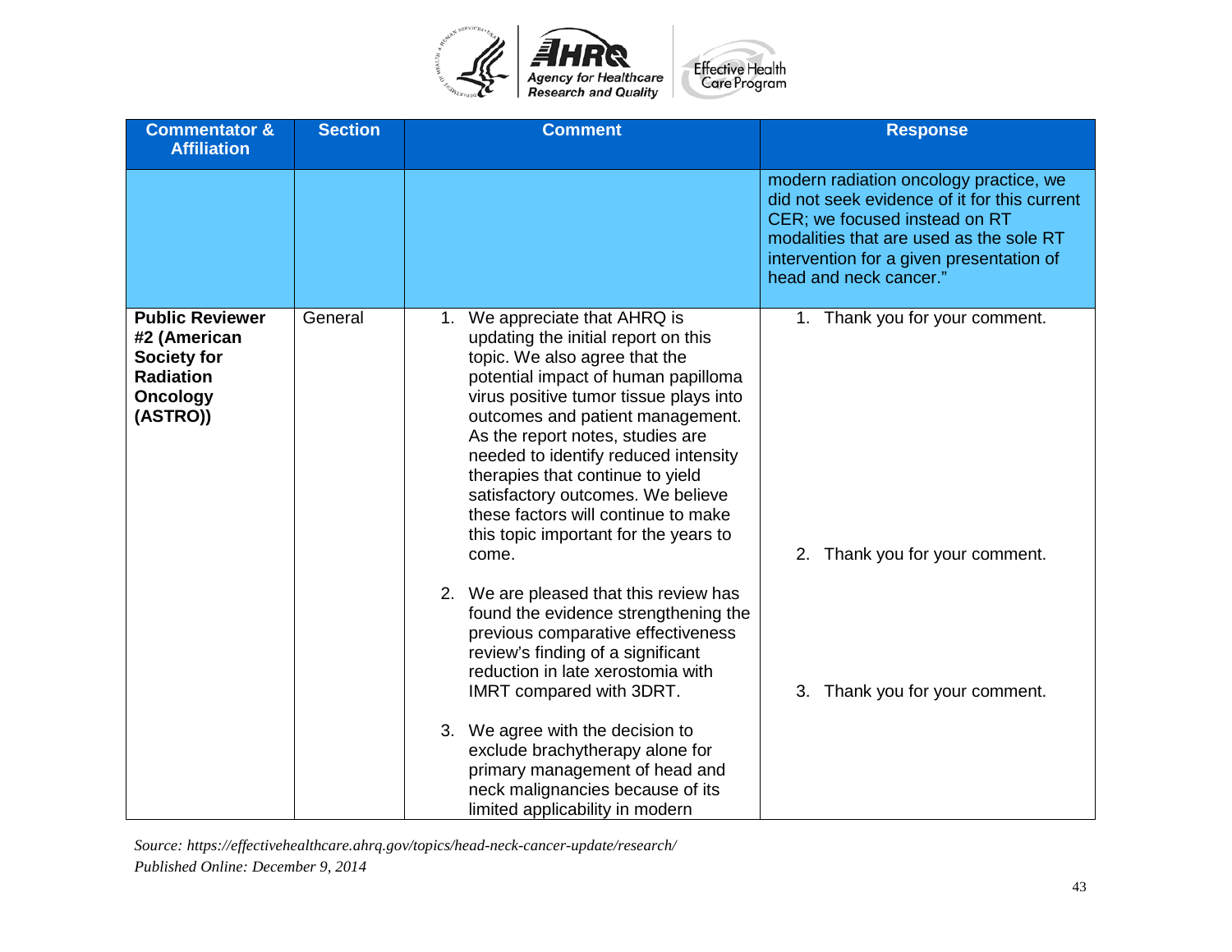| Commentator & Affiliation | Section | Comment | Response |
|---|---|---|---|
| | | | modern radiation oncology practice, we did not seek evidence of it for this current CER; we focused instead on RT modalities that are used as the sole RT intervention for a given presentation of head and neck cancer." |
| **Public Reviewer #2 (American Society for Radiation Oncology (ASTRO))** | General | 1. We appreciate that AHRQ is updating the initial report on this topic. We also agree that the potential impact of human papilloma virus positive tumor tissue plays into outcomes and patient management. As the report notes, studies are needed to identify reduced intensity therapies that continue to yield satisfactory outcomes. We believe these factors will continue to make this topic important for the years to come.<br><br>2. We are pleased that this review has found the evidence strengthening the previous comparative effectiveness review's finding of a significant reduction in late xerostomia with IMRT compared with 3DRT.<br><br>3. We agree with the decision to exclude brachytherapy alone for primary management of head and neck malignancies because of its limited applicability in modern | 1. Thank you for your comment.<br><br>2. Thank you for your comment.<br><br>3. Thank you for your comment. |

*Source: https://effectivehealthcare.ahrq.gov/topics/head-neck-cancer-update/research/*
*Published Online: December 9, 2014*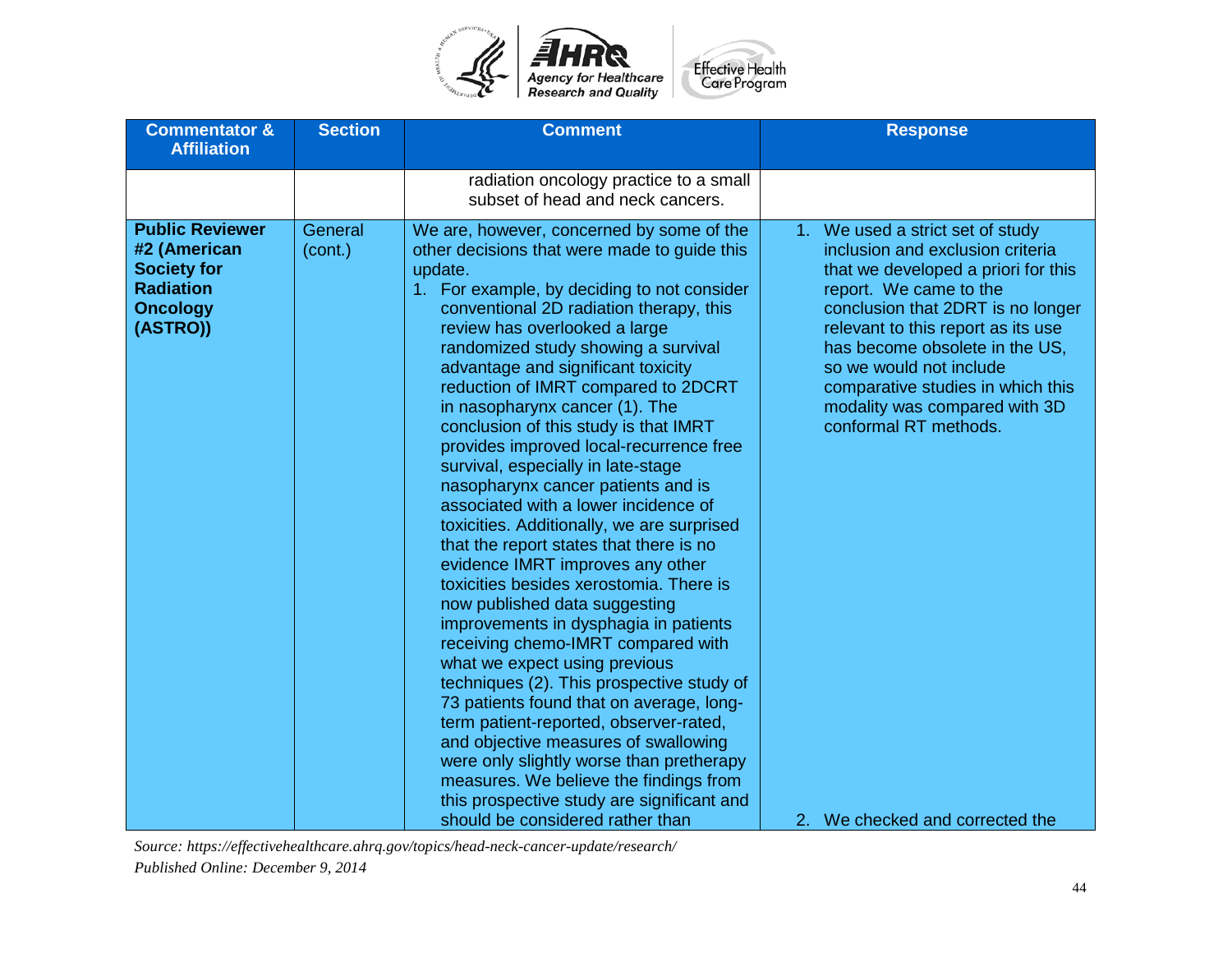| Commentator & Affiliation | Section | Comment | Response |
|---|---|---|---|
| | | radiation oncology practice to a small subset of head and neck cancers. | |
| **Public Reviewer #2 (American Society for Radiation Oncology (ASTRO))** | General (cont.) | We are, however, concerned by some of the other decisions that were made to guide this update.<br>1. For example, by deciding to not consider conventional 2D radiation therapy, this review has overlooked a large randomized study showing a survival advantage and significant toxicity reduction of IMRT compared to 2DCRT in nasopharynx cancer (1). The conclusion of this study is that IMRT provides improved local-recurrence free survival, especially in late-stage nasopharynx cancer patients and is associated with a lower incidence of toxicities. Additionally, we are surprised that the report states that there is no evidence IMRT improves any other toxicities besides xerostomia. There is now published data suggesting improvements in dysphagia in patients receiving chemo-IMRT compared with what we expect using previous techniques (2). This prospective study of 73 patients found that on average, long-term patient-reported, observer-rated, and objective measures of swallowing were only slightly worse than pretherapy measures. We believe the findings from this prospective study are significant and should be considered rather than | 1. We used a strict set of study inclusion and exclusion criteria that we developed a priori for this report. We came to the conclusion that 2DRT is no longer relevant to this report as its use has become obsolete in the US, so we would not include comparative studies in which this modality was compared with 3D conformal RT methods.<br><br>2. We checked and corrected the |

Source: https://effectivehealthcare.ahrq.gov/topics/head-neck-cancer-update/research/
Published Online: December 9, 2014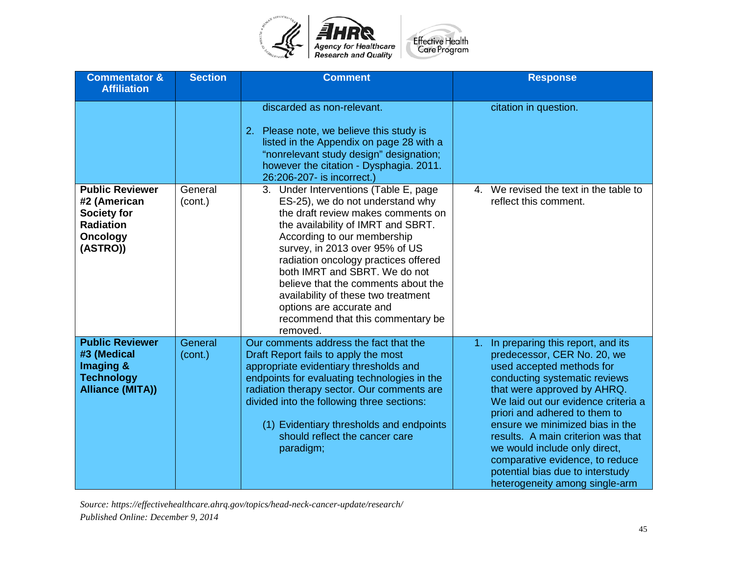| Commentator & Affiliation | Section | Comment | Response |
|---|---|---|---|
| | | discarded as non-relevant.<br><br>2. Please note, we believe this study is listed in the Appendix on page 28 with a "nonrelevant study design" designation; however the citation - Dysphagia. 2011. 26:206-207- is incorrect.) | citation in question. |
| **Public Reviewer #2 (American Society for Radiation Oncology (ASTRO))** | General (cont.) | 3. Under Interventions (Table E, page ES-25), we do not understand why the draft review makes comments on the availability of IMRT and SBRT. According to our membership survey, in 2013 over 95% of US radiation oncology practices offered both IMRT and SBRT. We do not believe that the comments about the availability of these two treatment options are accurate and recommend that this commentary be removed. | 4. We revised the text in the table to reflect this comment. |
| **Public Reviewer #3 (Medical Imaging & Technology Alliance (MITA))** | General (cont.) | Our comments address the fact that the Draft Report fails to apply the most appropriate evidentiary thresholds and endpoints for evaluating technologies in the radiation therapy sector. Our comments are divided into the following three sections:<br><br>(1) Evidentiary thresholds and endpoints should reflect the cancer care paradigm; | 1. In preparing this report, and its predecessor, CER No. 20, we used accepted methods for conducting systematic reviews that were approved by AHRQ. We laid out our evidence criteria a priori and adhered to them to ensure we minimized bias in the results. A main criterion was that we would include only direct, comparative evidence, to reduce potential bias due to interstudy heterogeneity among single-arm |

*Source: https://effectivehealthcare.ahrq.gov/topics/head-neck-cancer-update/research/*
*Published Online: December 9, 2014*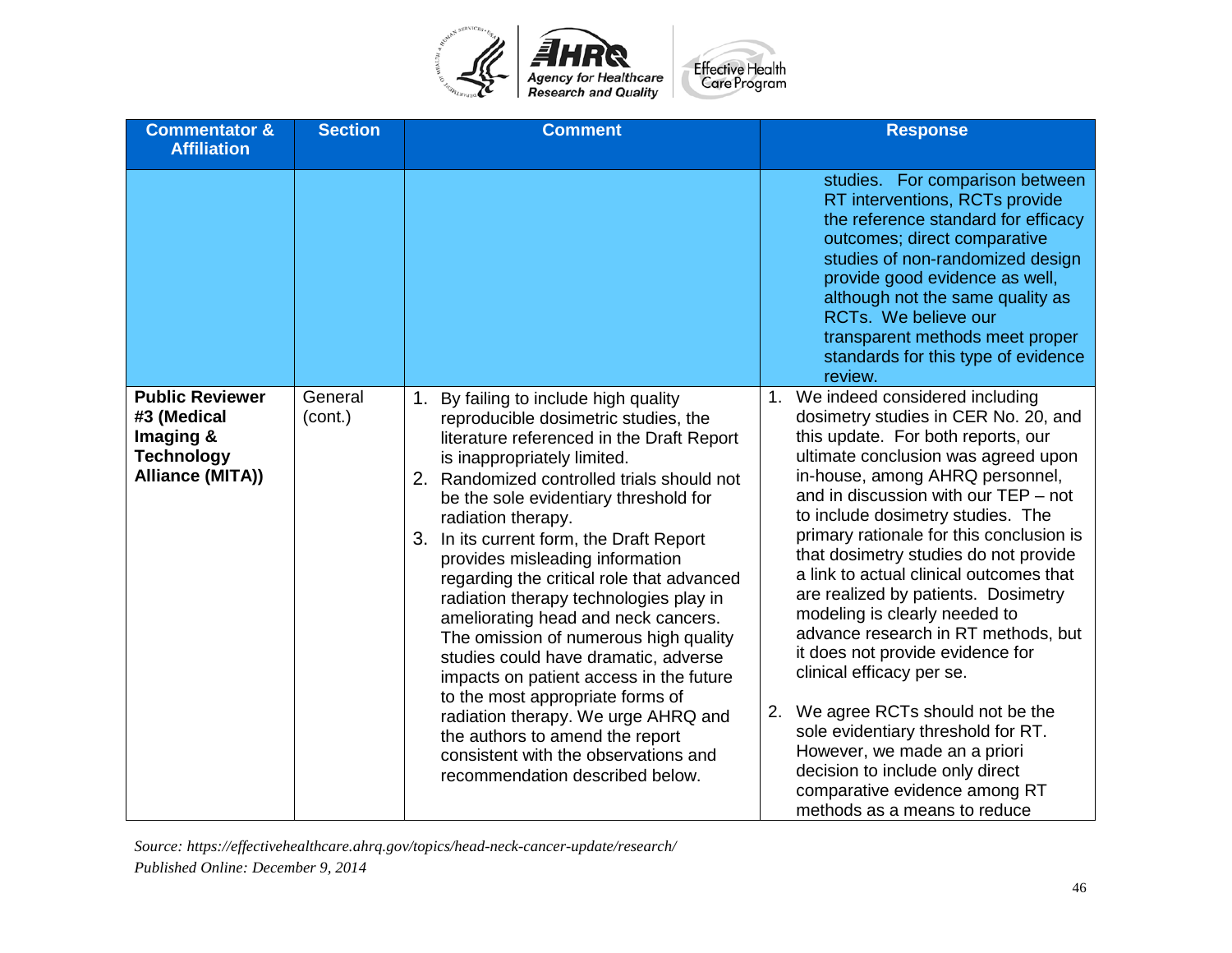| Commentator & Affiliation | Section | Comment | Response |
|---|---|---|---|
| | | | studies. For comparison between RT interventions, RCTs provide the reference standard for efficacy outcomes; direct comparative studies of non-randomized design provide good evidence as well, although not the same quality as RCTs. We believe our transparent methods meet proper standards for this type of evidence review. |
| **Public Reviewer #3 (Medical Imaging & Technology Alliance (MITA))** | General (cont.) | 1. By failing to include high quality reproducible dosimetric studies, the literature referenced in the Draft Report is inappropriately limited.<br>2. Randomized controlled trials should not be the sole evidentiary threshold for radiation therapy.<br>3. In its current form, the Draft Report provides misleading information regarding the critical role that advanced radiation therapy technologies play in ameliorating head and neck cancers. The omission of numerous high quality studies could have dramatic, adverse impacts on patient access in the future to the most appropriate forms of radiation therapy. We urge AHRQ and the authors to amend the report consistent with the observations and recommendation described below. | 1. We indeed considered including dosimetry studies in CER No. 20, and this update. For both reports, our ultimate conclusion was agreed upon in-house, among AHRQ personnel, and in discussion with our TEP – not to include dosimetry studies. The primary rationale for this conclusion is that dosimetry studies do not provide a link to actual clinical outcomes that are realized by patients. Dosimetry modeling is clearly needed to advance research in RT methods, but it does not provide evidence for clinical efficacy per se.<br>2. We agree RCTs should not be the sole evidentiary threshold for RT. However, we made an a priori decision to include only direct comparative evidence among RT methods as a means to reduce |

*Source: https://effectivehealthcare.ahrq.gov/topics/head-neck-cancer-update/research/*
*Published Online: December 9, 2014*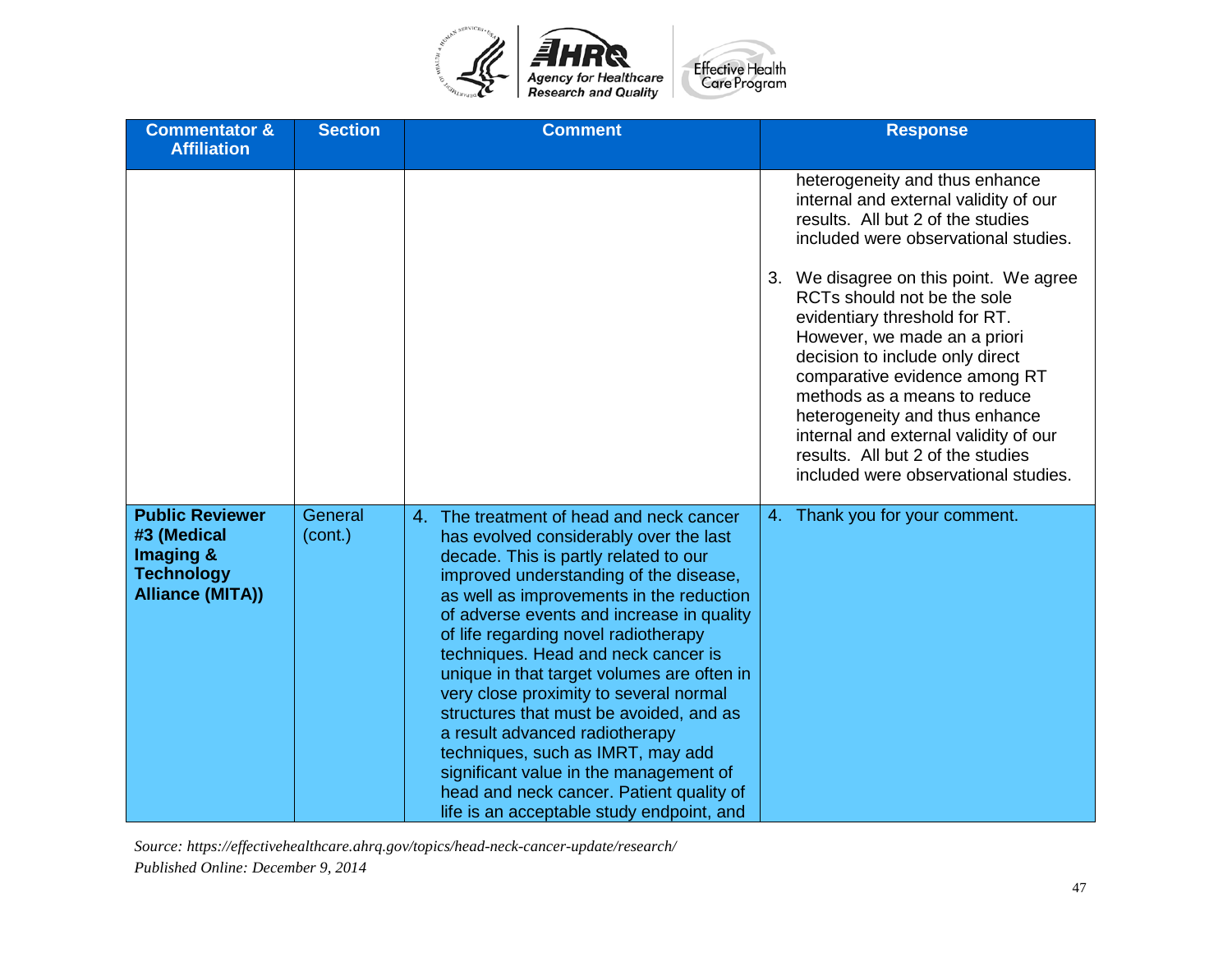| Commentator & Affiliation | Section | Comment | Response |
|---|---|---|---|
| | | | heterogeneity and thus enhance internal and external validity of our results. All but 2 of the studies included were observational studies.<br><br>3. We disagree on this point. We agree RCTs should not be the sole evidentiary threshold for RT. However, we made an a priori decision to include only direct comparative evidence among RT methods as a means to reduce heterogeneity and thus enhance internal and external validity of our results. All but 2 of the studies included were observational studies. |
| **Public Reviewer #3 (Medical Imaging & Technology Alliance (MITA))** | General (cont.) | 4. The treatment of head and neck cancer has evolved considerably over the last decade. This is partly related to our improved understanding of the disease, as well as improvements in the reduction of adverse events and increase in quality of life regarding novel radiotherapy techniques. Head and neck cancer is unique in that target volumes are often in very close proximity to several normal structures that must be avoided, and as a result advanced radiotherapy techniques, such as IMRT, may add significant value in the management of head and neck cancer. Patient quality of life is an acceptable study endpoint, and | 4. Thank you for your comment. |

*Source: https://effectivehealthcare.ahrq.gov/topics/head-neck-cancer-update/research/*
*Published Online: December 9, 2014*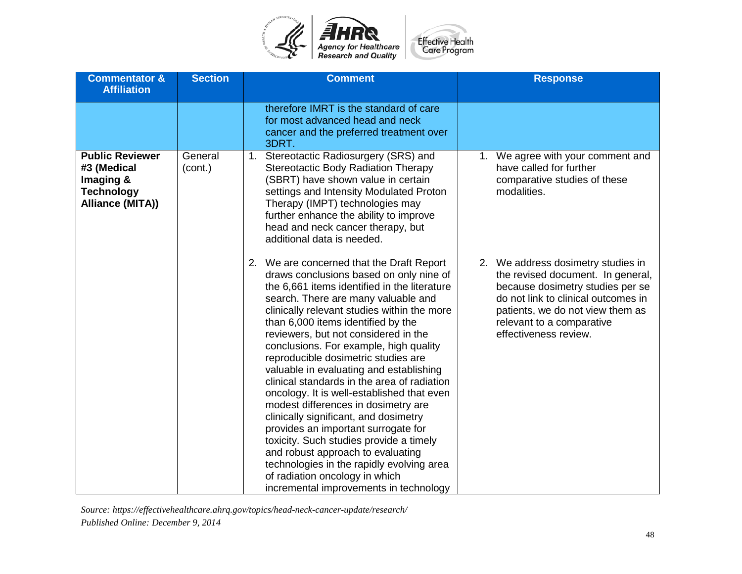| Commentator & Affiliation | Section | Comment | Response |
|---|---|---|---|
| | | therefore IMRT is the standard of care for most advanced head and neck cancer and the preferred treatment over 3DRT. | |
| **Public Reviewer #3 (Medical Imaging & Technology Alliance (MITA))** | General (cont.) | 1. Stereotactic Radiosurgery (SRS) and Stereotactic Body Radiation Therapy (SBRT) have shown value in certain settings and Intensity Modulated Proton Therapy (IMPT) technologies may further enhance the ability to improve head and neck cancer therapy, but additional data is needed.<br><br>2. We are concerned that the Draft Report draws conclusions based on only nine of the 6,661 items identified in the literature search. There are many valuable and clinically relevant studies within the more than 6,000 items identified by the reviewers, but not considered in the conclusions. For example, high quality reproducible dosimetric studies are valuable in evaluating and establishing clinical standards in the area of radiation oncology. It is well-established that even modest differences in dosimetry are clinically significant, and dosimetry provides an important surrogate for toxicity. Such studies provide a timely and robust approach to evaluating technologies in the rapidly evolving area of radiation oncology in which incremental improvements in technology | 1. We agree with your comment and have called for further comparative studies of these modalities.<br><br>2. We address dosimetry studies in the revised document. In general, because dosimetry studies per se do not link to clinical outcomes in patients, we do not view them as relevant to a comparative effectiveness review. |

*Source: https://effectivehealthcare.ahrq.gov/topics/head-neck-cancer-update/research/*
*Published Online: December 9, 2014*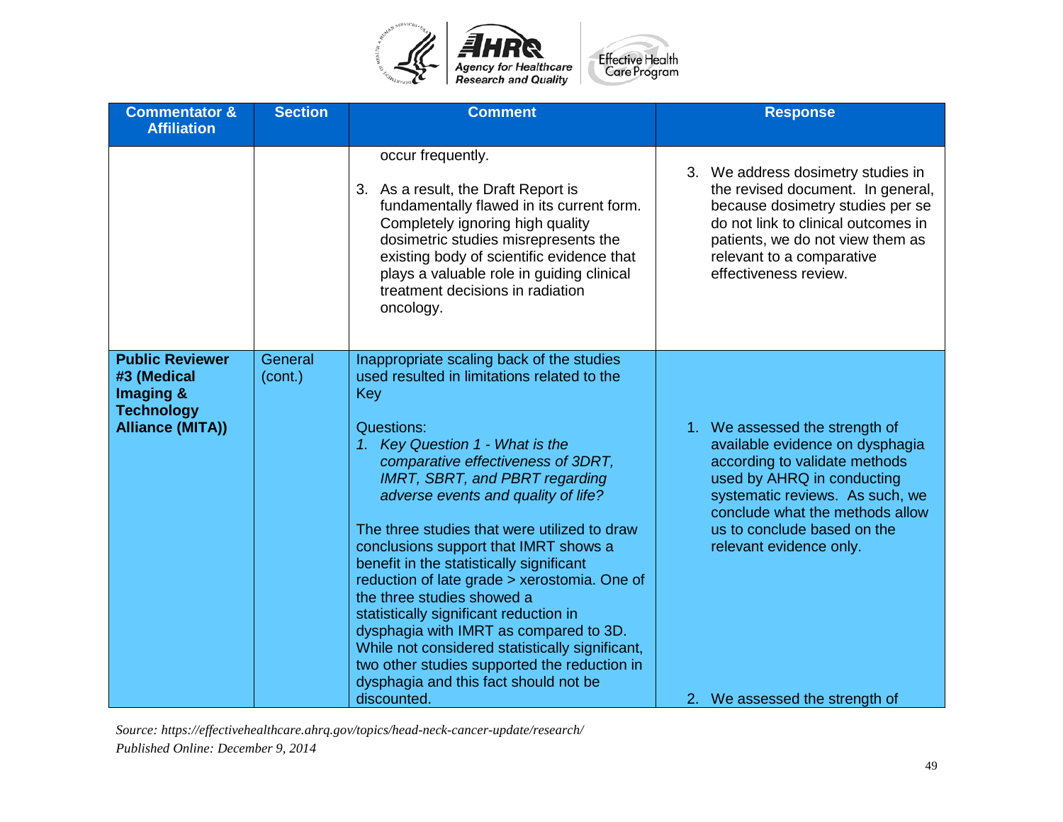| Commentator & Affiliation | Section | Comment | Response |
|---|---|---|---|
| | | occur frequently.<br><br>3. As a result, the Draft Report is fundamentally flawed in its current form. Completely ignoring high quality dosimetric studies misrepresents the existing body of scientific evidence that plays a valuable role in guiding clinical treatment decisions in radiation oncology. | 3. We address dosimetry studies in the revised document. In general, because dosimetry studies per se do not link to clinical outcomes in patients, we do not view them as relevant to a comparative effectiveness review. |
| **Public Reviewer #3 (Medical Imaging & Technology Alliance (MITA))** | General (cont.) | Inappropriate scaling back of the studies used resulted in limitations related to the Key<br><br>Questions:<br>1. *Key Question 1 - What is the comparative effectiveness of 3DRT, IMRT, SBRT, and PBRT regarding adverse events and quality of life?*<br><br>The three studies that were utilized to draw conclusions support that IMRT shows a benefit in the statistically significant reduction of late grade > xerostomia. One of the three studies showed a statistically significant reduction in dysphagia with IMRT as compared to 3D. While not considered statistically significant, two other studies supported the reduction in dysphagia and this fact should not be discounted. | 1. We assessed the strength of available evidence on dysphagia according to validate methods used by AHRQ in conducting systematic reviews. As such, we conclude what the methods allow us to conclude based on the relevant evidence only.<br><br>2. We assessed the strength of |

*Source: https://effectivehealthcare.ahrq.gov/topics/head-neck-cancer-update/research/*
*Published Online: December 9, 2014*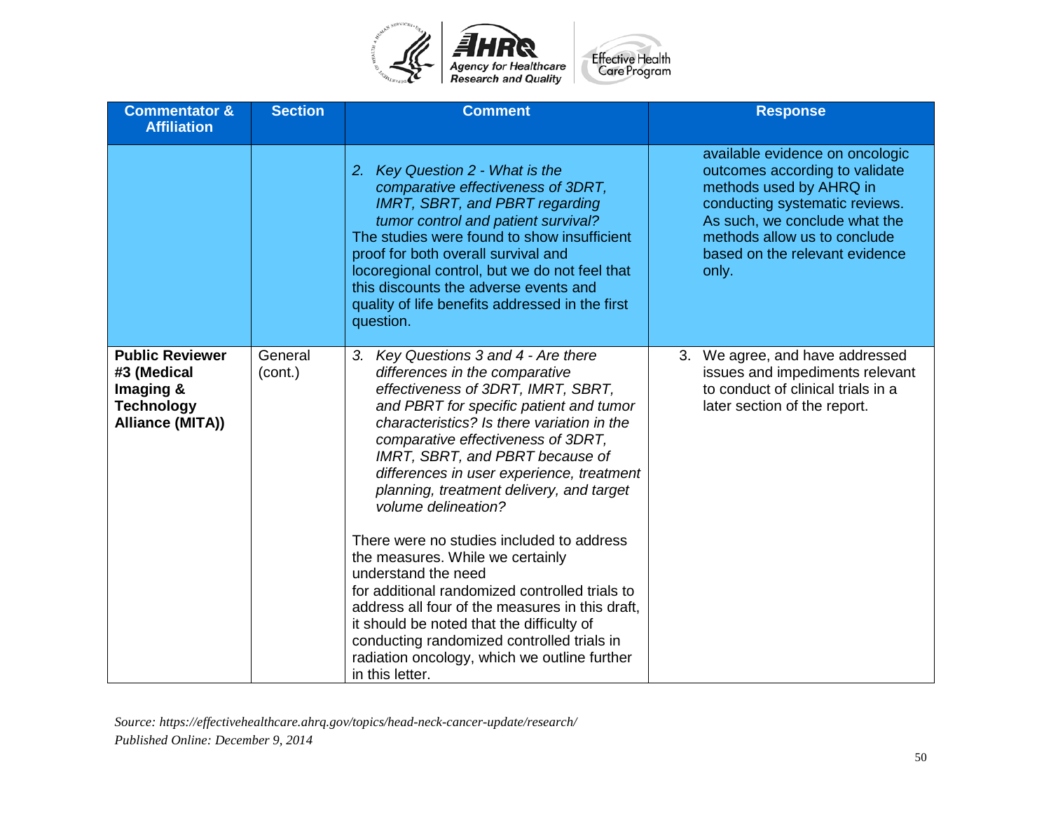| Commentator & Affiliation | Section | Comment | Response |
|---|---|---|---|
| | | 2. *Key Question 2 - What is the comparative effectiveness of 3DRT, IMRT, SBRT, and PBRT regarding tumor control and patient survival?* The studies were found to show insufficient proof for both overall survival and locoregional control, but we do not feel that this discounts the adverse events and quality of life benefits addressed in the first question. | available evidence on oncologic outcomes according to validate methods used by AHRQ in conducting systematic reviews. As such, we conclude what the methods allow us to conclude based on the relevant evidence only. |
| **Public Reviewer #3 (Medical Imaging & Technology Alliance (MITA))** | General (cont.) | 3. *Key Questions 3 and 4 - Are there differences in the comparative effectiveness of 3DRT, IMRT, SBRT, and PBRT for specific patient and tumor characteristics? Is there variation in the comparative effectiveness of 3DRT, IMRT, SBRT, and PBRT because of differences in user experience, treatment planning, treatment delivery, and target volume delineation?*<br><br>There were no studies included to address the measures. While we certainly understand the need for additional randomized controlled trials to address all four of the measures in this draft, it should be noted that the difficulty of conducting randomized controlled trials in radiation oncology, which we outline further in this letter. | 3. We agree, and have addressed issues and impediments relevant to conduct of clinical trials in a later section of the report. |

*Source: https://effectivehealthcare.ahrq.gov/topics/head-neck-cancer-update/research/*
*Published Online: December 9, 2014*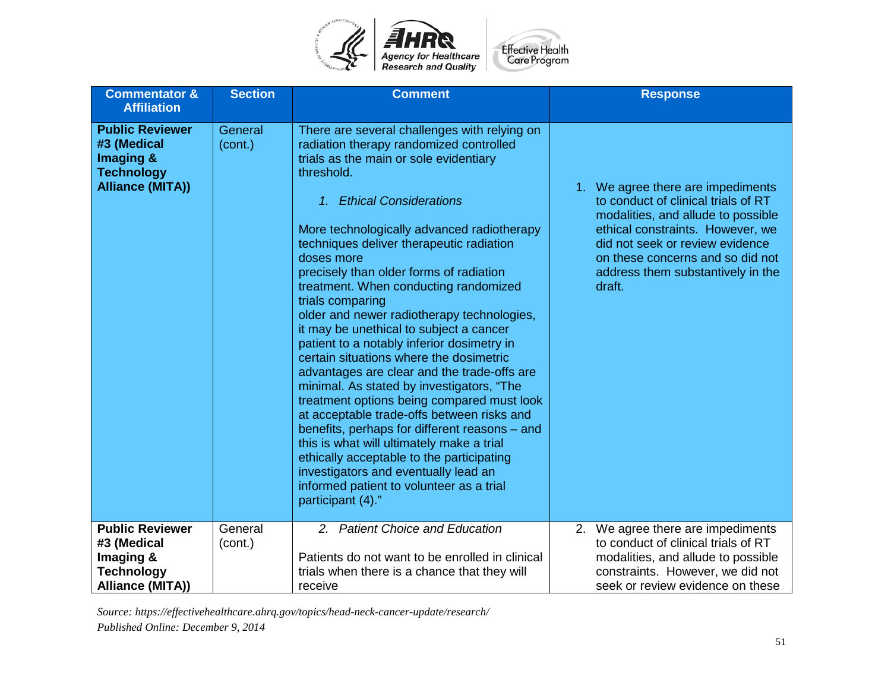| Commentator & Affiliation | Section | Comment | Response |
|---|---|---|---|
| **Public Reviewer #3 (Medical Imaging & Technology Alliance (MITA))** | General (cont.) | There are several challenges with relying on radiation therapy randomized controlled trials as the main or sole evidentiary threshold.<br><br>*1. Ethical Considerations*<br><br>More technologically advanced radiotherapy techniques deliver therapeutic radiation doses more precisely than older forms of radiation treatment. When conducting randomized trials comparing older and newer radiotherapy technologies, it may be unethical to subject a cancer patient to a notably inferior dosimetry in certain situations where the dosimetric advantages are clear and the trade-offs are minimal. As stated by investigators, "The treatment options being compared must look at acceptable trade-offs between risks and benefits, perhaps for different reasons – and this is what will ultimately make a trial ethically acceptable to the participating investigators and eventually lead an informed patient to volunteer as a trial participant (4)." | 1. We agree there are impediments to conduct of clinical trials of RT modalities, and allude to possible ethical constraints. However, we did not seek or review evidence on these concerns and so did not address them substantively in the draft. |
| **Public Reviewer #3 (Medical Imaging & Technology Alliance (MITA))** | General (cont.) | *2. Patient Choice and Education*<br><br>Patients do not want to be enrolled in clinical trials when there is a chance that they will receive | 2. We agree there are impediments to conduct of clinical trials of RT modalities, and allude to possible constraints. However, we did not seek or review evidence on these |

*Source: https://effectivehealthcare.ahrq.gov/topics/head-neck-cancer-update/research/*
*Published Online: December 9, 2014*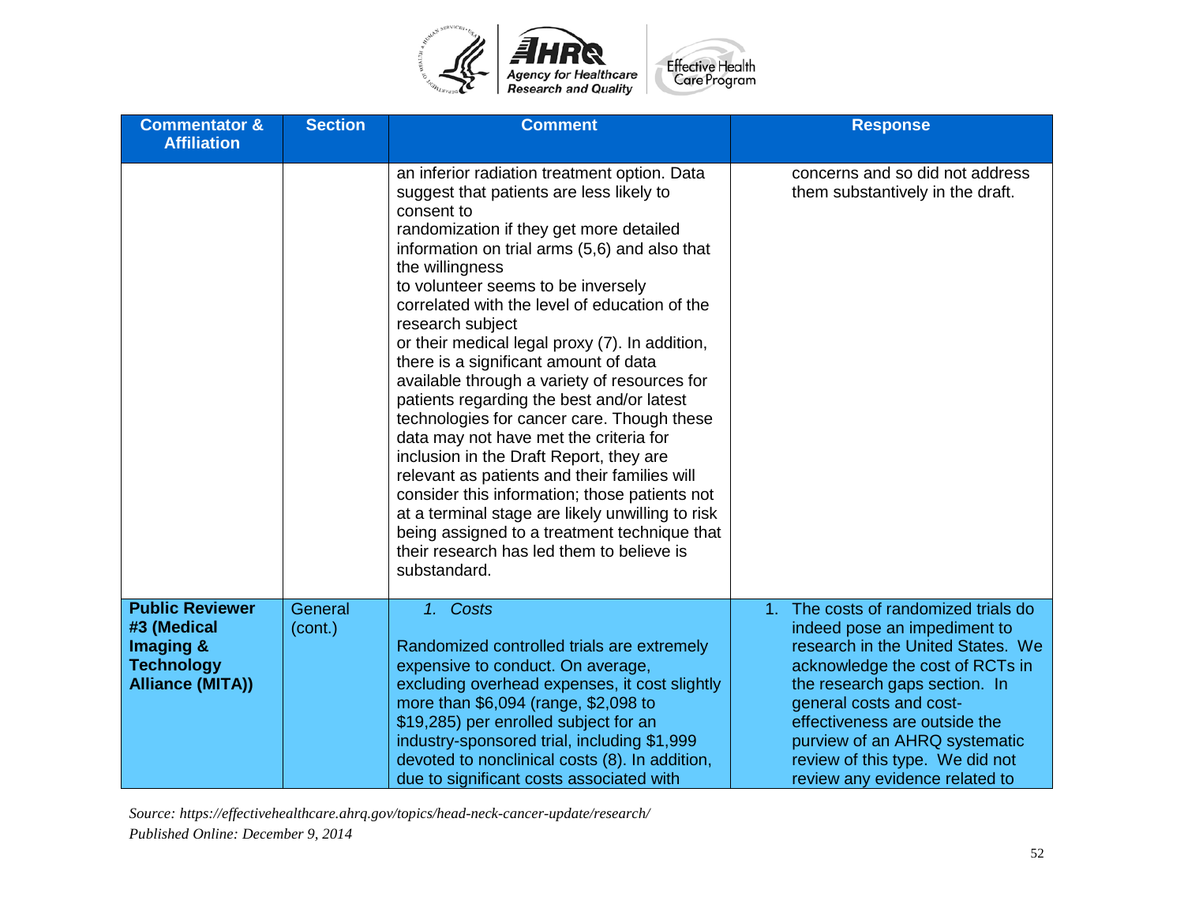| Commentator & Affiliation | Section | Comment | Response |
|---|---|---|---|
| | | an inferior radiation treatment option. Data suggest that patients are less likely to consent to randomization if they get more detailed information on trial arms (5,6) and also that the willingness to volunteer seems to be inversely correlated with the level of education of the research subject or their medical legal proxy (7). In addition, there is a significant amount of data available through a variety of resources for patients regarding the best and/or latest technologies for cancer care. Though these data may not have met the criteria for inclusion in the Draft Report, they are relevant as patients and their families will consider this information; those patients not at a terminal stage are likely unwilling to risk being assigned to a treatment technique that their research has led them to believe is substandard. | concerns and so did not address them substantively in the draft. |
| **Public Reviewer #3 (Medical Imaging & Technology Alliance (MITA))** | General (cont.) | 1. *Costs*<br><br>Randomized controlled trials are extremely expensive to conduct. On average, excluding overhead expenses, it cost slightly more than $6,094 (range, $2,098 to $19,285) per enrolled subject for an industry-sponsored trial, including $1,999 devoted to nonclinical costs (8). In addition, due to significant costs associated with | 1. The costs of randomized trials do indeed pose an impediment to research in the United States. We acknowledge the cost of RCTs in the research gaps section. In general costs and cost-effectiveness are outside the purview of an AHRQ systematic review of this type. We did not review any evidence related to |

*Source: https://effectivehealthcare.ahrq.gov/topics/head-neck-cancer-update/research/*
*Published Online: December 9, 2014*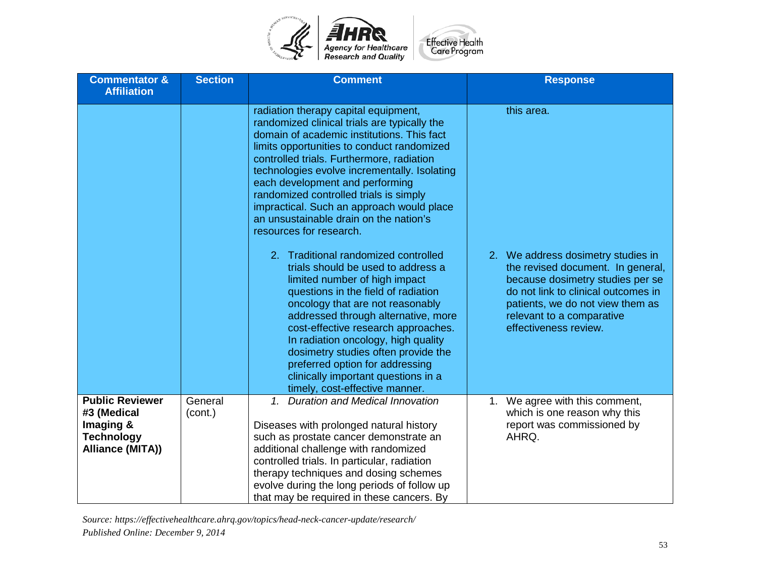| Commentator & Affiliation | Section | Comment | Response |
|---|---|---|---|
| | | radiation therapy capital equipment, randomized clinical trials are typically the domain of academic institutions. This fact limits opportunities to conduct randomized controlled trials. Furthermore, radiation technologies evolve incrementally. Isolating each development and performing randomized controlled trials is simply impractical. Such an approach would place an unsustainable drain on the nation's resources for research.<br><br>2. Traditional randomized controlled trials should be used to address a limited number of high impact questions in the field of radiation oncology that are not reasonably addressed through alternative, more cost-effective research approaches. In radiation oncology, high quality dosimetry studies often provide the preferred option for addressing clinically important questions in a timely, cost-effective manner. | this area.<br><br>2. We address dosimetry studies in the revised document. In general, because dosimetry studies per se do not link to clinical outcomes in patients, we do not view them as relevant to a comparative effectiveness review. |
| **Public Reviewer #3 (Medical Imaging & Technology Alliance (MITA))** | General (cont.) | 1. *Duration and Medical Innovation*<br><br>Diseases with prolonged natural history such as prostate cancer demonstrate an additional challenge with randomized controlled trials. In particular, radiation therapy techniques and dosing schemes evolve during the long periods of follow up that may be required in these cancers. By | 1. We agree with this comment, which is one reason why this report was commissioned by AHRQ. |

*Source: https://effectivehealthcare.ahrq.gov/topics/head-neck-cancer-update/research/*
*Published Online: December 9, 2014*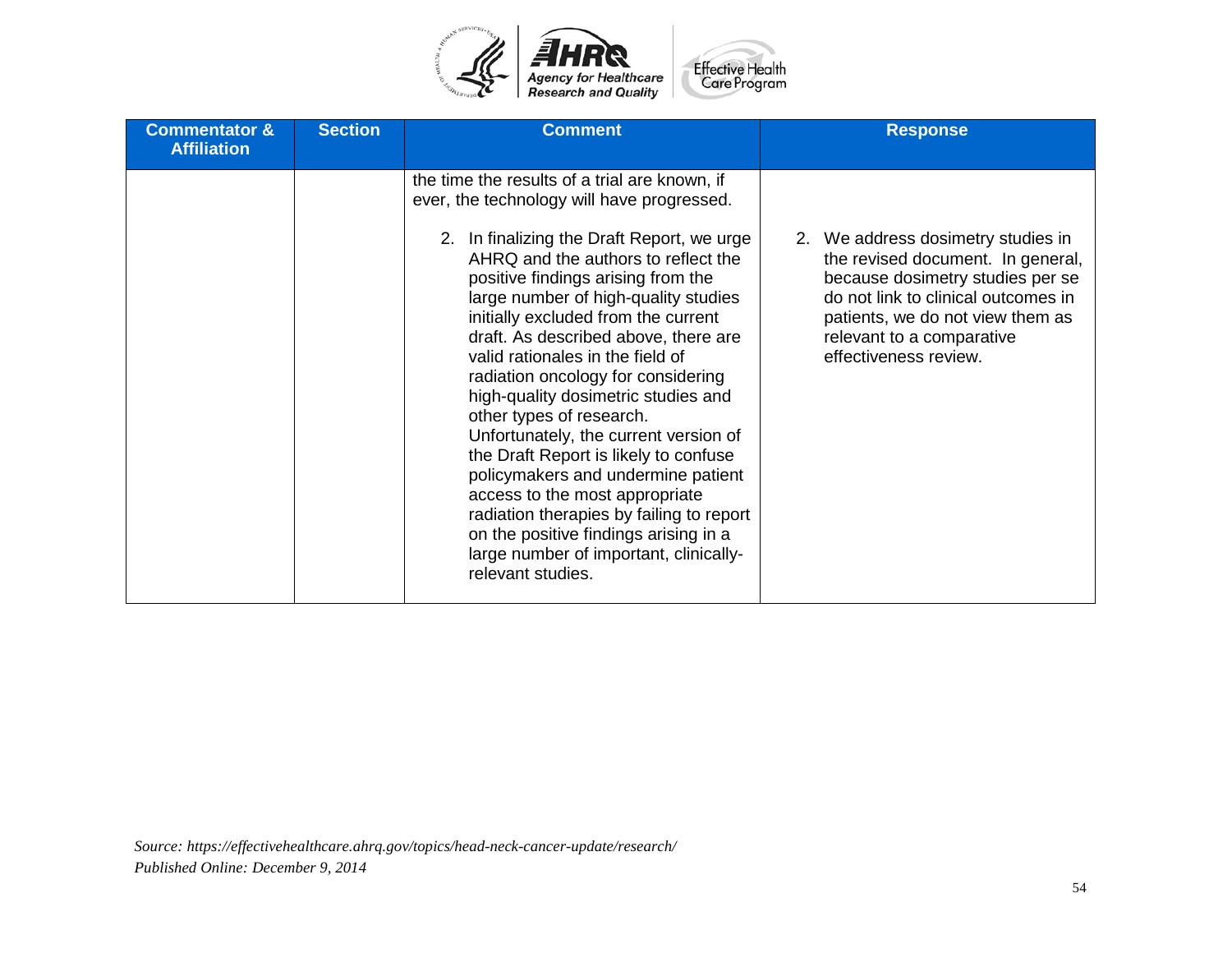| Commentator & Affiliation | Section | Comment | Response |
|---|---|---|---|
| | | the time the results of a trial are known, if ever, the technology will have progressed.<br><br>2. In finalizing the Draft Report, we urge AHRQ and the authors to reflect the positive findings arising from the large number of high-quality studies initially excluded from the current draft. As described above, there are valid rationales in the field of radiation oncology for considering high-quality dosimetric studies and other types of research. Unfortunately, the current version of the Draft Report is likely to confuse policymakers and undermine patient access to the most appropriate radiation therapies by failing to report on the positive findings arising in a large number of important, clinically-relevant studies. | 2. We address dosimetry studies in the revised document. In general, because dosimetry studies per se do not link to clinical outcomes in patients, we do not view them as relevant to a comparative effectiveness review. |

*Source: https://effectivehealthcare.ahrq.gov/topics/head-neck-cancer-update/research/*
*Published Online: December 9, 2014*